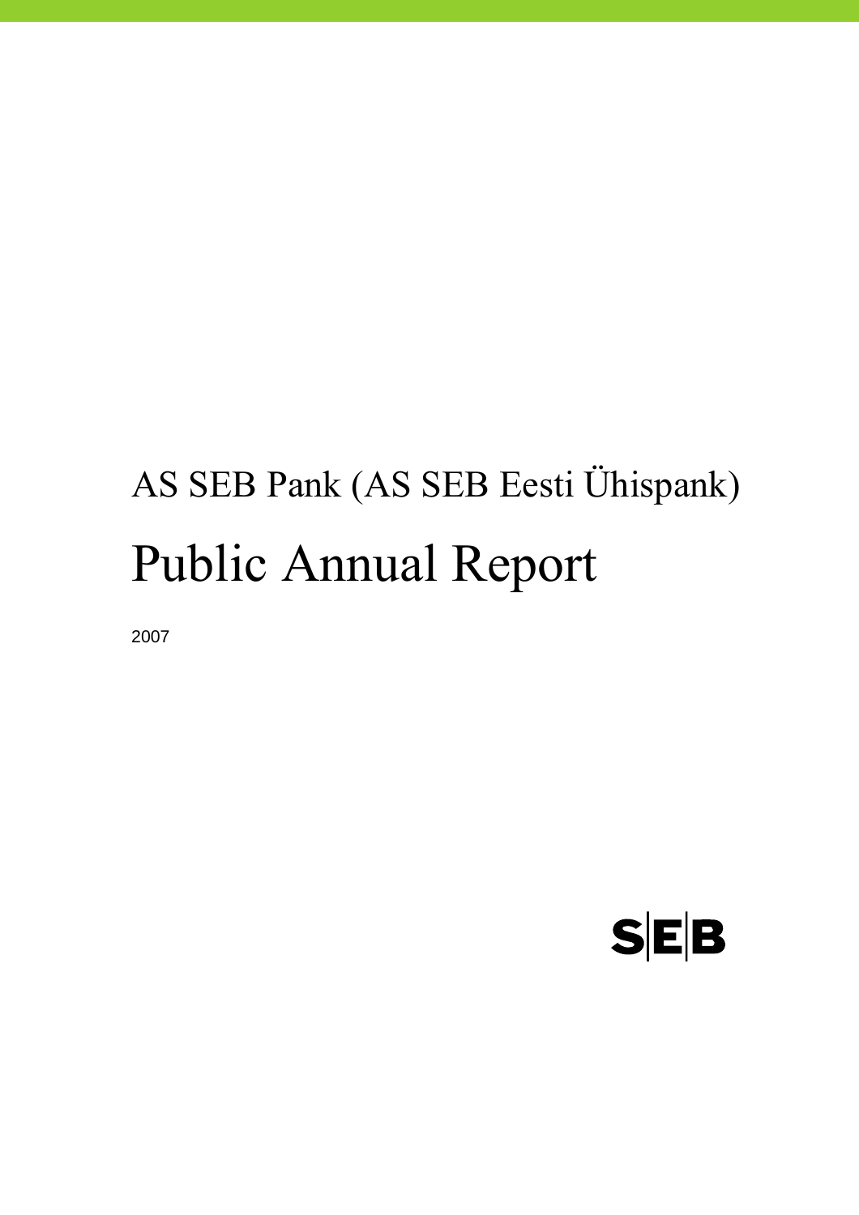AS SEB Pank (AS SEB Eesti Ühispank)

# Public Annual Report

2007

SEB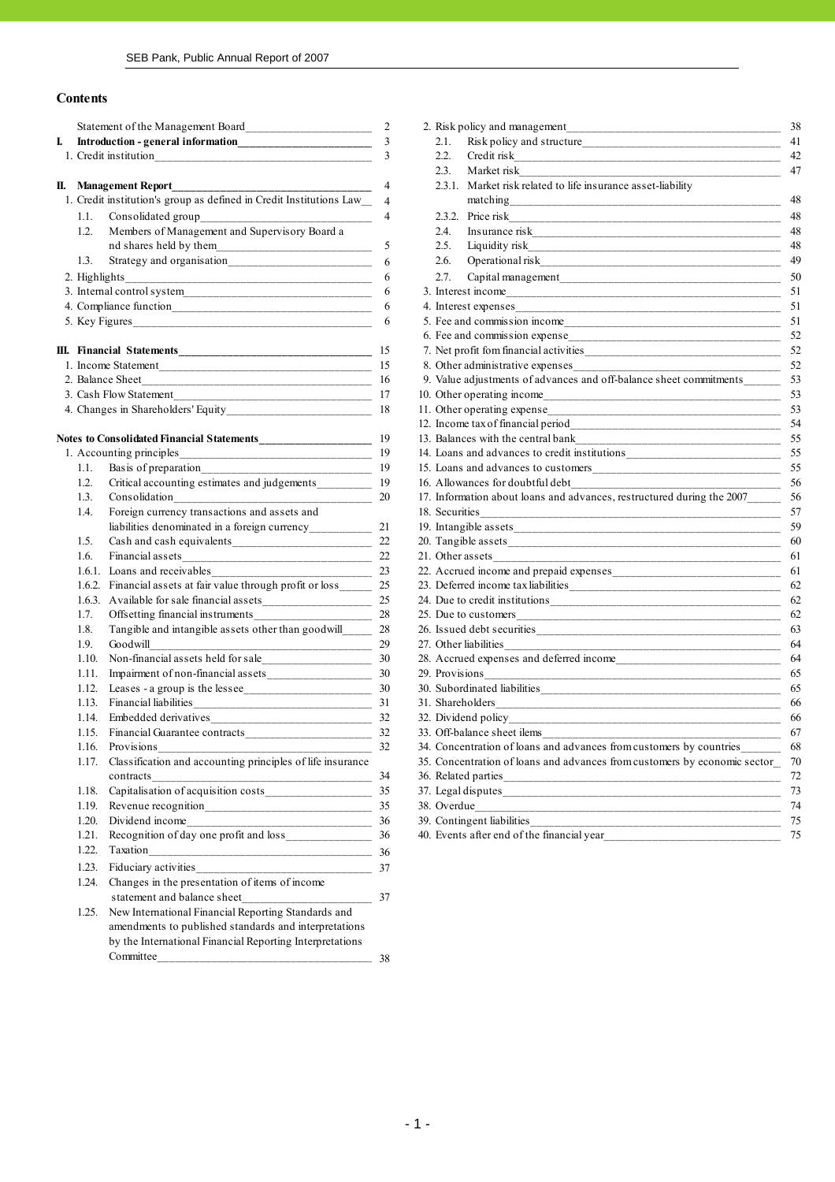## Contents

| | |
|---|---|
| Statement of the Management Board | 2 |
| **I. Introduction - general information** | 3 |
| 1. Credit institution | 3 |
| **II. Management Report** | 4 |
| 1. Credit institution's group as defined in Credit Institutions Law | 4 |
| 1.1. Consolidated group | 4 |
| 1.2. Members of Management and Supervisory Board and shares held by them | 5 |
| 1.3. Strategy and organisation | 6 |
| 2. Highlights | 6 |
| 3. Internal control system | 6 |
| 4. Compliance function | 6 |
| 5. Key Figures | 6 |
| **III. Financial Statements** | 15 |
| 1. Income Statement | 15 |
| 2. Balance Sheet | 16 |
| 3. Cash Flow Statement | 17 |
| 4. Changes in Shareholders' Equity | 18 |
| **Notes to Consolidated Financial Statements** | 19 |
| 1. Accounting principles | 19 |
| 1.1. Basis of preparation | 19 |
| 1.2. Critical accounting estimates and judgements | 19 |
| 1.3. Consolidation | 20 |
| 1.4. Foreign currency transactions and assets and liabilities denominated in a foreign currency | 21 |
| 1.5. Cash and cash equivalents | 22 |
| 1.6. Financial assets | 22 |
| 1.6.1. Loans and receivables | 23 |
| 1.6.2. Financial assets at fair value through profit or loss | 25 |
| 1.6.3. Available for sale financial assets | 25 |
| 1.7. Offsetting financial instruments | 28 |
| 1.8. Tangible and intangible assets other than goodwill | 28 |
| 1.9. Goodwill | 29 |
| 1.10. Non-financial assets held for sale | 30 |
| 1.11. Impairment of non-financial assets | 30 |
| 1.12. Leases - a group is the lessee | 30 |
| 1.13. Financial liabilities | 31 |
| 1.14. Embedded derivatives | 32 |
| 1.15. Financial Guarantee contracts | 32 |
| 1.16. Provisions | 32 |
| 1.17. Classification and accounting principles of life insurance contracts | 34 |
| 1.18. Capitalisation of acquisition costs | 35 |
| 1.19. Revenue recognition | 35 |
| 1.20. Dividend income | 36 |
| 1.21. Recognition of day one profit and loss | 36 |
| 1.22. Taxation | 36 |
| 1.23. Fiduciary activities | 37 |
| 1.24. Changes in the presentation of items of income statement and balance sheet | 37 |
| 1.25. New International Financial Reporting Standards and amendments to published standards and interpretations by the International Financial Reporting Interpretations Committee | 38 |
| 2. Risk policy and management | 38 |
| 2.1. Risk policy and structure | 41 |
| 2.2. Credit risk | 42 |
| 2.3. Market risk | 47 |
| 2.3.1. Market risk related to life insurance asset-liability matching | 48 |
| 2.3.2. Price risk | 48 |
| 2.4. Insurance risk | 48 |
| 2.5. Liquidity risk | 48 |
| 2.6. Operational risk | 49 |
| 2.7. Capital management | 50 |
| 3. Interest income | 51 |
| 4. Interest expenses | 51 |
| 5. Fee and commission income | 51 |
| 6. Fee and commission expense | 52 |
| 7. Net profit fom financial activities | 52 |
| 8. Other administrative expenses | 52 |
| 9. Value adjustments of advances and off-balance sheet commitments | 53 |
| 10. Other operating income | 53 |
| 11. Other operating expense | 53 |
| 12. Income tax of financial period | 54 |
| 13. Balances with the central bank | 55 |
| 14. Loans and advances to credit institutions | 55 |
| 15. Loans and advances to customers | 55 |
| 16. Allowances for doubtful debt | 56 |
| 17. Information about loans and advances, restructured during the 2007 | 56 |
| 18. Securities | 57 |
| 19. Intangible assets | 59 |
| 20. Tangible assets | 60 |
| 21. Other assets | 61 |
| 22. Accrued income and prepaid expenses | 61 |
| 23. Deferred income tax liabilities | 62 |
| 24. Due to credit institutions | 62 |
| 25. Due to customers | 62 |
| 26. Issued debt securities | 63 |
| 27. Other liabilities | 64 |
| 28. Accrued expenses and deferred income | 64 |
| 29. Provisions | 65 |
| 30. Subordinated liabilities | 65 |
| 31. Shareholders | 66 |
| 32. Dividend policy | 66 |
| 33. Off-balance sheet items | 67 |
| 34. Concentration of loans and advances from customers by countries | 68 |
| 35. Concentration of loans and advances from customers by economic sector | 70 |
| 36. Related parties | 72 |
| 37. Legal disputes | 73 |
| 38. Overdue | 74 |
| 39. Contingent liabilities | 75 |
| 40. Events after end of the financial year | 75 |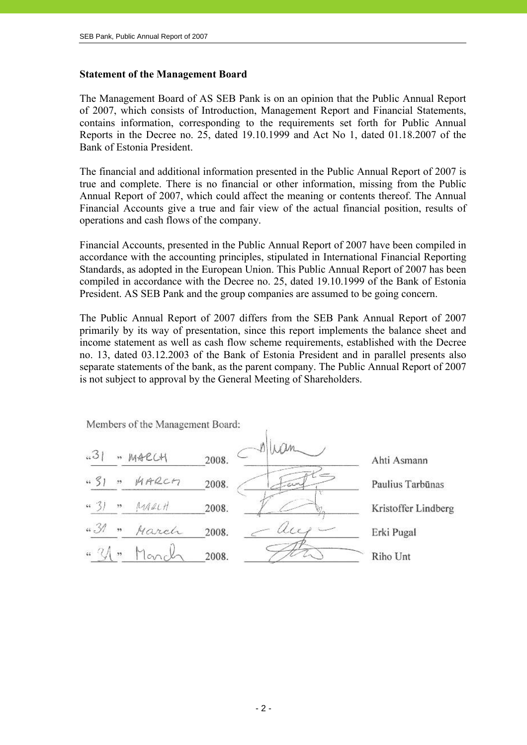## Statement of the Management Board

The Management Board of AS SEB Pank is on an opinion that the Public Annual Report of 2007, which consists of Introduction, Management Report and Financial Statements, contains information, corresponding to the requirements set forth for Public Annual Reports in the Decree no. 25, dated 19.10.1999 and Act No 1, dated 01.18.2007 of the Bank of Estonia President.

The financial and additional information presented in the Public Annual Report of 2007 is true and complete. There is no financial or other information, missing from the Public Annual Report of 2007, which could affect the meaning or contents thereof. The Annual Financial Accounts give a true and fair view of the actual financial position, results of operations and cash flows of the company.

Financial Accounts, presented in the Public Annual Report of 2007 have been compiled in accordance with the accounting principles, stipulated in International Financial Reporting Standards, as adopted in the European Union. This Public Annual Report of 2007 has been compiled in accordance with the Decree no. 25, dated 19.10.1999 of the Bank of Estonia President. AS SEB Pank and the group companies are assumed to be going concern.

The Public Annual Report of 2007 differs from the SEB Pank Annual Report of 2007 primarily by its way of presentation, since this report implements the balance sheet and income statement as well as cash flow scheme requirements, established with the Decree no. 13, dated 03.12.2003 of the Bank of Estonia President and in parallel presents also separate statements of the bank, as the parent company. The Public Annual Report of 2007 is not subject to approval by the General Meeting of Shareholders.

Members of the Management Board:

| Date | Signature | Name |
|---|---|---|
| "31" MARCH 2008. | | Ahti Asmann |
| "31" MARCH 2008. | | Paulius Tarbūnas |
| "31" MARCH 2008. | | Kristoffer Lindberg |
| "31" March 2008. | | Erki Pugal |
| "31" March 2008. | | Riho Unt |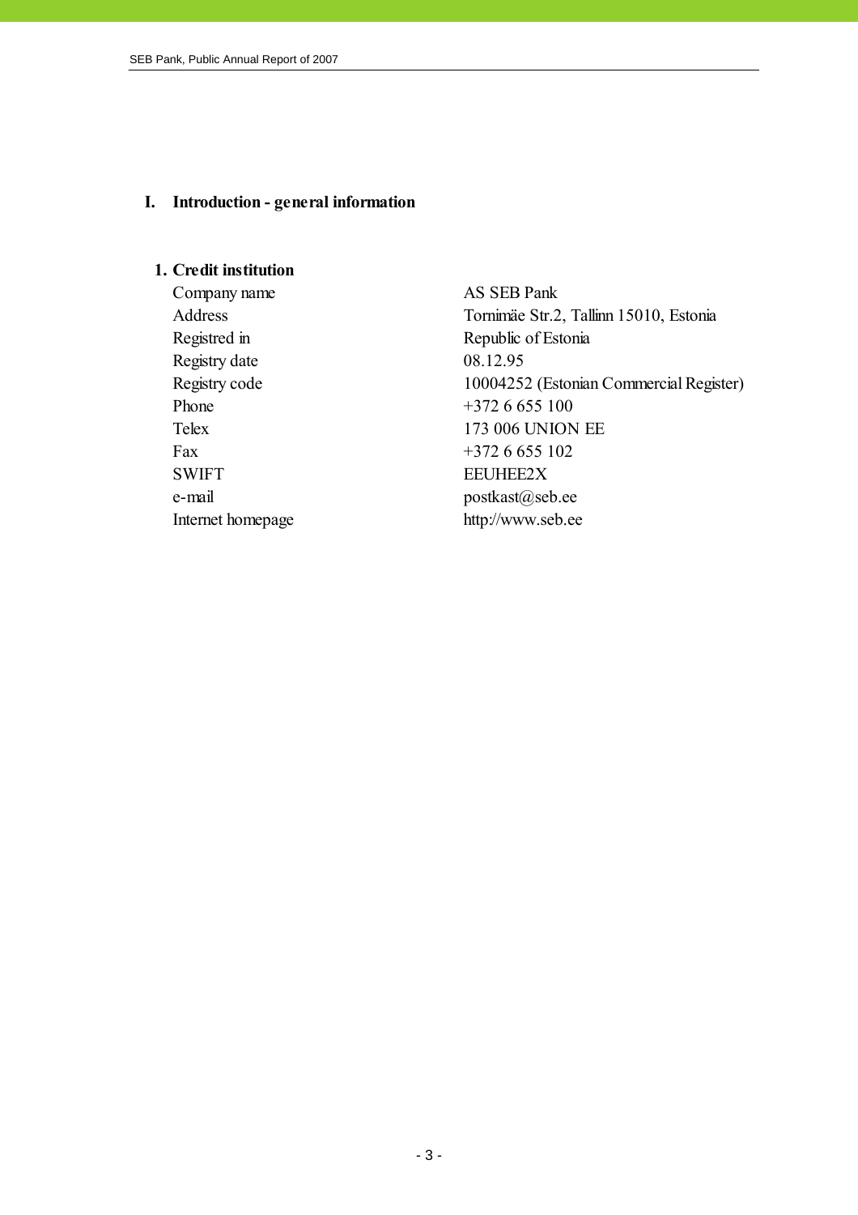# I. Introduction - general information

## 1. Credit institution

| | |
|---|---|
| Company name | AS SEB Pank |
| Address | Tornimäe Str.2, Tallinn 15010, Estonia |
| Registred in | Republic of Estonia |
| Registry date | 08.12.95 |
| Registry code | 10004252 (Estonian Commercial Register) |
| Phone | +372 6 655 100 |
| Telex | 173 006 UNION EE |
| Fax | +372 6 655 102 |
| SWIFT | EEUHEE2X |
| e-mail | postkast@seb.ee |
| Internet homepage | http://www.seb.ee |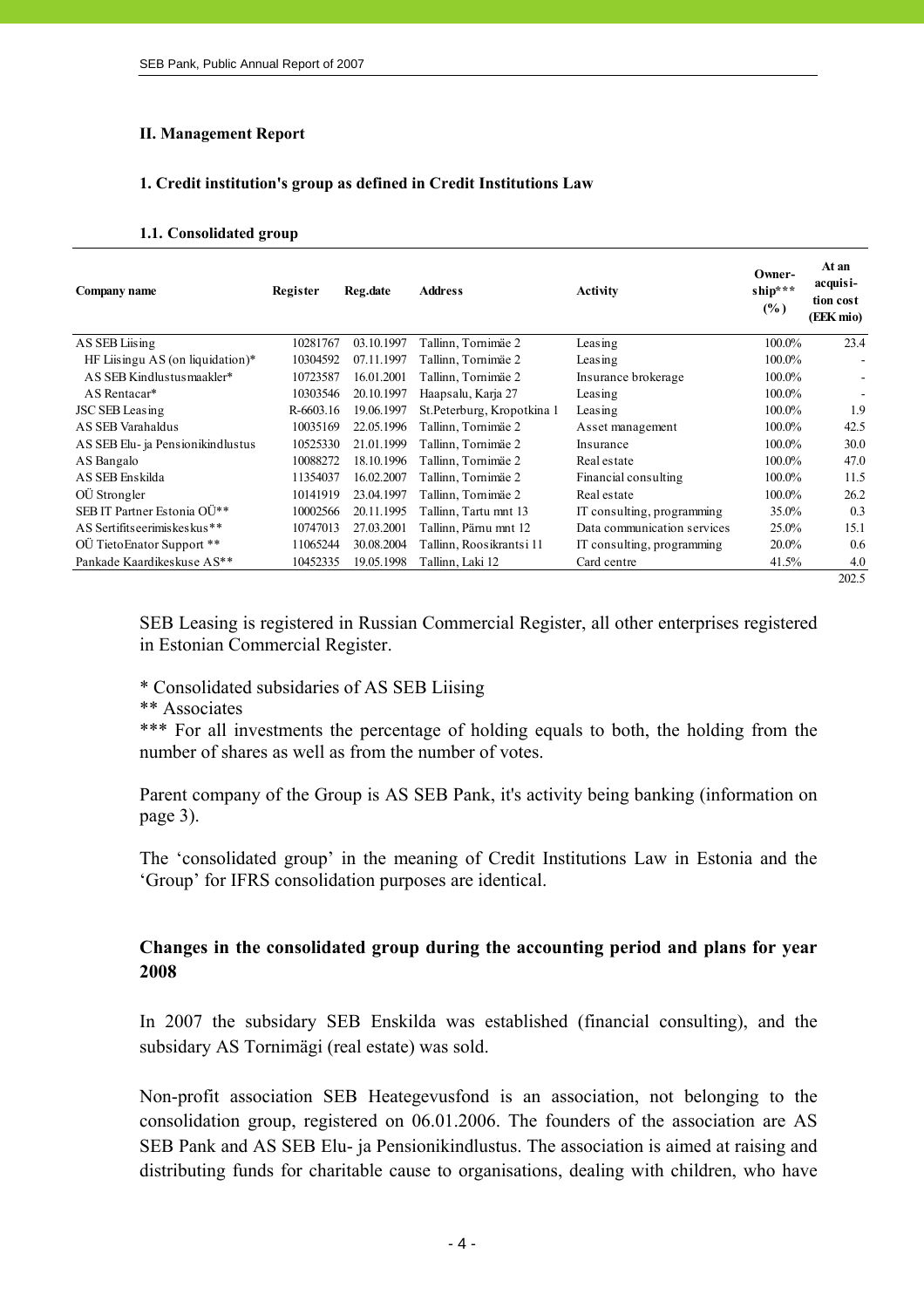## II. Management Report

### 1. Credit institution's group as defined in Credit Institutions Law

#### 1.1. Consolidated group

| Company name | Register | Reg.date | Address | Activity | Ownership*** (%) | At an acquisition cost (EEK mio) |
|---|---|---|---|---|---|---|
| AS SEB Liising | 10281767 | 03.10.1997 | Tallinn, Tornimäe 2 | Leasing | 100.0% | 23.4 |
| HF Liisingu AS (on liquidation)* | 10304592 | 07.11.1997 | Tallinn, Tornimäe 2 | Leasing | 100.0% | - |
| AS SEB Kindlustusmaakler* | 10723587 | 16.01.2001 | Tallinn, Tornimäe 2 | Insurance brokerage | 100.0% | - |
| AS Rentacar* | 10303546 | 20.10.1997 | Haapsalu, Karja 27 | Leasing | 100.0% | - |
| JSC SEB Leasing | R-6603.16 | 19.06.1997 | St.Peterburg, Kropotkina 1 | Leasing | 100.0% | 1.9 |
| AS SEB Varahaldus | 10035169 | 22.05.1996 | Tallinn, Tornimäe 2 | Asset management | 100.0% | 42.5 |
| AS SEB Elu- ja Pensionikindlustus | 10525330 | 21.01.1999 | Tallinn, Tornimäe 2 | Insurance | 100.0% | 30.0 |
| AS Bangalo | 10088272 | 18.10.1996 | Tallinn, Tornimäe 2 | Real estate | 100.0% | 47.0 |
| AS SEB Enskilda | 11354037 | 16.02.2007 | Tallinn, Tornimäe 2 | Financial consulting | 100.0% | 11.5 |
| OÜ Strongler | 10141919 | 23.04.1997 | Tallinn, Tornimäe 2 | Real estate | 100.0% | 26.2 |
| SEB IT Partner Estonia OÜ** | 10002566 | 20.11.1995 | Tallinn, Tartu mnt 13 | IT consulting, programming | 35.0% | 0.3 |
| AS Sertifitseerimiskeskus** | 10747013 | 27.03.2001 | Tallinn, Pärnu mnt 12 | Data communication services | 25.0% | 15.1 |
| OÜ TietoEnator Support ** | 11065244 | 30.08.2004 | Tallinn, Roosikrantsi 11 | IT consulting, programming | 20.0% | 0.6 |
| Pankade Kaardikeskuse AS** | 10452335 | 19.05.1998 | Tallinn, Laki 12 | Card centre | 41.5% | 4.0 |
| | | | | | | 202.5 |

SEB Leasing is registered in Russian Commercial Register, all other enterprises registered in Estonian Commercial Register.

* Consolidated subsidaries of AS SEB Liising
** Associates
*** For all investments the percentage of holding equals to both, the holding from the number of shares as well as from the number of votes.

Parent company of the Group is AS SEB Pank, it's activity being banking (information on page 3).

The 'consolidated group' in the meaning of Credit Institutions Law in Estonia and the 'Group' for IFRS consolidation purposes are identical.

### Changes in the consolidated group during the accounting period and plans for year 2008

In 2007 the subsidary SEB Enskilda was established (financial consulting), and the subsidary AS Tornimägi (real estate) was sold.

Non-profit association SEB Heategevusfond is an association, not belonging to the consolidation group, registered on 06.01.2006. The founders of the association are AS SEB Pank and AS SEB Elu- ja Pensionikindlustus. The association is aimed at raising and distributing funds for charitable cause to organisations, dealing with children, who have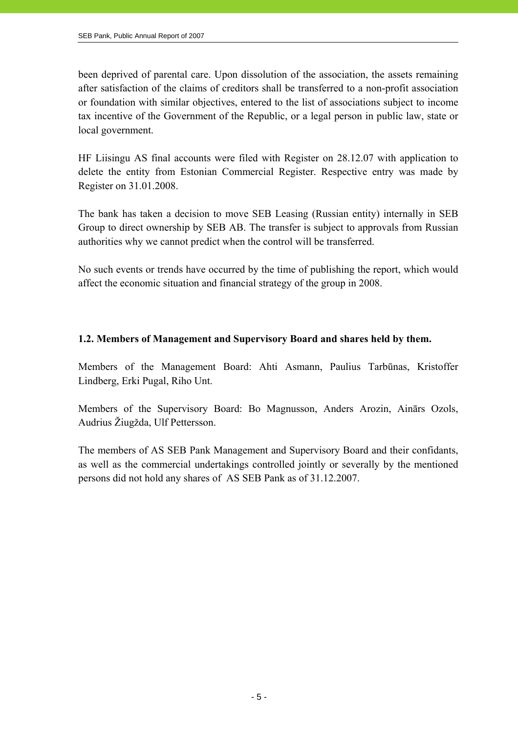been deprived of parental care. Upon dissolution of the association, the assets remaining after satisfaction of the claims of creditors shall be transferred to a non-profit association or foundation with similar objectives, entered to the list of associations subject to income tax incentive of the Government of the Republic, or a legal person in public law, state or local government.

HF Liisingu AS final accounts were filed with Register on 28.12.07 with application to delete the entity from Estonian Commercial Register. Respective entry was made by Register on 31.01.2008.

The bank has taken a decision to move SEB Leasing (Russian entity) internally in SEB Group to direct ownership by SEB AB. The transfer is subject to approvals from Russian authorities why we cannot predict when the control will be transferred.

No such events or trends have occurred by the time of publishing the report, which would affect the economic situation and financial strategy of the group in 2008.

### 1.2. Members of Management and Supervisory Board and shares held by them.

Members of the Management Board: Ahti Asmann, Paulius Tarbūnas, Kristoffer Lindberg, Erki Pugal, Riho Unt.

Members of the Supervisory Board: Bo Magnusson, Anders Arozin, Ainārs Ozols, Audrius Žiugžda, Ulf Pettersson.

The members of AS SEB Pank Management and Supervisory Board and their confidants, as well as the commercial undertakings controlled jointly or severally by the mentioned persons did not hold any shares of AS SEB Pank as of 31.12.2007.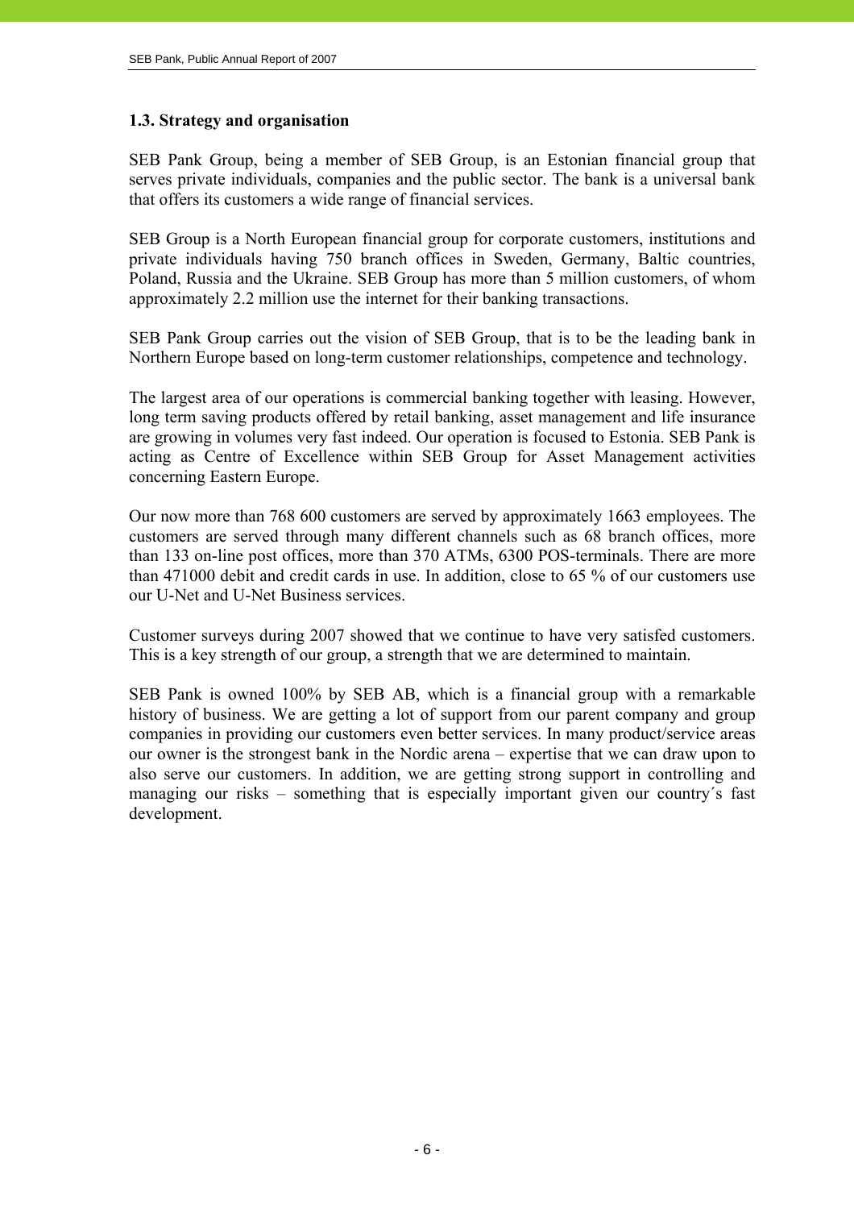### 1.3. Strategy and organisation

SEB Pank Group, being a member of SEB Group, is an Estonian financial group that serves private individuals, companies and the public sector. The bank is a universal bank that offers its customers a wide range of financial services.

SEB Group is a North European financial group for corporate customers, institutions and private individuals having 750 branch offices in Sweden, Germany, Baltic countries, Poland, Russia and the Ukraine. SEB Group has more than 5 million customers, of whom approximately 2.2 million use the internet for their banking transactions.

SEB Pank Group carries out the vision of SEB Group, that is to be the leading bank in Northern Europe based on long-term customer relationships, competence and technology.

The largest area of our operations is commercial banking together with leasing. However, long term saving products offered by retail banking, asset management and life insurance are growing in volumes very fast indeed. Our operation is focused to Estonia. SEB Pank is acting as Centre of Excellence within SEB Group for Asset Management activities concerning Eastern Europe.

Our now more than 768 600 customers are served by approximately 1663 employees. The customers are served through many different channels such as 68 branch offices, more than 133 on-line post offices, more than 370 ATMs, 6300 POS-terminals. There are more than 471000 debit and credit cards in use. In addition, close to 65 % of our customers use our U-Net and U-Net Business services.

Customer surveys during 2007 showed that we continue to have very satisfed customers. This is a key strength of our group, a strength that we are determined to maintain.

SEB Pank is owned 100% by SEB AB, which is a financial group with a remarkable history of business. We are getting a lot of support from our parent company and group companies in providing our customers even better services. In many product/service areas our owner is the strongest bank in the Nordic arena – expertise that we can draw upon to also serve our customers. In addition, we are getting strong support in controlling and managing our risks – something that is especially important given our country´s fast development.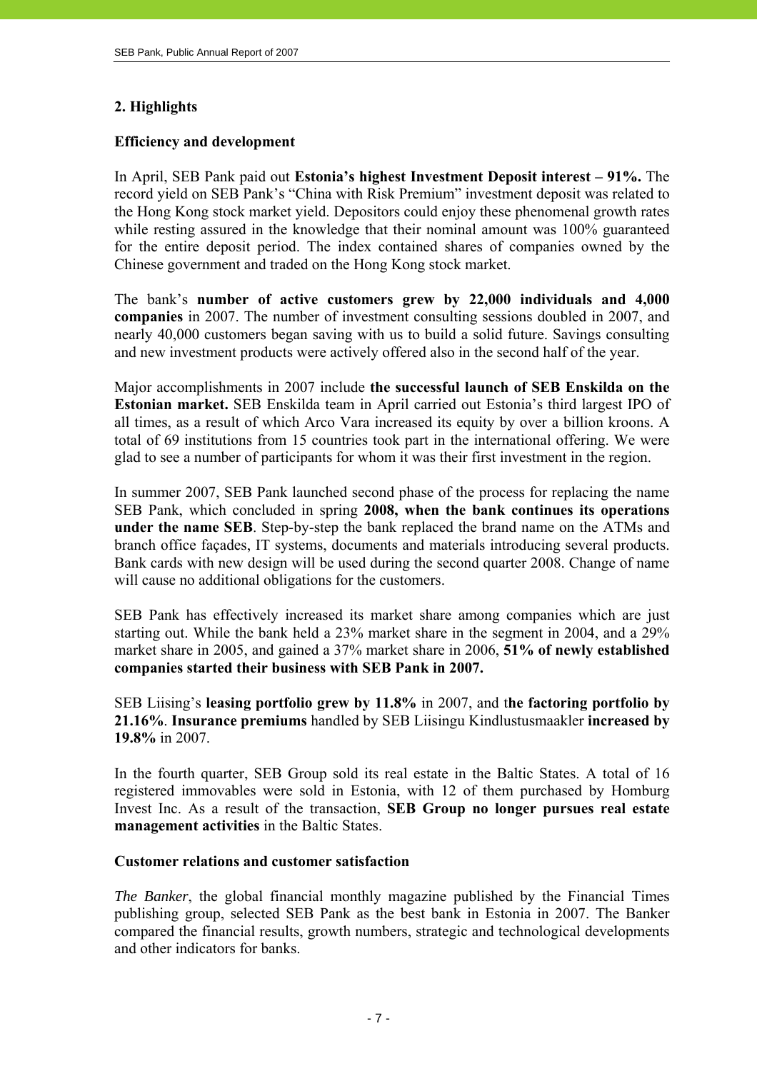## 2. Highlights

### Efficiency and development

In April, SEB Pank paid out **Estonia's highest Investment Deposit interest – 91%.** The record yield on SEB Pank's "China with Risk Premium" investment deposit was related to the Hong Kong stock market yield. Depositors could enjoy these phenomenal growth rates while resting assured in the knowledge that their nominal amount was 100% guaranteed for the entire deposit period. The index contained shares of companies owned by the Chinese government and traded on the Hong Kong stock market.

The bank's **number of active customers grew by 22,000 individuals and 4,000 companies** in 2007. The number of investment consulting sessions doubled in 2007, and nearly 40,000 customers began saving with us to build a solid future. Savings consulting and new investment products were actively offered also in the second half of the year.

Major accomplishments in 2007 include **the successful launch of SEB Enskilda on the Estonian market.** SEB Enskilda team in April carried out Estonia's third largest IPO of all times, as a result of which Arco Vara increased its equity by over a billion kroons. A total of 69 institutions from 15 countries took part in the international offering. We were glad to see a number of participants for whom it was their first investment in the region.

In summer 2007, SEB Pank launched second phase of the process for replacing the name SEB Pank, which concluded in spring **2008, when the bank continues its operations under the name SEB**. Step-by-step the bank replaced the brand name on the ATMs and branch office façades, IT systems, documents and materials introducing several products. Bank cards with new design will be used during the second quarter 2008. Change of name will cause no additional obligations for the customers.

SEB Pank has effectively increased its market share among companies which are just starting out. While the bank held a 23% market share in the segment in 2004, and a 29% market share in 2005, and gained a 37% market share in 2006, **51% of newly established companies started their business with SEB Pank in 2007.**

SEB Liising's **leasing portfolio grew by 11.8%** in 2007, and t**he factoring portfolio by 21.16%**. **Insurance premiums** handled by SEB Liisingu Kindlustusmaakler **increased by 19.8%** in 2007.

In the fourth quarter, SEB Group sold its real estate in the Baltic States. A total of 16 registered immovables were sold in Estonia, with 12 of them purchased by Homburg Invest Inc. As a result of the transaction, **SEB Group no longer pursues real estate management activities** in the Baltic States.

### Customer relations and customer satisfaction

*The Banker*, the global financial monthly magazine published by the Financial Times publishing group, selected SEB Pank as the best bank in Estonia in 2007. The Banker compared the financial results, growth numbers, strategic and technological developments and other indicators for banks.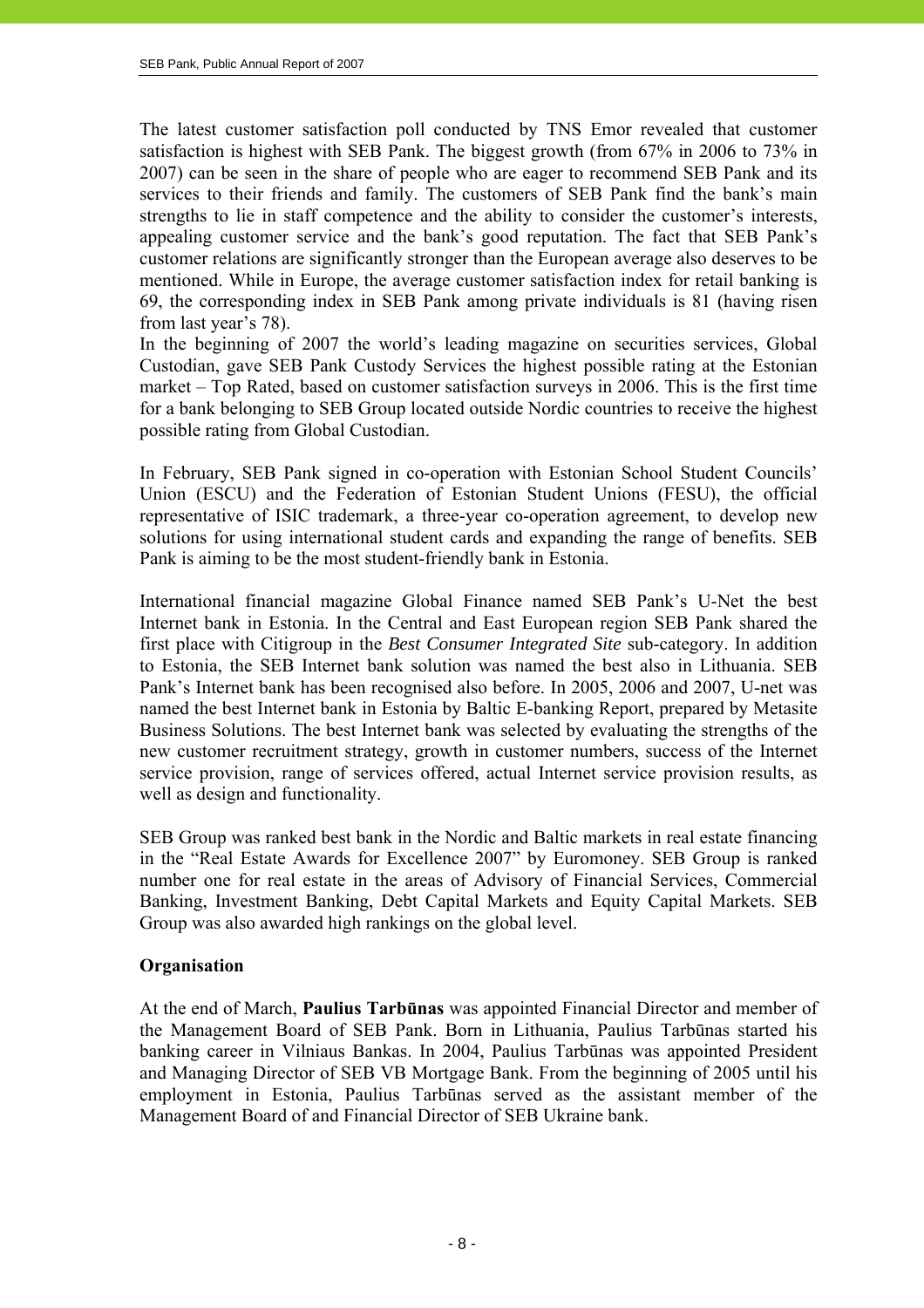The latest customer satisfaction poll conducted by TNS Emor revealed that customer satisfaction is highest with SEB Pank. The biggest growth (from 67% in 2006 to 73% in 2007) can be seen in the share of people who are eager to recommend SEB Pank and its services to their friends and family. The customers of SEB Pank find the bank's main strengths to lie in staff competence and the ability to consider the customer's interests, appealing customer service and the bank's good reputation. The fact that SEB Pank's customer relations are significantly stronger than the European average also deserves to be mentioned. While in Europe, the average customer satisfaction index for retail banking is 69, the corresponding index in SEB Pank among private individuals is 81 (having risen from last year's 78).
In the beginning of 2007 the world's leading magazine on securities services, Global Custodian, gave SEB Pank Custody Services the highest possible rating at the Estonian market – Top Rated, based on customer satisfaction surveys in 2006. This is the first time for a bank belonging to SEB Group located outside Nordic countries to receive the highest possible rating from Global Custodian.

In February, SEB Pank signed in co-operation with Estonian School Student Councils' Union (ESCU) and the Federation of Estonian Student Unions (FESU), the official representative of ISIC trademark, a three-year co-operation agreement, to develop new solutions for using international student cards and expanding the range of benefits. SEB Pank is aiming to be the most student-friendly bank in Estonia.

International financial magazine Global Finance named SEB Pank's U-Net the best Internet bank in Estonia. In the Central and East European region SEB Pank shared the first place with Citigroup in the *Best Consumer Integrated Site* sub-category. In addition to Estonia, the SEB Internet bank solution was named the best also in Lithuania. SEB Pank's Internet bank has been recognised also before. In 2005, 2006 and 2007, U-net was named the best Internet bank in Estonia by Baltic E-banking Report, prepared by Metasite Business Solutions. The best Internet bank was selected by evaluating the strengths of the new customer recruitment strategy, growth in customer numbers, success of the Internet service provision, range of services offered, actual Internet service provision results, as well as design and functionality.

SEB Group was ranked best bank in the Nordic and Baltic markets in real estate financing in the "Real Estate Awards for Excellence 2007" by Euromoney. SEB Group is ranked number one for real estate in the areas of Advisory of Financial Services, Commercial Banking, Investment Banking, Debt Capital Markets and Equity Capital Markets. SEB Group was also awarded high rankings on the global level.

**Organisation**

At the end of March, **Paulius Tarbūnas** was appointed Financial Director and member of the Management Board of SEB Pank. Born in Lithuania, Paulius Tarbūnas started his banking career in Vilniaus Bankas. In 2004, Paulius Tarbūnas was appointed President and Managing Director of SEB VB Mortgage Bank. From the beginning of 2005 until his employment in Estonia, Paulius Tarbūnas served as the assistant member of the Management Board of and Financial Director of SEB Ukraine bank.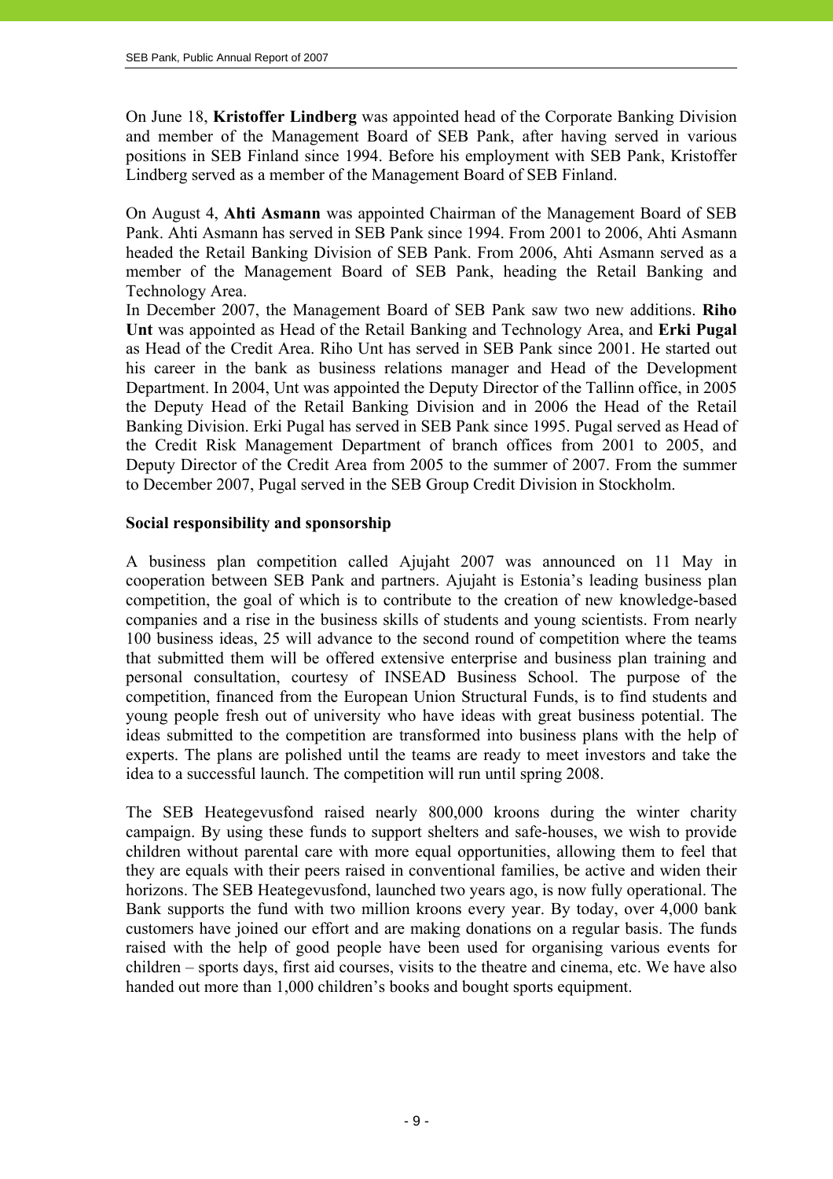On June 18, **Kristoffer Lindberg** was appointed head of the Corporate Banking Division and member of the Management Board of SEB Pank, after having served in various positions in SEB Finland since 1994. Before his employment with SEB Pank, Kristoffer Lindberg served as a member of the Management Board of SEB Finland.

On August 4, **Ahti Asmann** was appointed Chairman of the Management Board of SEB Pank. Ahti Asmann has served in SEB Pank since 1994. From 2001 to 2006, Ahti Asmann headed the Retail Banking Division of SEB Pank. From 2006, Ahti Asmann served as a member of the Management Board of SEB Pank, heading the Retail Banking and Technology Area.

In December 2007, the Management Board of SEB Pank saw two new additions. **Riho Unt** was appointed as Head of the Retail Banking and Technology Area, and **Erki Pugal** as Head of the Credit Area. Riho Unt has served in SEB Pank since 2001. He started out his career in the bank as business relations manager and Head of the Development Department. In 2004, Unt was appointed the Deputy Director of the Tallinn office, in 2005 the Deputy Head of the Retail Banking Division and in 2006 the Head of the Retail Banking Division. Erki Pugal has served in SEB Pank since 1995. Pugal served as Head of the Credit Risk Management Department of branch offices from 2001 to 2005, and Deputy Director of the Credit Area from 2005 to the summer of 2007. From the summer to December 2007, Pugal served in the SEB Group Credit Division in Stockholm.

**Social responsibility and sponsorship**

A business plan competition called Ajujaht 2007 was announced on 11 May in cooperation between SEB Pank and partners. Ajujaht is Estonia's leading business plan competition, the goal of which is to contribute to the creation of new knowledge-based companies and a rise in the business skills of students and young scientists. From nearly 100 business ideas, 25 will advance to the second round of competition where the teams that submitted them will be offered extensive enterprise and business plan training and personal consultation, courtesy of INSEAD Business School. The purpose of the competition, financed from the European Union Structural Funds, is to find students and young people fresh out of university who have ideas with great business potential. The ideas submitted to the competition are transformed into business plans with the help of experts. The plans are polished until the teams are ready to meet investors and take the idea to a successful launch. The competition will run until spring 2008.

The SEB Heategevusfond raised nearly 800,000 kroons during the winter charity campaign. By using these funds to support shelters and safe-houses, we wish to provide children without parental care with more equal opportunities, allowing them to feel that they are equals with their peers raised in conventional families, be active and widen their horizons. The SEB Heategevusfond, launched two years ago, is now fully operational. The Bank supports the fund with two million kroons every year. By today, over 4,000 bank customers have joined our effort and are making donations on a regular basis. The funds raised with the help of good people have been used for organising various events for children – sports days, first aid courses, visits to the theatre and cinema, etc. We have also handed out more than 1,000 children's books and bought sports equipment.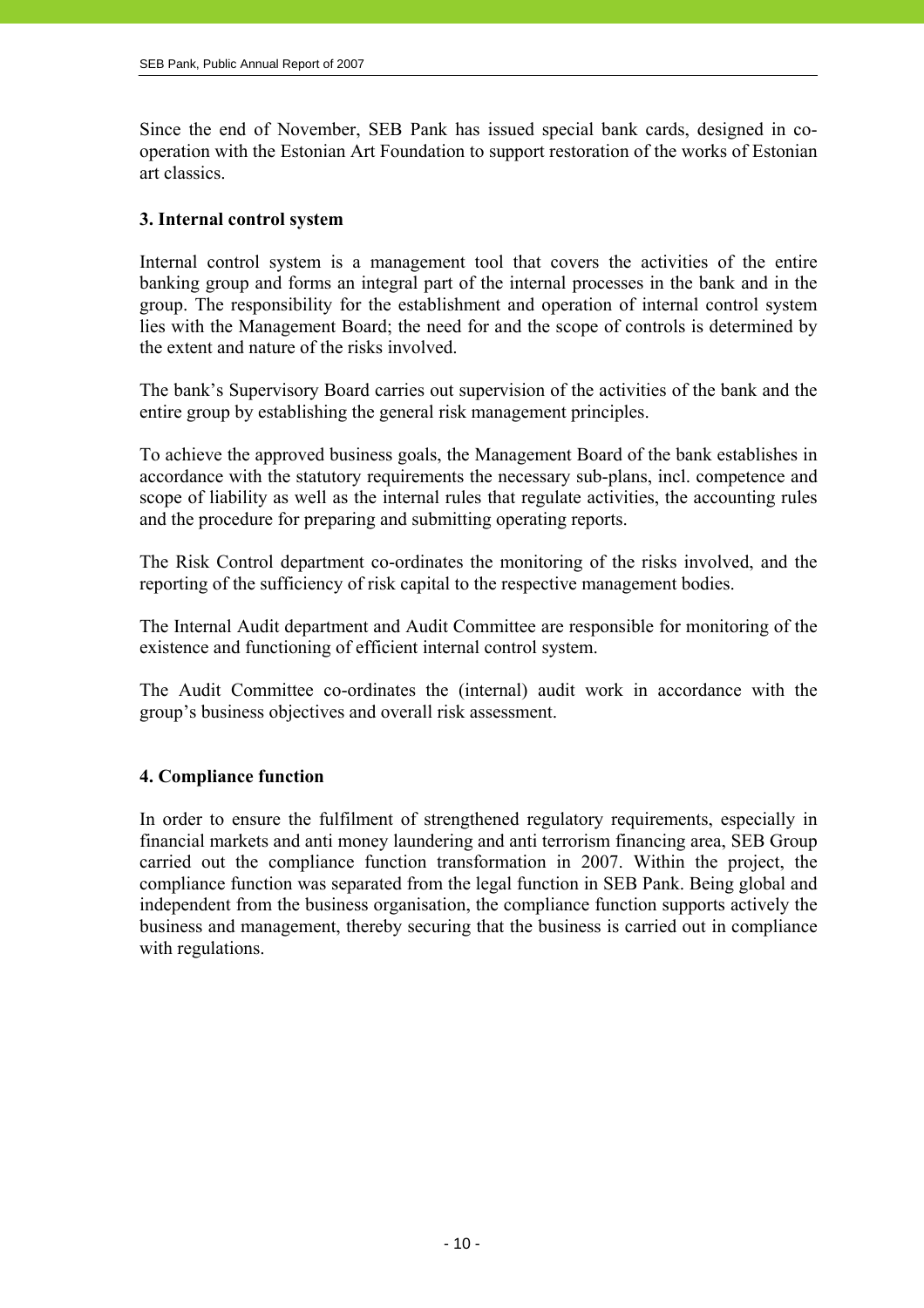Since the end of November, SEB Pank has issued special bank cards, designed in co-operation with the Estonian Art Foundation to support restoration of the works of Estonian art classics.

## 3. Internal control system

Internal control system is a management tool that covers the activities of the entire banking group and forms an integral part of the internal processes in the bank and in the group. The responsibility for the establishment and operation of internal control system lies with the Management Board; the need for and the scope of controls is determined by the extent and nature of the risks involved.

The bank's Supervisory Board carries out supervision of the activities of the bank and the entire group by establishing the general risk management principles.

To achieve the approved business goals, the Management Board of the bank establishes in accordance with the statutory requirements the necessary sub-plans, incl. competence and scope of liability as well as the internal rules that regulate activities, the accounting rules and the procedure for preparing and submitting operating reports.

The Risk Control department co-ordinates the monitoring of the risks involved, and the reporting of the sufficiency of risk capital to the respective management bodies.

The Internal Audit department and Audit Committee are responsible for monitoring of the existence and functioning of efficient internal control system.

The Audit Committee co-ordinates the (internal) audit work in accordance with the group's business objectives and overall risk assessment.

## 4. Compliance function

In order to ensure the fulfilment of strengthened regulatory requirements, especially in financial markets and anti money laundering and anti terrorism financing area, SEB Group carried out the compliance function transformation in 2007. Within the project, the compliance function was separated from the legal function in SEB Pank. Being global and independent from the business organisation, the compliance function supports actively the business and management, thereby securing that the business is carried out in compliance with regulations.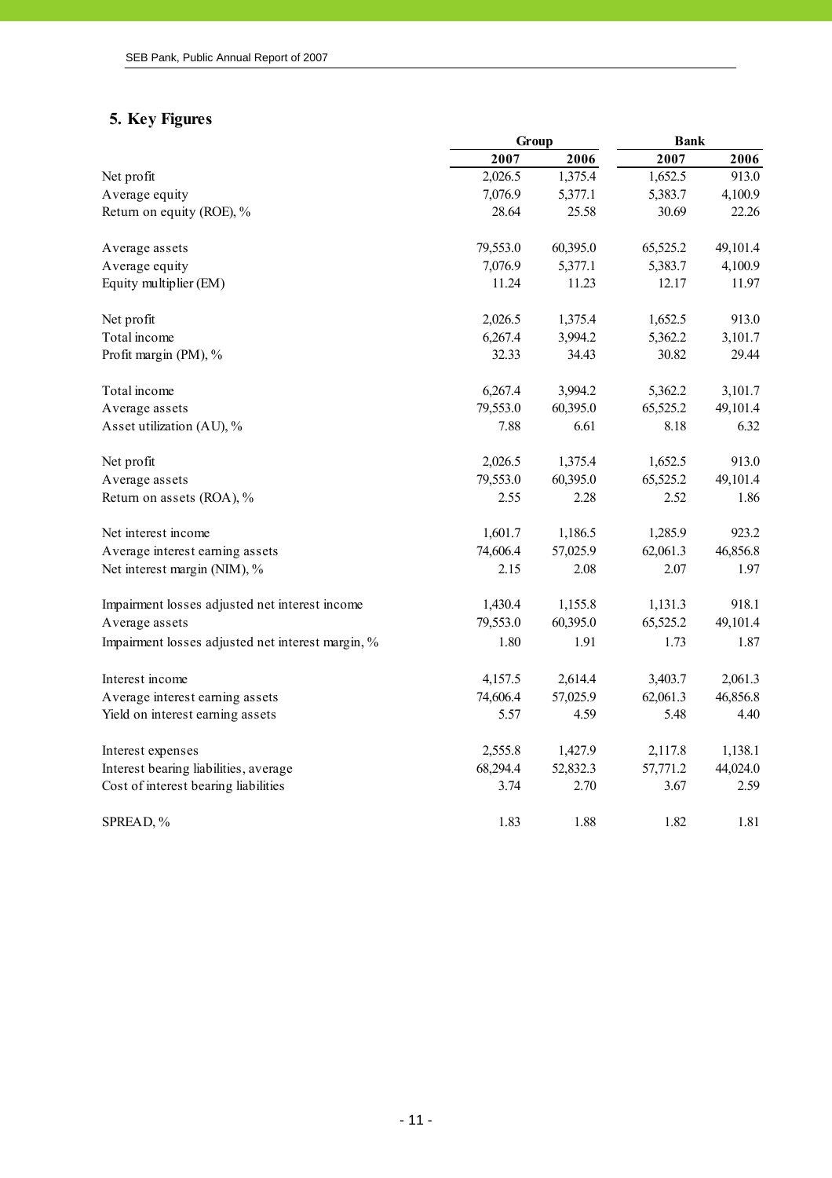## 5. Key Figures

| | Group | | Bank | |
|---|---|---|---|---|
| | 2007 | 2006 | 2007 | 2006 |
| Net profit | 2,026.5 | 1,375.4 | 1,652.5 | 913.0 |
| Average equity | 7,076.9 | 5,377.1 | 5,383.7 | 4,100.9 |
| Return on equity (ROE), % | 28.64 | 25.58 | 30.69 | 22.26 |
| | | | | |
| Average assets | 79,553.0 | 60,395.0 | 65,525.2 | 49,101.4 |
| Average equity | 7,076.9 | 5,377.1 | 5,383.7 | 4,100.9 |
| Equity multiplier (EM) | 11.24 | 11.23 | 12.17 | 11.97 |
| | | | | |
| Net profit | 2,026.5 | 1,375.4 | 1,652.5 | 913.0 |
| Total income | 6,267.4 | 3,994.2 | 5,362.2 | 3,101.7 |
| Profit margin (PM), % | 32.33 | 34.43 | 30.82 | 29.44 |
| | | | | |
| Total income | 6,267.4 | 3,994.2 | 5,362.2 | 3,101.7 |
| Average assets | 79,553.0 | 60,395.0 | 65,525.2 | 49,101.4 |
| Asset utilization (AU), % | 7.88 | 6.61 | 8.18 | 6.32 |
| | | | | |
| Net profit | 2,026.5 | 1,375.4 | 1,652.5 | 913.0 |
| Average assets | 79,553.0 | 60,395.0 | 65,525.2 | 49,101.4 |
| Return on assets (ROA), % | 2.55 | 2.28 | 2.52 | 1.86 |
| | | | | |
| Net interest income | 1,601.7 | 1,186.5 | 1,285.9 | 923.2 |
| Average interest earning assets | 74,606.4 | 57,025.9 | 62,061.3 | 46,856.8 |
| Net interest margin (NIM), % | 2.15 | 2.08 | 2.07 | 1.97 |
| | | | | |
| Impairment losses adjusted net interest income | 1,430.4 | 1,155.8 | 1,131.3 | 918.1 |
| Average assets | 79,553.0 | 60,395.0 | 65,525.2 | 49,101.4 |
| Impairment losses adjusted net interest margin, % | 1.80 | 1.91 | 1.73 | 1.87 |
| | | | | |
| Interest income | 4,157.5 | 2,614.4 | 3,403.7 | 2,061.3 |
| Average interest earning assets | 74,606.4 | 57,025.9 | 62,061.3 | 46,856.8 |
| Yield on interest earning assets | 5.57 | 4.59 | 5.48 | 4.40 |
| | | | | |
| Interest expenses | 2,555.8 | 1,427.9 | 2,117.8 | 1,138.1 |
| Interest bearing liabilities, average | 68,294.4 | 52,832.3 | 57,771.2 | 44,024.0 |
| Cost of interest bearing liabilities | 3.74 | 2.70 | 3.67 | 2.59 |
| | | | | |
| SPREAD, % | 1.83 | 1.88 | 1.82 | 1.81 |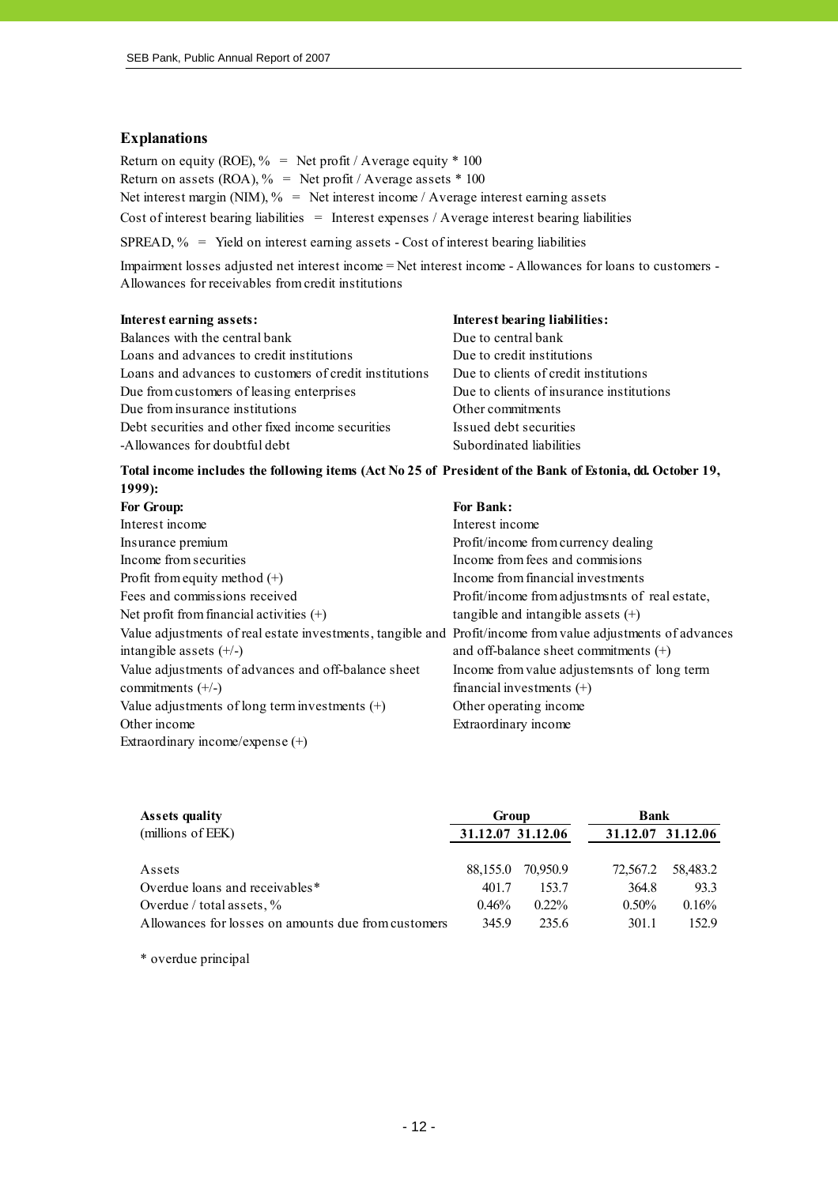## Explanations

Return on equity (ROE), % = Net profit / Average equity * 100

Return on assets (ROA), % = Net profit / Average assets * 100

Net interest margin (NIM), % = Net interest income / Average interest earning assets

Cost of interest bearing liabilities = Interest expenses / Average interest bearing liabilities

SPREAD, % = Yield on interest earning assets - Cost of interest bearing liabilities

Impairment losses adjusted net interest income = Net interest income - Allowances for loans to customers - Allowances for receivables from credit institutions

| **Interest earning assets:** | **Interest bearing liabilities:** |
|---|---|
| Balances with the central bank | Due to central bank |
| Loans and advances to credit institutions | Due to credit institutions |
| Loans and advances to customers of credit institutions | Due to clients of credit institutions |
| Due from customers of leasing enterprises | Due to clients of insurance institutions |
| Due from insurance institutions | Other commitments |
| Debt securities and other fixed income securities | Issued debt securities |
| -Allowances for doubtful debt | Subordinated liabilities |

**Total income includes the following items (Act No 25 of President of the Bank of Estonia, dd. October 19, 1999):**

| **For Group:** | **For Bank:** |
|---|---|
| Interest income | Interest income |
| Insurance premium | Profit/income from currency dealing |
| Income from securities | Income from fees and commisions |
| Profit from equity method (+) | Income from financial investments |
| Fees and commissions received | Profit/income from adjustmsnts of real estate, tangible and intangible assets (+) |
| Net profit from financial activities (+) | Profit/income from value adjustments of advances and off-balance sheet commitments (+) |
| Value adjustments of real estate investments, tangible and intangible assets (+/-) | Income from value adjustemsnts of long term financial investments (+) |
| Value adjustments of advances and off-balance sheet commitments (+/-) | Other operating income |
| Value adjustments of long term investments (+) | Extraordinary income |
| Other income | |
| Extraordinary income/expense (+) | |

| **Assets quality** (millions of EEK) | **Group** 31.12.07 | 31.12.06 | **Bank** 31.12.07 | 31.12.06 |
|---|---|---|---|---|
| Assets | 88,155.0 | 70,950.9 | 72,567.2 | 58,483.2 |
| Overdue loans and receivables* | 401.7 | 153.7 | 364.8 | 93.3 |
| Overdue / total assets, % | 0.46% | 0.22% | 0.50% | 0.16% |
| Allowances for losses on amounts due from customers | 345.9 | 235.6 | 301.1 | 152.9 |

* overdue principal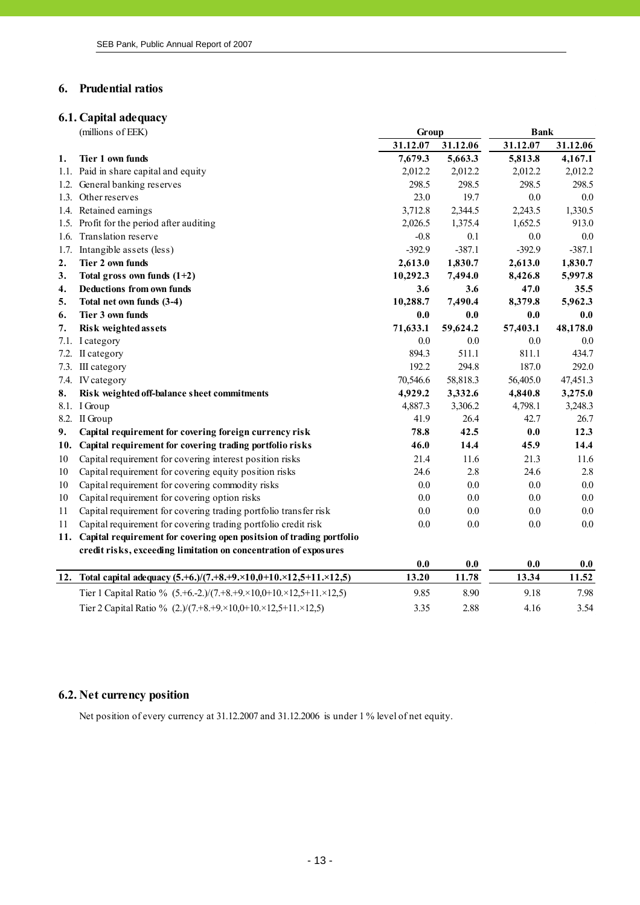## 6. Prudential ratios

### 6.1. Capital adequacy

| | (millions of EEK) | Group | | Bank | |
|---|---|---|---|---|---|
| | | **31.12.07** | **31.12.06** | **31.12.07** | **31.12.06** |
| **1.** | **Tier 1 own funds** | **7,679.3** | **5,663.3** | **5,813.8** | **4,167.1** |
| 1.1. | Paid in share capital and equity | 2,012.2 | 2,012.2 | 2,012.2 | 2,012.2 |
| 1.2. | General banking reserves | 298.5 | 298.5 | 298.5 | 298.5 |
| 1.3. | Other reserves | 23.0 | 19.7 | 0.0 | 0.0 |
| 1.4. | Retained earnings | 3,712.8 | 2,344.5 | 2,243.5 | 1,330.5 |
| 1.5. | Profit for the period after auditing | 2,026.5 | 1,375.4 | 1,652.5 | 913.0 |
| 1.6. | Translation reserve | -0.8 | 0.1 | 0.0 | 0.0 |
| 1.7. | Intangible assets (less) | -392.9 | -387.1 | -392.9 | -387.1 |
| **2.** | **Tier 2 own funds** | **2,613.0** | **1,830.7** | **2,613.0** | **1,830.7** |
| **3.** | **Total gross own funds (1+2)** | **10,292.3** | **7,494.0** | **8,426.8** | **5,997.8** |
| **4.** | **Deductions from own funds** | **3.6** | **3.6** | **47.0** | **35.5** |
| **5.** | **Total net own funds (3-4)** | **10,288.7** | **7,490.4** | **8,379.8** | **5,962.3** |
| **6.** | **Tier 3 own funds** | **0.0** | **0.0** | **0.0** | **0.0** |
| **7.** | **Risk weighted assets** | **71,633.1** | **59,624.2** | **57,403.1** | **48,178.0** |
| 7.1. | I category | 0.0 | 0.0 | 0.0 | 0.0 |
| 7.2. | II category | 894.3 | 511.1 | 811.1 | 434.7 |
| 7.3. | III category | 192.2 | 294.8 | 187.0 | 292.0 |
| 7.4. | IV category | 70,546.6 | 58,818.3 | 56,405.0 | 47,451.3 |
| **8.** | **Risk weighted off-balance sheet commitments** | **4,929.2** | **3,332.6** | **4,840.8** | **3,275.0** |
| 8.1. | I Group | 4,887.3 | 3,306.2 | 4,798.1 | 3,248.3 |
| 8.2. | II Group | 41.9 | 26.4 | 42.7 | 26.7 |
| **9.** | **Capital requirement for covering foreign currency risk** | **78.8** | **42.5** | **0.0** | **12.3** |
| **10.** | **Capital requirement for covering trading portfolio risks** | **46.0** | **14.4** | **45.9** | **14.4** |
| 10 | Capital requirement for covering interest position risks | 21.4 | 11.6 | 21.3 | 11.6 |
| 10 | Capital requirement for covering equity position risks | 24.6 | 2.8 | 24.6 | 2.8 |
| 10 | Capital requirement for covering commodity risks | 0.0 | 0.0 | 0.0 | 0.0 |
| 10 | Capital requirement for covering option risks | 0.0 | 0.0 | 0.0 | 0.0 |
| 11 | Capital requirement for covering trading portfolio transfer risk | 0.0 | 0.0 | 0.0 | 0.0 |
| 11 | Capital requirement for covering trading portfolio credit risk | 0.0 | 0.0 | 0.0 | 0.0 |
| **11.** | **Capital requirement for covering open positsion of trading portfolio credit risks, exceeding limitation on concentration of exposures** | **0.0** | **0.0** | **0.0** | **0.0** |
| **12.** | **Total capital adequacy (5.+6.)/(7.+8.+9.×10,0+10.×12,5+11.×12,5)** | **13.20** | **11.78** | **13.34** | **11.52** |
| | Tier 1 Capital Ratio % (5.+6.-2.)/(7.+8.+9.×10,0+10.×12,5+11.×12,5) | 9.85 | 8.90 | 9.18 | 7.98 |
| | Tier 2 Capital Ratio % (2.)/(7.+8.+9.×10,0+10.×12,5+11.×12,5) | 3.35 | 2.88 | 4.16 | 3.54 |

### 6.2. Net currency position

Net position of every currency at 31.12.2007 and 31.12.2006 is under 1 % level of net equity.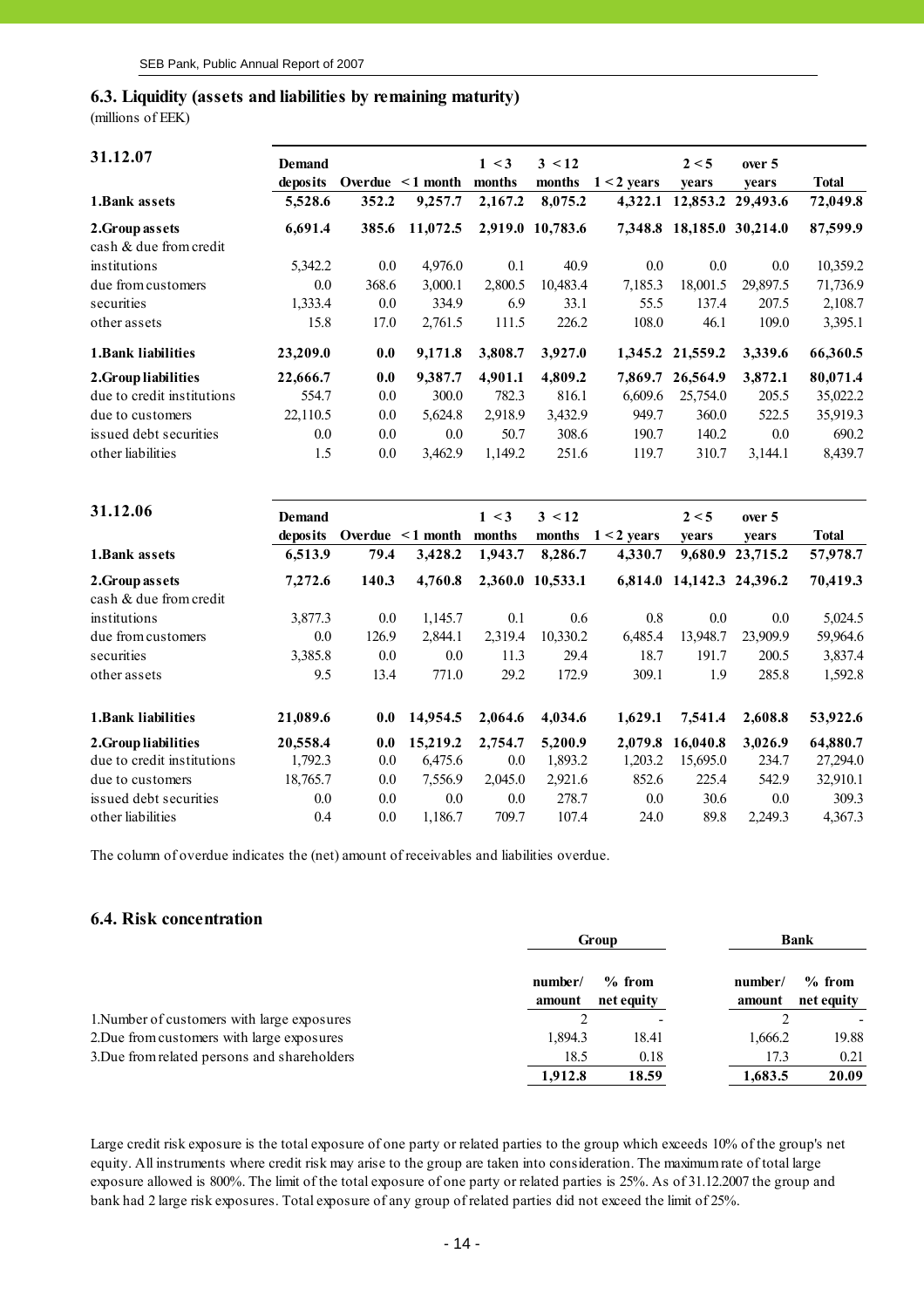## 6.3. Liquidity (assets and liabilities by remaining maturity)

(millions of EEK)

| 31.12.07 | Demand deposits | Overdue | < 1 month | 1 < 3 months | 3 < 12 months | 1 < 2 years | 2 < 5 years | over 5 years | Total |
|---|---|---|---|---|---|---|---|---|---|
| **1.Bank assets** | **5,528.6** | **352.2** | **9,257.7** | **2,167.2** | **8,075.2** | **4,322.1** | **12,853.2** | **29,493.6** | **72,049.8** |
| **2.Group assets** | **6,691.4** | **385.6** | **11,072.5** | **2,919.0** | **10,783.6** | **7,348.8** | **18,185.0** | **30,214.0** | **87,599.9** |
| cash & due from credit institutions | 5,342.2 | 0.0 | 4,976.0 | 0.1 | 40.9 | 0.0 | 0.0 | 0.0 | 10,359.2 |
| due from customers | 0.0 | 368.6 | 3,000.1 | 2,800.5 | 10,483.4 | 7,185.3 | 18,001.5 | 29,897.5 | 71,736.9 |
| securities | 1,333.4 | 0.0 | 334.9 | 6.9 | 33.1 | 55.5 | 137.4 | 207.5 | 2,108.7 |
| other assets | 15.8 | 17.0 | 2,761.5 | 111.5 | 226.2 | 108.0 | 46.1 | 109.0 | 3,395.1 |
| **1.Bank liabilities** | **23,209.0** | **0.0** | **9,171.8** | **3,808.7** | **3,927.0** | **1,345.2** | **21,559.2** | **3,339.6** | **66,360.5** |
| **2.Group liabilities** | **22,666.7** | **0.0** | **9,387.7** | **4,901.1** | **4,809.2** | **7,869.7** | **26,564.9** | **3,872.1** | **80,071.4** |
| due to credit institutions | 554.7 | 0.0 | 300.0 | 782.3 | 816.1 | 6,609.6 | 25,754.0 | 205.5 | 35,022.2 |
| due to customers | 22,110.5 | 0.0 | 5,624.8 | 2,918.9 | 3,432.9 | 949.7 | 360.0 | 522.5 | 35,919.3 |
| issued debt securities | 0.0 | 0.0 | 0.0 | 50.7 | 308.6 | 190.7 | 140.2 | 0.0 | 690.2 |
| other liabilities | 1.5 | 0.0 | 3,462.9 | 1,149.2 | 251.6 | 119.7 | 310.7 | 3,144.1 | 8,439.7 |

| 31.12.06 | Demand deposits | Overdue | < 1 month | 1 < 3 months | 3 < 12 months | 1 < 2 years | 2 < 5 years | over 5 years | Total |
|---|---|---|---|---|---|---|---|---|---|
| **1.Bank assets** | **6,513.9** | **79.4** | **3,428.2** | **1,943.7** | **8,286.7** | **4,330.7** | **9,680.9** | **23,715.2** | **57,978.7** |
| **2.Group assets** | **7,272.6** | **140.3** | **4,760.8** | **2,360.0** | **10,533.1** | **6,814.0** | **14,142.3** | **24,396.2** | **70,419.3** |
| cash & due from credit institutions | 3,877.3 | 0.0 | 1,145.7 | 0.1 | 0.6 | 0.8 | 0.0 | 0.0 | 5,024.5 |
| due from customers | 0.0 | 126.9 | 2,844.1 | 2,319.4 | 10,330.2 | 6,485.4 | 13,948.7 | 23,909.9 | 59,964.6 |
| securities | 3,385.8 | 0.0 | 0.0 | 11.3 | 29.4 | 18.7 | 191.7 | 200.5 | 3,837.4 |
| other assets | 9.5 | 13.4 | 771.0 | 29.2 | 172.9 | 309.1 | 1.9 | 285.8 | 1,592.8 |
| **1.Bank liabilities** | **21,089.6** | **0.0** | **14,954.5** | **2,064.6** | **4,034.6** | **1,629.1** | **7,541.4** | **2,608.8** | **53,922.6** |
| **2.Group liabilities** | **20,558.4** | **0.0** | **15,219.2** | **2,754.7** | **5,200.9** | **2,079.8** | **16,040.8** | **3,026.9** | **64,880.7** |
| due to credit institutions | 1,792.3 | 0.0 | 6,475.6 | 0.0 | 1,893.2 | 1,203.2 | 15,695.0 | 234.7 | 27,294.0 |
| due to customers | 18,765.7 | 0.0 | 7,556.9 | 2,045.0 | 2,921.6 | 852.6 | 225.4 | 542.9 | 32,910.1 |
| issued debt securities | 0.0 | 0.0 | 0.0 | 0.0 | 278.7 | 0.0 | 30.6 | 0.0 | 309.3 |
| other liabilities | 0.4 | 0.0 | 1,186.7 | 709.7 | 107.4 | 24.0 | 89.8 | 2,249.3 | 4,367.3 |

The column of overdue indicates the (net) amount of receivables and liabilities overdue.

## 6.4. Risk concentration

| | Group | | Bank | |
|---|---|---|---|---|
| | number/ amount | % from net equity | number/ amount | % from net equity |
| 1.Number of customers with large exposures | 2 | - | 2 | - |
| 2.Due from customers with large exposures | 1,894.3 | 18.41 | 1,666.2 | 19.88 |
| 3.Due from related persons and shareholders | 18.5 | 0.18 | 17.3 | 0.21 |
| | **1,912.8** | **18.59** | **1,683.5** | **20.09** |

Large credit risk exposure is the total exposure of one party or related parties to the group which exceeds 10% of the group's net equity. All instruments where credit risk may arise to the group are taken into consideration. The maximum rate of total large exposure allowed is 800%. The limit of the total exposure of one party or related parties is 25%. As of 31.12.2007 the group and bank had 2 large risk exposures. Total exposure of any group of related parties did not exceed the limit of 25%.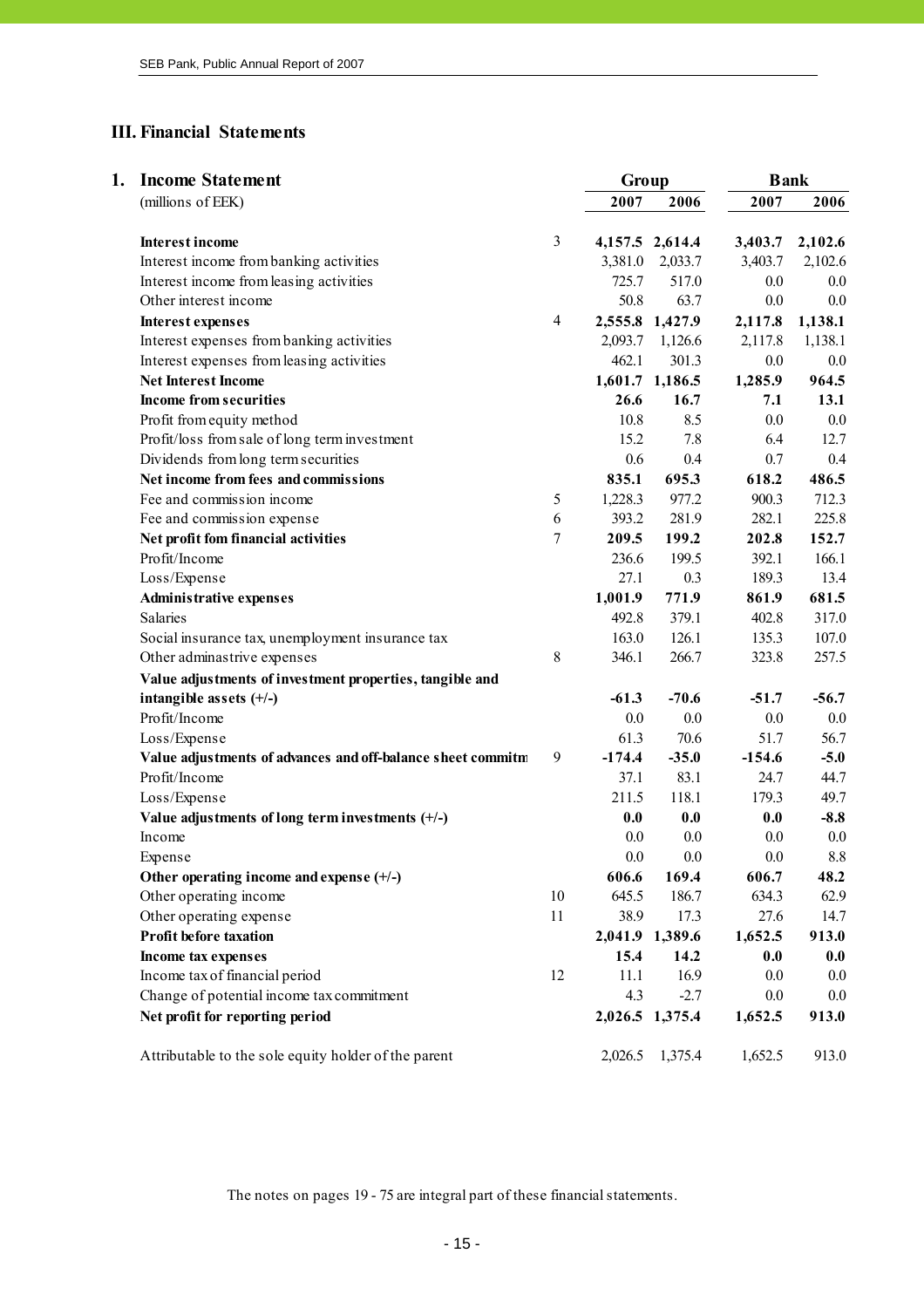## III. Financial Statements

### 1. Income Statement

| (millions of EEK) | | Group | | Bank | |
|---|---|---|---|---|---|
| | | 2007 | 2006 | 2007 | 2006 |
| **Interest income** | 3 | **4,157.5** | **2,614.4** | **3,403.7** | **2,102.6** |
| Interest income from banking activities | | 3,381.0 | 2,033.7 | 3,403.7 | 2,102.6 |
| Interest income from leasing activities | | 725.7 | 517.0 | 0.0 | 0.0 |
| Other interest income | | 50.8 | 63.7 | 0.0 | 0.0 |
| **Interest expenses** | 4 | **2,555.8** | **1,427.9** | **2,117.8** | **1,138.1** |
| Interest expenses from banking activities | | 2,093.7 | 1,126.6 | 2,117.8 | 1,138.1 |
| Interest expenses from leasing activities | | 462.1 | 301.3 | 0.0 | 0.0 |
| **Net Interest Income** | | **1,601.7** | **1,186.5** | **1,285.9** | **964.5** |
| **Income from securities** | | **26.6** | **16.7** | **7.1** | **13.1** |
| Profit from equity method | | 10.8 | 8.5 | 0.0 | 0.0 |
| Profit/loss from sale of long term investment | | 15.2 | 7.8 | 6.4 | 12.7 |
| Dividends from long term securities | | 0.6 | 0.4 | 0.7 | 0.4 |
| **Net income from fees and commissions** | | **835.1** | **695.3** | **618.2** | **486.5** |
| Fee and commission income | 5 | 1,228.3 | 977.2 | 900.3 | 712.3 |
| Fee and commission expense | 6 | 393.2 | 281.9 | 282.1 | 225.8 |
| **Net profit fom financial activities** | 7 | **209.5** | **199.2** | **202.8** | **152.7** |
| Profit/Income | | 236.6 | 199.5 | 392.1 | 166.1 |
| Loss/Expense | | 27.1 | 0.3 | 189.3 | 13.4 |
| **Administrative expenses** | | **1,001.9** | **771.9** | **861.9** | **681.5** |
| Salaries | | 492.8 | 379.1 | 402.8 | 317.0 |
| Social insurance tax, unemployment insurance tax | | 163.0 | 126.1 | 135.3 | 107.0 |
| Other adminastrive expenses | 8 | 346.1 | 266.7 | 323.8 | 257.5 |
| **Value adjustments of investment properties, tangible and intangible assets (+/-)** | | **-61.3** | **-70.6** | **-51.7** | **-56.7** |
| Profit/Income | | 0.0 | 0.0 | 0.0 | 0.0 |
| Loss/Expense | | 61.3 | 70.6 | 51.7 | 56.7 |
| **Value adjustments of advances and off-balance sheet commitm** | 9 | **-174.4** | **-35.0** | **-154.6** | **-5.0** |
| Profit/Income | | 37.1 | 83.1 | 24.7 | 44.7 |
| Loss/Expense | | 211.5 | 118.1 | 179.3 | 49.7 |
| **Value adjustments of long term investments (+/-)** | | **0.0** | **0.0** | **0.0** | **-8.8** |
| Income | | 0.0 | 0.0 | 0.0 | 0.0 |
| Expense | | 0.0 | 0.0 | 0.0 | 8.8 |
| **Other operating income and expense (+/-)** | | **606.6** | **169.4** | **606.7** | **48.2** |
| Other operating income | 10 | 645.5 | 186.7 | 634.3 | 62.9 |
| Other operating expense | 11 | 38.9 | 17.3 | 27.6 | 14.7 |
| **Profit before taxation** | | **2,041.9** | **1,389.6** | **1,652.5** | **913.0** |
| **Income tax expenses** | | **15.4** | **14.2** | **0.0** | **0.0** |
| Income tax of financial period | 12 | 11.1 | 16.9 | 0.0 | 0.0 |
| Change of potential income tax commitment | | 4.3 | -2.7 | 0.0 | 0.0 |
| **Net profit for reporting period** | | **2,026.5** | **1,375.4** | **1,652.5** | **913.0** |
| | | | | | |
| Attributable to the sole equity holder of the parent | | 2,026.5 | 1,375.4 | 1,652.5 | 913.0 |

The notes on pages 19 - 75 are integral part of these financial statements.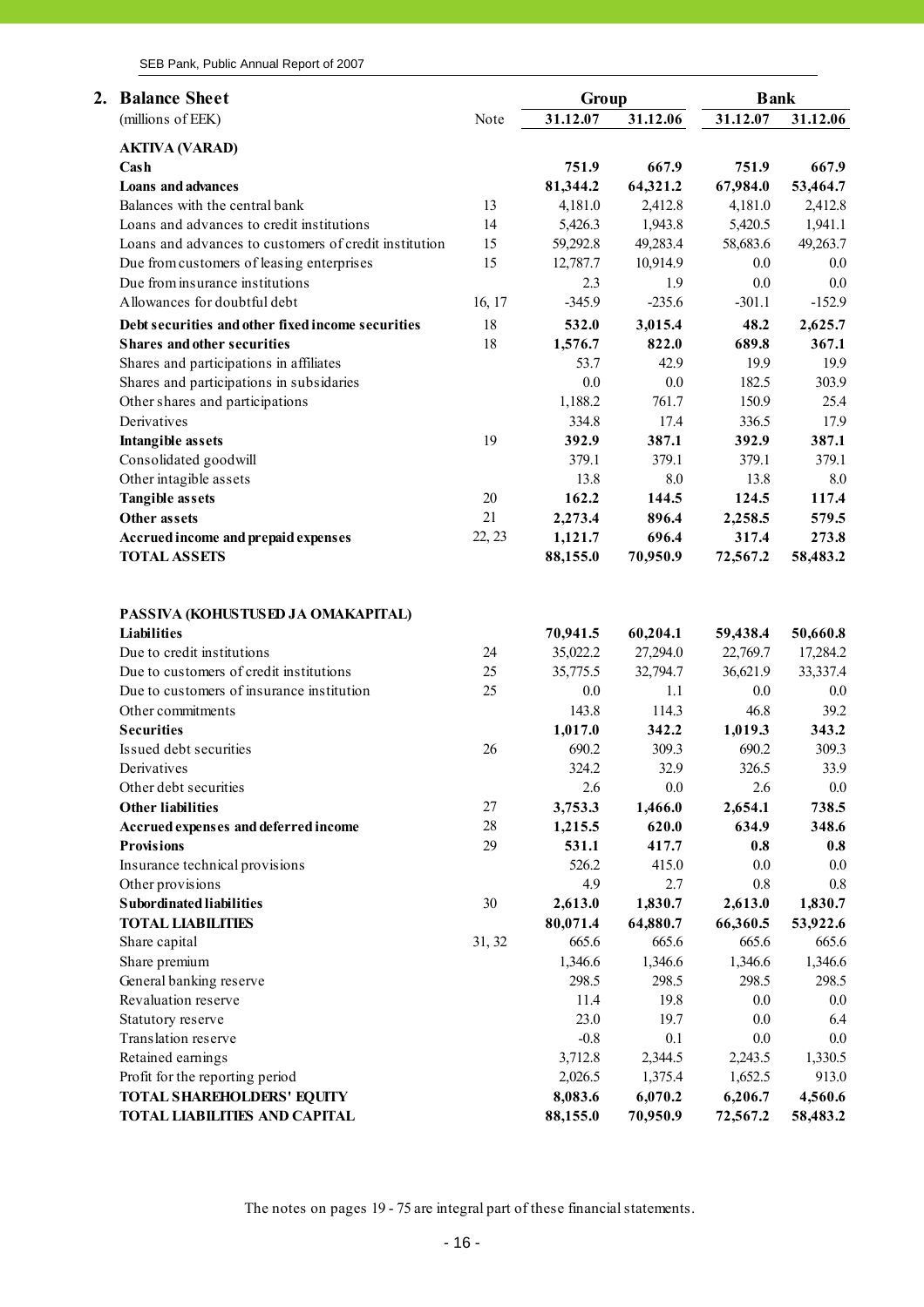## 2. Balance Sheet

| (millions of EEK) | Note | Group 31.12.07 | Group 31.12.06 | Bank 31.12.07 | Bank 31.12.06 |
|---|---|---|---|---|---|
| **AKTIVA (VARAD)** | | | | | |
| **Cash** | | **751.9** | **667.9** | **751.9** | **667.9** |
| **Loans and advances** | | **81,344.2** | **64,321.2** | **67,984.0** | **53,464.7** |
| Balances with the central bank | 13 | 4,181.0 | 2,412.8 | 4,181.0 | 2,412.8 |
| Loans and advances to credit institutions | 14 | 5,426.3 | 1,943.8 | 5,420.5 | 1,941.1 |
| Loans and advances to customers of credit institution | 15 | 59,292.8 | 49,283.4 | 58,683.6 | 49,263.7 |
| Due from customers of leasing enterprises | 15 | 12,787.7 | 10,914.9 | 0.0 | 0.0 |
| Due from insurance institutions | | 2.3 | 1.9 | 0.0 | 0.0 |
| Allowances for doubtful debt | 16, 17 | -345.9 | -235.6 | -301.1 | -152.9 |
| **Debt securities and other fixed income securities** | 18 | **532.0** | **3,015.4** | **48.2** | **2,625.7** |
| **Shares and other securities** | 18 | **1,576.7** | **822.0** | **689.8** | **367.1** |
| Shares and participations in affiliates | | 53.7 | 42.9 | 19.9 | 19.9 |
| Shares and participations in subsidaries | | 0.0 | 0.0 | 182.5 | 303.9 |
| Other shares and participations | | 1,188.2 | 761.7 | 150.9 | 25.4 |
| Derivatives | | 334.8 | 17.4 | 336.5 | 17.9 |
| **Intangible assets** | 19 | **392.9** | **387.1** | **392.9** | **387.1** |
| Consolidated goodwill | | 379.1 | 379.1 | 379.1 | 379.1 |
| Other intagible assets | | 13.8 | 8.0 | 13.8 | 8.0 |
| **Tangible assets** | 20 | **162.2** | **144.5** | **124.5** | **117.4** |
| **Other assets** | 21 | **2,273.4** | **896.4** | **2,258.5** | **579.5** |
| **Accrued income and prepaid expenses** | 22, 23 | **1,121.7** | **696.4** | **317.4** | **273.8** |
| **TOTAL ASSETS** | | **88,155.0** | **70,950.9** | **72,567.2** | **58,483.2** |
| | | | | | |
| **PASSIVA (KOHUSTUSED JA OMAKAPITAL)** | | | | | |
| **Liabilities** | | **70,941.5** | **60,204.1** | **59,438.4** | **50,660.8** |
| Due to credit institutions | 24 | 35,022.2 | 27,294.0 | 22,769.7 | 17,284.2 |
| Due to customers of credit institutions | 25 | 35,775.5 | 32,794.7 | 36,621.9 | 33,337.4 |
| Due to customers of insurance institution | 25 | 0.0 | 1.1 | 0.0 | 0.0 |
| Other commitments | | 143.8 | 114.3 | 46.8 | 39.2 |
| **Securities** | | **1,017.0** | **342.2** | **1,019.3** | **343.2** |
| Issued debt securities | 26 | 690.2 | 309.3 | 690.2 | 309.3 |
| Derivatives | | 324.2 | 32.9 | 326.5 | 33.9 |
| Other debt securities | | 2.6 | 0.0 | 2.6 | 0.0 |
| **Other liabilities** | 27 | **3,753.3** | **1,466.0** | **2,654.1** | **738.5** |
| **Accrued expenses and deferred income** | 28 | **1,215.5** | **620.0** | **634.9** | **348.6** |
| **Provisions** | 29 | **531.1** | **417.7** | **0.8** | **0.8** |
| Insurance technical provisions | | 526.2 | 415.0 | 0.0 | 0.0 |
| Other provisions | | 4.9 | 2.7 | 0.8 | 0.8 |
| **Subordinated liabilities** | 30 | **2,613.0** | **1,830.7** | **2,613.0** | **1,830.7** |
| **TOTAL LIABILITIES** | | **80,071.4** | **64,880.7** | **66,360.5** | **53,922.6** |
| Share capital | 31, 32 | 665.6 | 665.6 | 665.6 | 665.6 |
| Share premium | | 1,346.6 | 1,346.6 | 1,346.6 | 1,346.6 |
| General banking reserve | | 298.5 | 298.5 | 298.5 | 298.5 |
| Revaluation reserve | | 11.4 | 19.8 | 0.0 | 0.0 |
| Statutory reserve | | 23.0 | 19.7 | 0.0 | 6.4 |
| Translation reserve | | -0.8 | 0.1 | 0.0 | 0.0 |
| Retained earnings | | 3,712.8 | 2,344.5 | 2,243.5 | 1,330.5 |
| Profit for the reporting period | | 2,026.5 | 1,375.4 | 1,652.5 | 913.0 |
| **TOTAL SHAREHOLDERS' EQUITY** | | **8,083.6** | **6,070.2** | **6,206.7** | **4,560.6** |
| **TOTAL LIABILITIES AND CAPITAL** | | **88,155.0** | **70,950.9** | **72,567.2** | **58,483.2** |

The notes on pages 19 - 75 are integral part of these financial statements.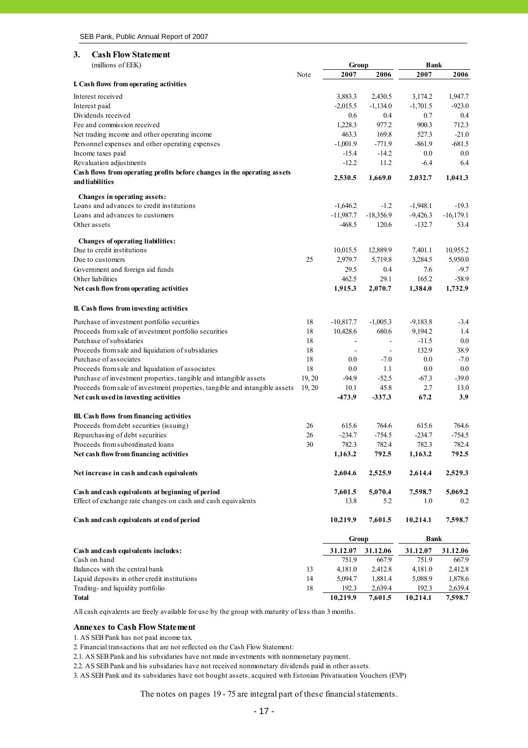## 3. Cash Flow Statement

(millions of EEK)

| | Note | Group 2007 | Group 2006 | Bank 2007 | Bank 2006 |
|---|---|---|---|---|---|
| **I. Cash flows from operating activities** | | | | | |
| Interest received | | 3,883.3 | 2,430.5 | 3,174.2 | 1,947.7 |
| Interest paid | | -2,015.5 | -1,134.0 | -1,701.5 | -923.0 |
| Dividends received | | 0.6 | 0.4 | 0.7 | 0.4 |
| Fee and commission received | | 1,228.3 | 977.2 | 900.3 | 712.3 |
| Net trading income and other operating income | | 463.3 | 169.8 | 527.3 | -21.0 |
| Personnel expenses and other operating expenses | | -1,001.9 | -771.9 | -861.9 | -681.5 |
| Income taxes paid | | -15.4 | -14.2 | 0.0 | 0.0 |
| Revaluation adjustments | | -12.2 | 11.2 | -6.4 | 6.4 |
| **Cash flows from operating profits before changes in the operating assets and liabilities** | | **2,530.5** | **1,669.0** | **2,032.7** | **1,041.3** |
| **Changes in operating assets:** | | | | | |
| Loans and advances to credit institutions | | -1,646.2 | -1.2 | -1,948.1 | -19.3 |
| Loans and advances to customers | | -11,987.7 | -18,356.9 | -9,426.3 | -16,179.1 |
| Other assets | | -468.5 | 120.6 | -132.7 | 53.4 |
| **Changes of operating liabilities:** | | | | | |
| Due to credit institutions | | 10,015.5 | 12,889.9 | 7,401.1 | 10,955.2 |
| Due to customers | 25 | 2,979.7 | 5,719.8 | 3,284.5 | 5,950.0 |
| Government and foreign aid funds | | 29.5 | 0.4 | 7.6 | -9.7 |
| Other liabilities | | 462.5 | 29.1 | 165.2 | -58.9 |
| **Net cash flow from operating activities** | | **1,915.3** | **2,070.7** | **1,384.0** | **1,732.9** |
| **II. Cash flows from investing activities** | | | | | |
| Purchase of investment portfolio securities | 18 | -10,817.7 | -1,005.3 | -9,183.8 | -3.4 |
| Proceeds from sale of investment portfolio securities | 18 | 10,428.6 | 680.6 | 9,194.2 | 1.4 |
| Purchase of subsidaries | 18 | - | - | -11.5 | 0.0 |
| Proceeds from sale and liquidation of subsidaries | 18 | - | - | 132.9 | 38.9 |
| Purchase of associates | 18 | 0.0 | -7.0 | 0.0 | -7.0 |
| Proceeds from sale and liquidation of associates | 18 | 0.0 | 1.1 | 0.0 | 0.0 |
| Purchase of investment properties, tangible and intangible assets | 19, 20 | -94.9 | -52.5 | -67.3 | -39.0 |
| Proceeds from sale of investment properties, tangible and intangible assets | 19, 20 | 10.1 | 45.8 | 2.7 | 13.0 |
| **Net cash used in investing activities** | | **-473.9** | **-337.3** | **67.2** | **3.9** |
| **III. Cash flows from financing activities** | | | | | |
| Proceeds from debt securities (issuing) | 26 | 615.6 | 764.6 | 615.6 | 764.6 |
| Repurchasing of debt securities | 26 | -234.7 | -754.5 | -234.7 | -754.5 |
| Proceeds from subordinated loans | 30 | 782.3 | 782.4 | 782.3 | 782.4 |
| **Net cash flow from financing activities** | | **1,163.2** | **792.5** | **1,163.2** | **792.5** |
| **Net increase in cash and cash equivalents** | | **2,604.6** | **2,525.9** | **2,614.4** | **2,529.3** |
| **Cash and cash equivalents at beginning of period** | | **7,601.5** | **5,070.4** | **7,598.7** | **5,069.2** |
| Effect of exchange rate changes on cash and cash equivalents | | 13.8 | 5.2 | 1.0 | 0.2 |
| **Cash and cash equivalents at end of period** | | **10,219.9** | **7,601.5** | **10,214.1** | **7,598.7** |

| **Cash and cash equivalents includes:** | | Group 31.12.07 | Group 31.12.06 | Bank 31.12.07 | Bank 31.12.06 |
|---|---|---|---|---|---|
| Cash on hand | | 751.9 | 667.9 | 751.9 | 667.9 |
| Balances with the central bank | 13 | 4,181.0 | 2,412.8 | 4,181.0 | 2,412.8 |
| Liquid deposits in other credit institutions | 14 | 5,094.7 | 1,881.4 | 5,088.9 | 1,878.6 |
| Trading- and liquidity portfolio | 18 | 192.3 | 2,639.4 | 192.3 | 2,639.4 |
| **Total** | | **10,219.9** | **7,601.5** | **10,214.1** | **7,598.7** |

All cash eqivalents are freely available for use by the group with maturity of less than 3 months.

### Annexes to Cash Flow Statement

1. AS SEB Pank has not paid income tax.
2. Financial transactions that are not reflected on the Cash Flow Statement:
2.1. AS SEB Pank and his subsidaries have not made investments with nonmonetary payment.
2.2. AS SEB Pank and his subsidaries have not received nonmonetary dividends paid in other assets.
3. AS SEB Pank and its subsidaries have not bought assets, acquired with Estonian Privatisation Vouchers (EVP)

The notes on pages 19 - 75 are integral part of these financial statements.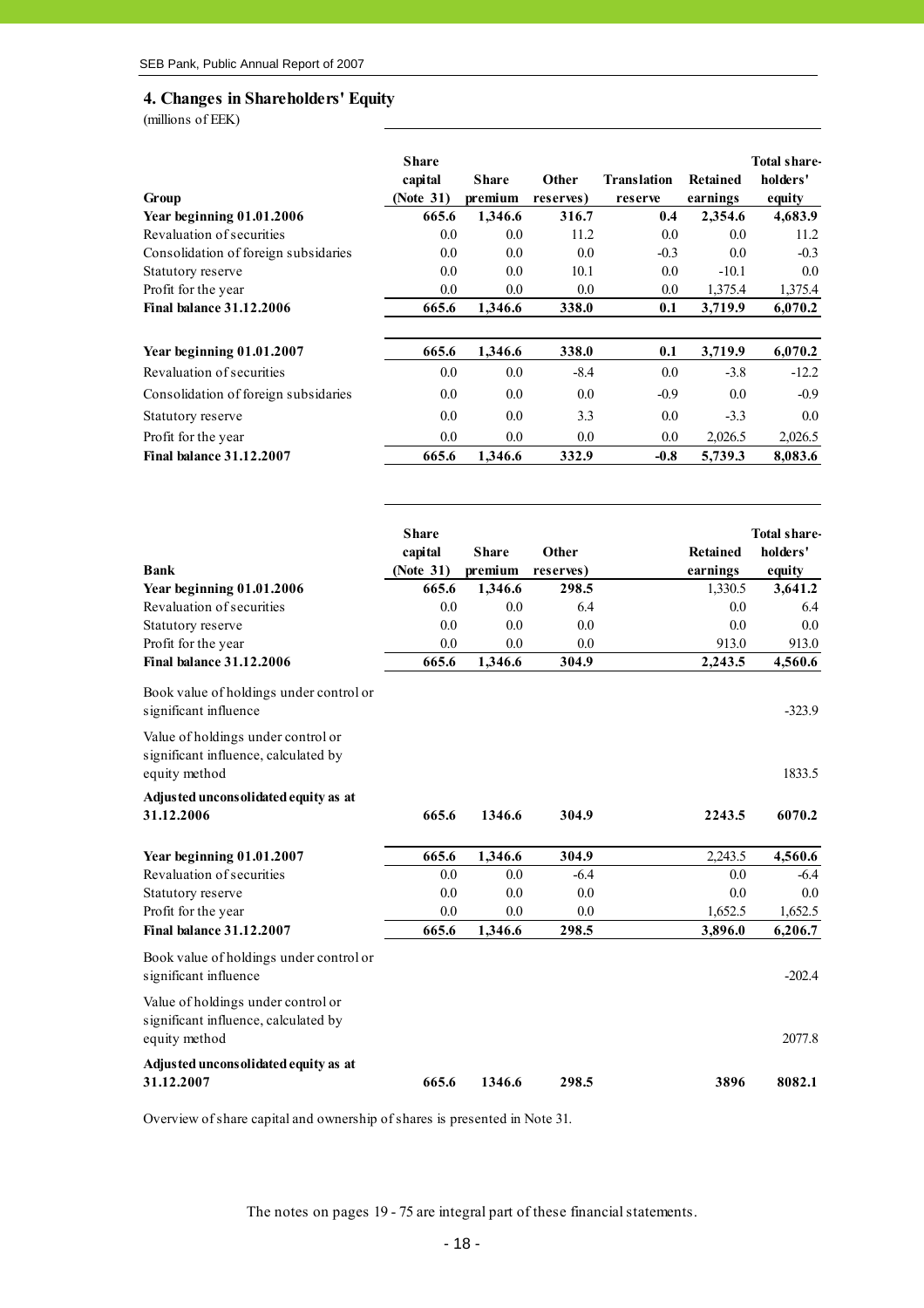## 4. Changes in Shareholders' Equity

(millions of EEK)

| Group | Share capital (Note 31) | Share premium | Other reserves) | Translation reserve | Retained earnings | Total share-holders' equity |
|---|---|---|---|---|---|---|
| **Year beginning 01.01.2006** | **665.6** | **1,346.6** | **316.7** | **0.4** | **2,354.6** | **4,683.9** |
| Revaluation of securities | 0.0 | 0.0 | 11.2 | 0.0 | 0.0 | 11.2 |
| Consolidation of foreign subsidaries | 0.0 | 0.0 | 0.0 | -0.3 | 0.0 | -0.3 |
| Statutory reserve | 0.0 | 0.0 | 10.1 | 0.0 | -10.1 | 0.0 |
| Profit for the year | 0.0 | 0.0 | 0.0 | 0.0 | 1,375.4 | 1,375.4 |
| **Final balance 31.12.2006** | **665.6** | **1,346.6** | **338.0** | **0.1** | **3,719.9** | **6,070.2** |
| | | | | | | |
| **Year beginning 01.01.2007** | **665.6** | **1,346.6** | **338.0** | **0.1** | **3,719.9** | **6,070.2** |
| Revaluation of securities | 0.0 | 0.0 | -8.4 | 0.0 | -3.8 | -12.2 |
| Consolidation of foreign subsidaries | 0.0 | 0.0 | 0.0 | -0.9 | 0.0 | -0.9 |
| Statutory reserve | 0.0 | 0.0 | 3.3 | 0.0 | -3.3 | 0.0 |
| Profit for the year | 0.0 | 0.0 | 0.0 | 0.0 | 2,026.5 | 2,026.5 |
| **Final balance 31.12.2007** | **665.6** | **1,346.6** | **332.9** | **-0.8** | **5,739.3** | **8,083.6** |

| Bank | Share capital (Note 31) | Share premium | Other reserves) | Retained earnings | Total share-holders' equity |
|---|---|---|---|---|---|
| **Year beginning 01.01.2006** | **665.6** | **1,346.6** | **298.5** | 1,330.5 | **3,641.2** |
| Revaluation of securities | 0.0 | 0.0 | 6.4 | 0.0 | 6.4 |
| Statutory reserve | 0.0 | 0.0 | 0.0 | 0.0 | 0.0 |
| Profit for the year | 0.0 | 0.0 | 0.0 | 913.0 | 913.0 |
| **Final balance 31.12.2006** | **665.6** | **1,346.6** | **304.9** | **2,243.5** | **4,560.6** |
| Book value of holdings under control or significant influence | | | | | -323.9 |
| Value of holdings under control or significant influence, calculated by equity method | | | | | 1833.5 |
| **Adjusted unconsolidated equity as at 31.12.2006** | **665.6** | **1346.6** | **304.9** | **2243.5** | **6070.2** |
| | | | | | |
| **Year beginning 01.01.2007** | **665.6** | **1,346.6** | **304.9** | 2,243.5 | **4,560.6** |
| Revaluation of securities | 0.0 | 0.0 | -6.4 | 0.0 | -6.4 |
| Statutory reserve | 0.0 | 0.0 | 0.0 | 0.0 | 0.0 |
| Profit for the year | 0.0 | 0.0 | 0.0 | 1,652.5 | 1,652.5 |
| **Final balance 31.12.2007** | **665.6** | **1,346.6** | **298.5** | **3,896.0** | **6,206.7** |
| Book value of holdings under control or significant influence | | | | | -202.4 |
| Value of holdings under control or significant influence, calculated by equity method | | | | | 2077.8 |
| **Adjusted unconsolidated equity as at 31.12.2007** | **665.6** | **1346.6** | **298.5** | **3896** | **8082.1** |

Overview of share capital and ownership of shares is presented in Note 31.

The notes on pages 19 - 75 are integral part of these financial statements.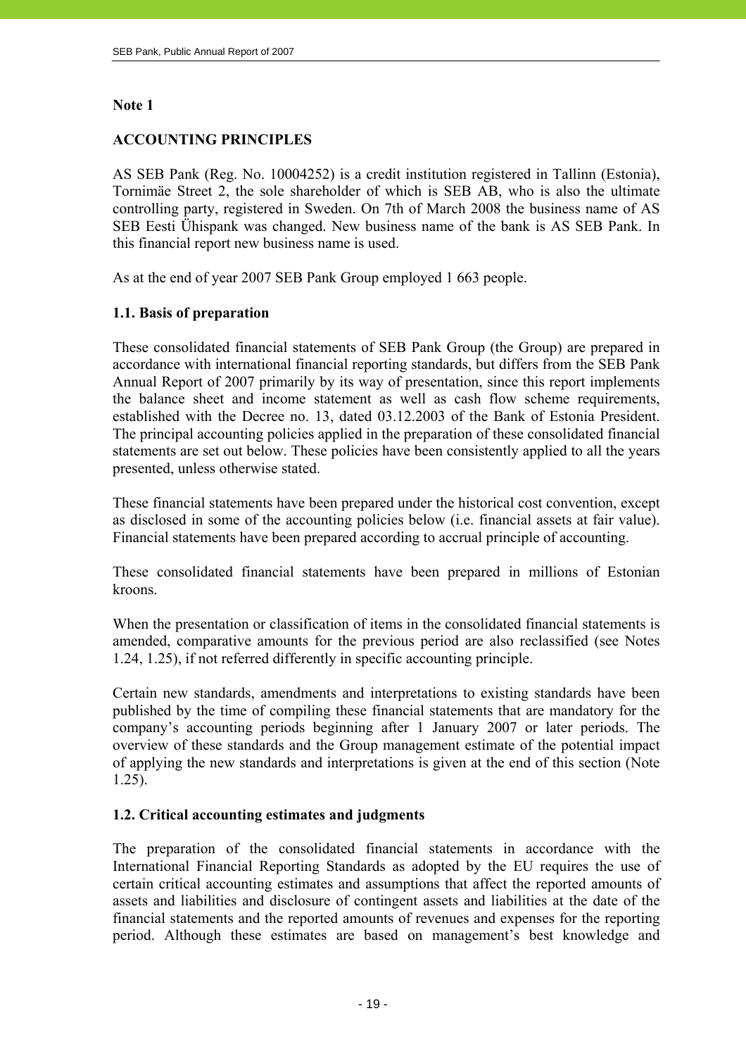**Note 1**

**ACCOUNTING PRINCIPLES**

AS SEB Pank (Reg. No. 10004252) is a credit institution registered in Tallinn (Estonia), Tornimäe Street 2, the sole shareholder of which is SEB AB, who is also the ultimate controlling party, registered in Sweden. On 7th of March 2008 the business name of AS SEB Eesti Ühispank was changed. New business name of the bank is AS SEB Pank. In this financial report new business name is used.

As at the end of year 2007 SEB Pank Group employed 1 663 people.

**1.1. Basis of preparation**

These consolidated financial statements of SEB Pank Group (the Group) are prepared in accordance with international financial reporting standards, but differs from the SEB Pank Annual Report of 2007 primarily by its way of presentation, since this report implements the balance sheet and income statement as well as cash flow scheme requirements, established with the Decree no. 13, dated 03.12.2003 of the Bank of Estonia President. The principal accounting policies applied in the preparation of these consolidated financial statements are set out below. These policies have been consistently applied to all the years presented, unless otherwise stated.

These financial statements have been prepared under the historical cost convention, except as disclosed in some of the accounting policies below (i.e. financial assets at fair value). Financial statements have been prepared according to accrual principle of accounting.

These consolidated financial statements have been prepared in millions of Estonian kroons.

When the presentation or classification of items in the consolidated financial statements is amended, comparative amounts for the previous period are also reclassified (see Notes 1.24, 1.25), if not referred differently in specific accounting principle.

Certain new standards, amendments and interpretations to existing standards have been published by the time of compiling these financial statements that are mandatory for the company's accounting periods beginning after 1 January 2007 or later periods. The overview of these standards and the Group management estimate of the potential impact of applying the new standards and interpretations is given at the end of this section (Note 1.25).

**1.2. Critical accounting estimates and judgments**

The preparation of the consolidated financial statements in accordance with the International Financial Reporting Standards as adopted by the EU requires the use of certain critical accounting estimates and assumptions that affect the reported amounts of assets and liabilities and disclosure of contingent assets and liabilities at the date of the financial statements and the reported amounts of revenues and expenses for the reporting period. Although these estimates are based on management's best knowledge and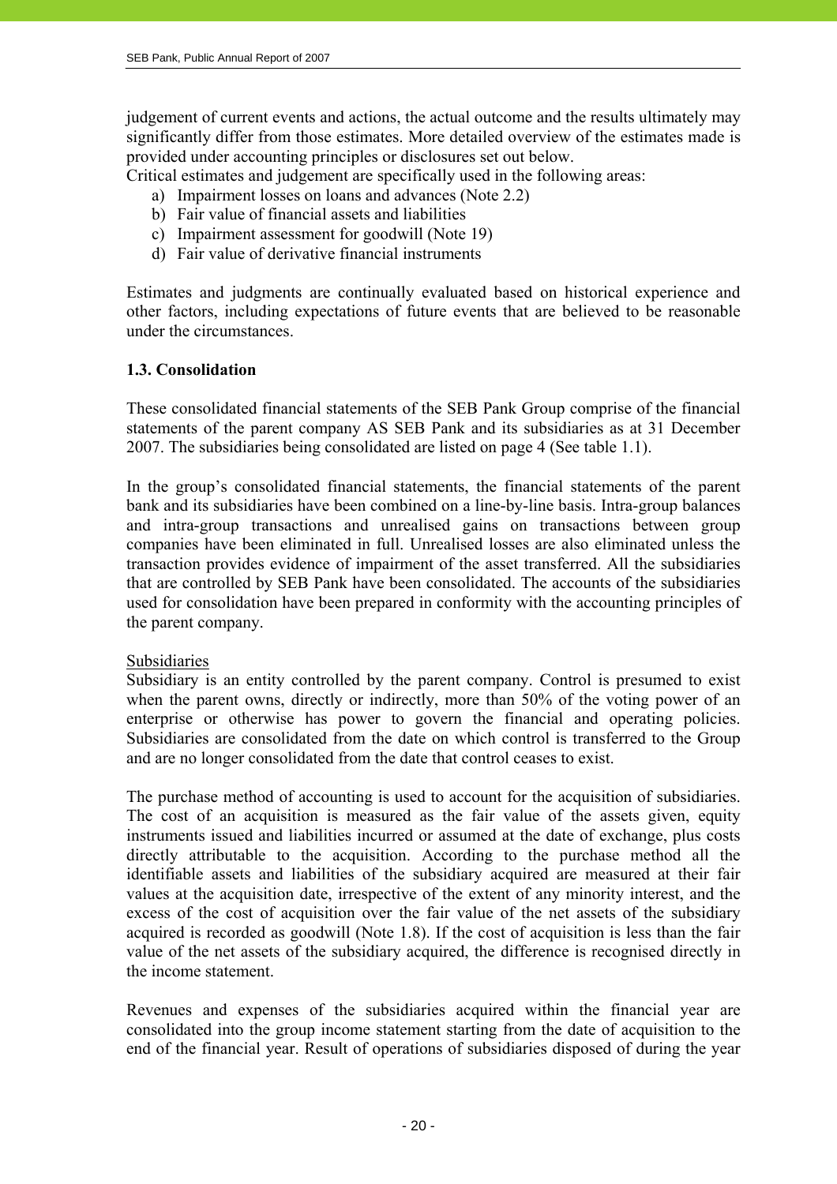judgement of current events and actions, the actual outcome and the results ultimately may significantly differ from those estimates. More detailed overview of the estimates made is provided under accounting principles or disclosures set out below.
Critical estimates and judgement are specifically used in the following areas:

a) Impairment losses on loans and advances (Note 2.2)
b) Fair value of financial assets and liabilities
c) Impairment assessment for goodwill (Note 19)
d) Fair value of derivative financial instruments

Estimates and judgments are continually evaluated based on historical experience and other factors, including expectations of future events that are believed to be reasonable under the circumstances.

### 1.3. Consolidation

These consolidated financial statements of the SEB Pank Group comprise of the financial statements of the parent company AS SEB Pank and its subsidiaries as at 31 December 2007. The subsidiaries being consolidated are listed on page 4 (See table 1.1).

In the group's consolidated financial statements, the financial statements of the parent bank and its subsidiaries have been combined on a line-by-line basis. Intra-group balances and intra-group transactions and unrealised gains on transactions between group companies have been eliminated in full. Unrealised losses are also eliminated unless the transaction provides evidence of impairment of the asset transferred. All the subsidiaries that are controlled by SEB Pank have been consolidated. The accounts of the subsidiaries used for consolidation have been prepared in conformity with the accounting principles of the parent company.

Subsidiaries

Subsidiary is an entity controlled by the parent company. Control is presumed to exist when the parent owns, directly or indirectly, more than 50% of the voting power of an enterprise or otherwise has power to govern the financial and operating policies. Subsidiaries are consolidated from the date on which control is transferred to the Group and are no longer consolidated from the date that control ceases to exist.

The purchase method of accounting is used to account for the acquisition of subsidiaries. The cost of an acquisition is measured as the fair value of the assets given, equity instruments issued and liabilities incurred or assumed at the date of exchange, plus costs directly attributable to the acquisition. According to the purchase method all the identifiable assets and liabilities of the subsidiary acquired are measured at their fair values at the acquisition date, irrespective of the extent of any minority interest, and the excess of the cost of acquisition over the fair value of the net assets of the subsidiary acquired is recorded as goodwill (Note 1.8). If the cost of acquisition is less than the fair value of the net assets of the subsidiary acquired, the difference is recognised directly in the income statement.

Revenues and expenses of the subsidiaries acquired within the financial year are consolidated into the group income statement starting from the date of acquisition to the end of the financial year. Result of operations of subsidiaries disposed of during the year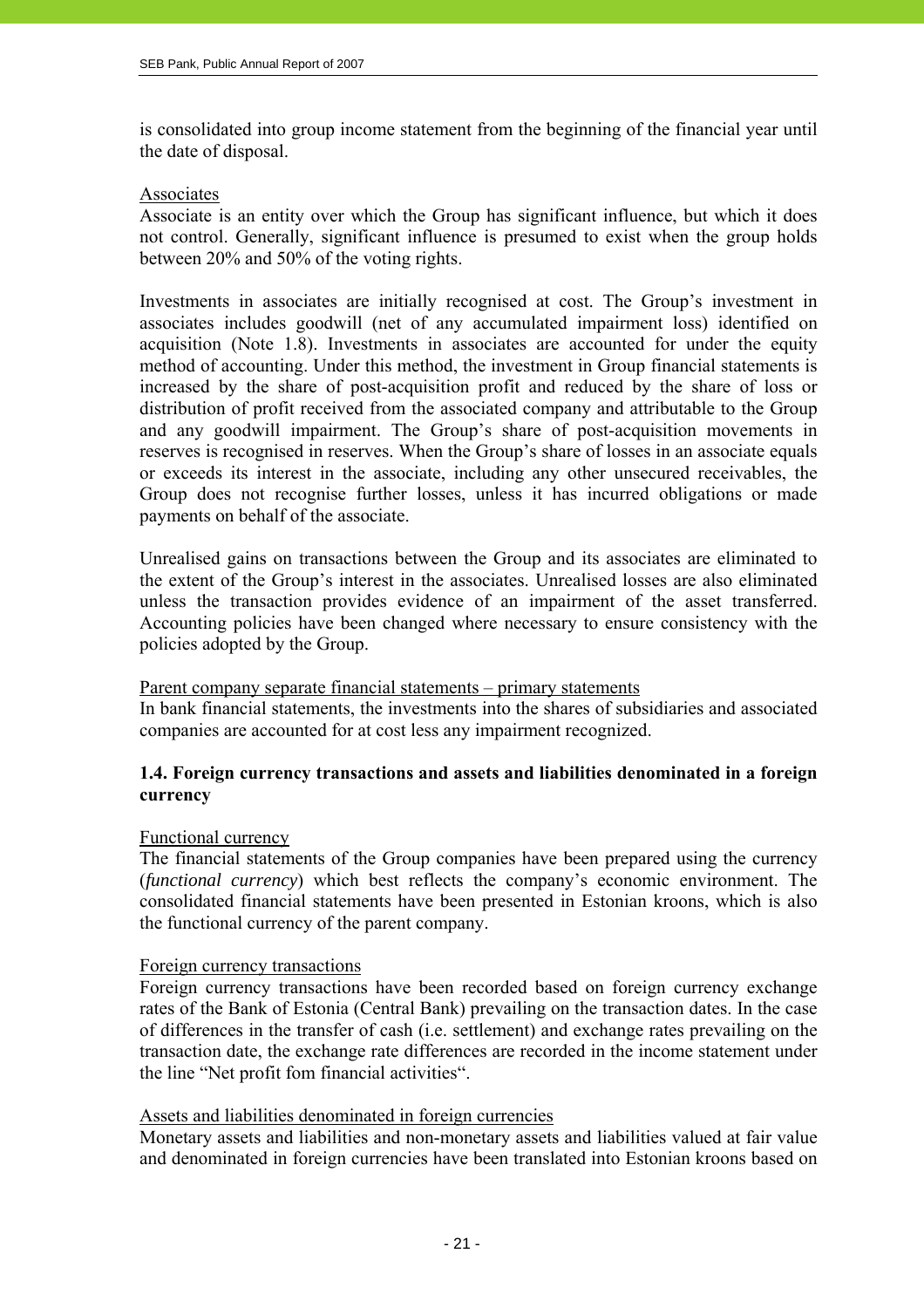is consolidated into group income statement from the beginning of the financial year until the date of disposal.

Associates

Associate is an entity over which the Group has significant influence, but which it does not control. Generally, significant influence is presumed to exist when the group holds between 20% and 50% of the voting rights.

Investments in associates are initially recognised at cost. The Group's investment in associates includes goodwill (net of any accumulated impairment loss) identified on acquisition (Note 1.8). Investments in associates are accounted for under the equity method of accounting. Under this method, the investment in Group financial statements is increased by the share of post-acquisition profit and reduced by the share of loss or distribution of profit received from the associated company and attributable to the Group and any goodwill impairment. The Group's share of post-acquisition movements in reserves is recognised in reserves. When the Group's share of losses in an associate equals or exceeds its interest in the associate, including any other unsecured receivables, the Group does not recognise further losses, unless it has incurred obligations or made payments on behalf of the associate.

Unrealised gains on transactions between the Group and its associates are eliminated to the extent of the Group's interest in the associates. Unrealised losses are also eliminated unless the transaction provides evidence of an impairment of the asset transferred. Accounting policies have been changed where necessary to ensure consistency with the policies adopted by the Group.

Parent company separate financial statements – primary statements

In bank financial statements, the investments into the shares of subsidiaries and associated companies are accounted for at cost less any impairment recognized.

### 1.4. Foreign currency transactions and assets and liabilities denominated in a foreign currency

Functional currency

The financial statements of the Group companies have been prepared using the currency (*functional currency*) which best reflects the company's economic environment. The consolidated financial statements have been presented in Estonian kroons, which is also the functional currency of the parent company.

Foreign currency transactions

Foreign currency transactions have been recorded based on foreign currency exchange rates of the Bank of Estonia (Central Bank) prevailing on the transaction dates. In the case of differences in the transfer of cash (i.e. settlement) and exchange rates prevailing on the transaction date, the exchange rate differences are recorded in the income statement under the line "Net profit fom financial activities".

Assets and liabilities denominated in foreign currencies

Monetary assets and liabilities and non-monetary assets and liabilities valued at fair value and denominated in foreign currencies have been translated into Estonian kroons based on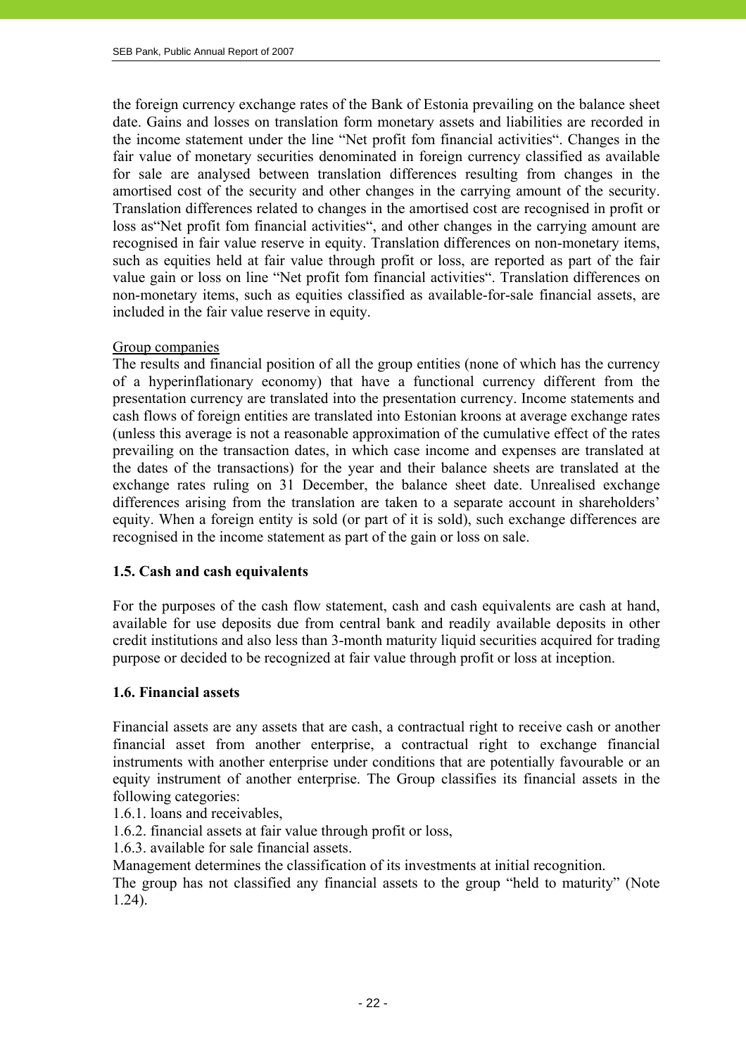the foreign currency exchange rates of the Bank of Estonia prevailing on the balance sheet date. Gains and losses on translation form monetary assets and liabilities are recorded in the income statement under the line "Net profit fom financial activities". Changes in the fair value of monetary securities denominated in foreign currency classified as available for sale are analysed between translation differences resulting from changes in the amortised cost of the security and other changes in the carrying amount of the security. Translation differences related to changes in the amortised cost are recognised in profit or loss as"Net profit fom financial activities", and other changes in the carrying amount are recognised in fair value reserve in equity. Translation differences on non-monetary items, such as equities held at fair value through profit or loss, are reported as part of the fair value gain or loss on line "Net profit fom financial activities". Translation differences on non-monetary items, such as equities classified as available-for-sale financial assets, are included in the fair value reserve in equity.

Group companies

The results and financial position of all the group entities (none of which has the currency of a hyperinflationary economy) that have a functional currency different from the presentation currency are translated into the presentation currency. Income statements and cash flows of foreign entities are translated into Estonian kroons at average exchange rates (unless this average is not a reasonable approximation of the cumulative effect of the rates prevailing on the transaction dates, in which case income and expenses are translated at the dates of the transactions) for the year and their balance sheets are translated at the exchange rates ruling on 31 December, the balance sheet date. Unrealised exchange differences arising from the translation are taken to a separate account in shareholders' equity. When a foreign entity is sold (or part of it is sold), such exchange differences are recognised in the income statement as part of the gain or loss on sale.

**1.5. Cash and cash equivalents**

For the purposes of the cash flow statement, cash and cash equivalents are cash at hand, available for use deposits due from central bank and readily available deposits in other credit institutions and also less than 3-month maturity liquid securities acquired for trading purpose or decided to be recognized at fair value through profit or loss at inception.

**1.6. Financial assets**

Financial assets are any assets that are cash, a contractual right to receive cash or another financial asset from another enterprise, a contractual right to exchange financial instruments with another enterprise under conditions that are potentially favourable or an equity instrument of another enterprise. The Group classifies its financial assets in the following categories:

1.6.1. loans and receivables,

1.6.2. financial assets at fair value through profit or loss,

1.6.3. available for sale financial assets.

Management determines the classification of its investments at initial recognition.

The group has not classified any financial assets to the group "held to maturity" (Note 1.24).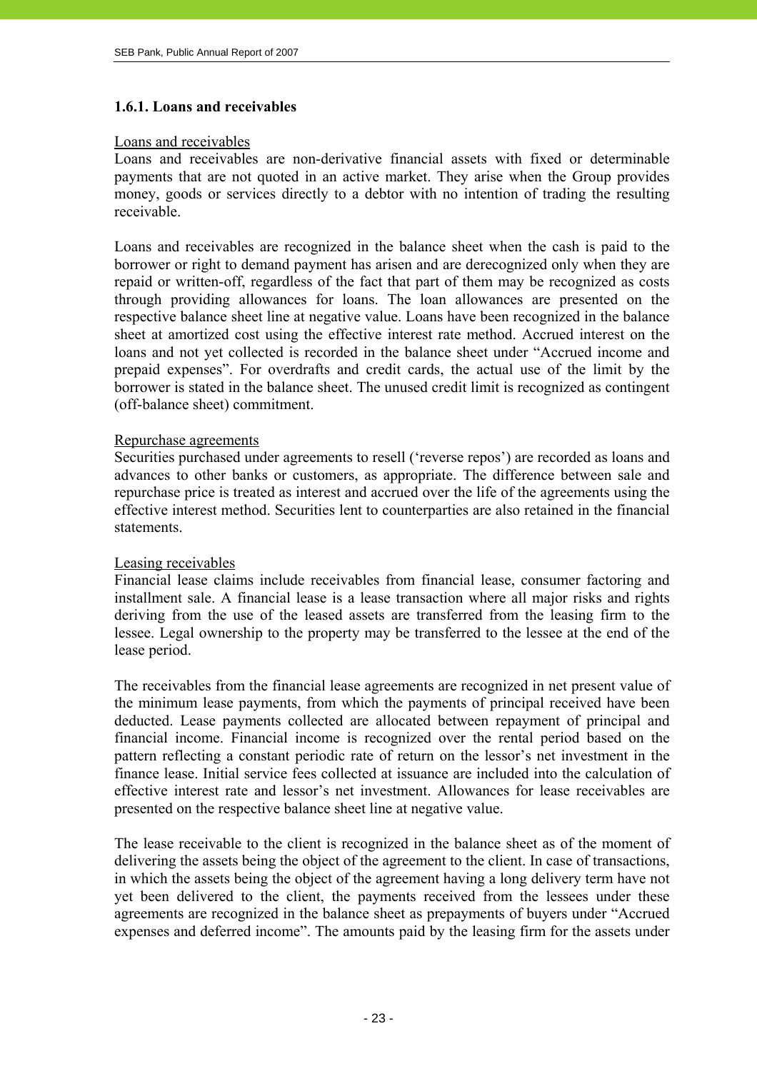### 1.6.1. Loans and receivables

Loans and receivables

Loans and receivables are non-derivative financial assets with fixed or determinable payments that are not quoted in an active market. They arise when the Group provides money, goods or services directly to a debtor with no intention of trading the resulting receivable.

Loans and receivables are recognized in the balance sheet when the cash is paid to the borrower or right to demand payment has arisen and are derecognized only when they are repaid or written-off, regardless of the fact that part of them may be recognized as costs through providing allowances for loans. The loan allowances are presented on the respective balance sheet line at negative value. Loans have been recognized in the balance sheet at amortized cost using the effective interest rate method. Accrued interest on the loans and not yet collected is recorded in the balance sheet under "Accrued income and prepaid expenses". For overdrafts and credit cards, the actual use of the limit by the borrower is stated in the balance sheet. The unused credit limit is recognized as contingent (off-balance sheet) commitment.

Repurchase agreements

Securities purchased under agreements to resell ('reverse repos') are recorded as loans and advances to other banks or customers, as appropriate. The difference between sale and repurchase price is treated as interest and accrued over the life of the agreements using the effective interest method. Securities lent to counterparties are also retained in the financial statements.

Leasing receivables

Financial lease claims include receivables from financial lease, consumer factoring and installment sale. A financial lease is a lease transaction where all major risks and rights deriving from the use of the leased assets are transferred from the leasing firm to the lessee. Legal ownership to the property may be transferred to the lessee at the end of the lease period.

The receivables from the financial lease agreements are recognized in net present value of the minimum lease payments, from which the payments of principal received have been deducted. Lease payments collected are allocated between repayment of principal and financial income. Financial income is recognized over the rental period based on the pattern reflecting a constant periodic rate of return on the lessor's net investment in the finance lease. Initial service fees collected at issuance are included into the calculation of effective interest rate and lessor's net investment. Allowances for lease receivables are presented on the respective balance sheet line at negative value.

The lease receivable to the client is recognized in the balance sheet as of the moment of delivering the assets being the object of the agreement to the client. In case of transactions, in which the assets being the object of the agreement having a long delivery term have not yet been delivered to the client, the payments received from the lessees under these agreements are recognized in the balance sheet as prepayments of buyers under "Accrued expenses and deferred income". The amounts paid by the leasing firm for the assets under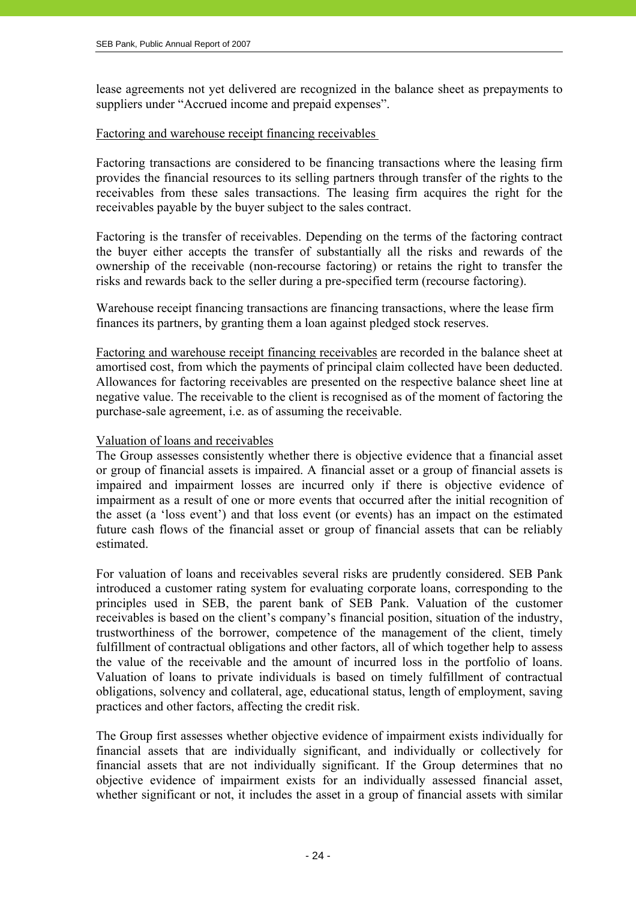lease agreements not yet delivered are recognized in the balance sheet as prepayments to suppliers under "Accrued income and prepaid expenses".

Factoring and warehouse receipt financing receivables

Factoring transactions are considered to be financing transactions where the leasing firm provides the financial resources to its selling partners through transfer of the rights to the receivables from these sales transactions. The leasing firm acquires the right for the receivables payable by the buyer subject to the sales contract.

Factoring is the transfer of receivables. Depending on the terms of the factoring contract the buyer either accepts the transfer of substantially all the risks and rewards of the ownership of the receivable (non-recourse factoring) or retains the right to transfer the risks and rewards back to the seller during a pre-specified term (recourse factoring).

Warehouse receipt financing transactions are financing transactions, where the lease firm finances its partners, by granting them a loan against pledged stock reserves.

Factoring and warehouse receipt financing receivables are recorded in the balance sheet at amortised cost, from which the payments of principal claim collected have been deducted. Allowances for factoring receivables are presented on the respective balance sheet line at negative value. The receivable to the client is recognised as of the moment of factoring the purchase-sale agreement, i.e. as of assuming the receivable.

Valuation of loans and receivables

The Group assesses consistently whether there is objective evidence that a financial asset or group of financial assets is impaired. A financial asset or a group of financial assets is impaired and impairment losses are incurred only if there is objective evidence of impairment as a result of one or more events that occurred after the initial recognition of the asset (a 'loss event') and that loss event (or events) has an impact on the estimated future cash flows of the financial asset or group of financial assets that can be reliably estimated.

For valuation of loans and receivables several risks are prudently considered. SEB Pank introduced a customer rating system for evaluating corporate loans, corresponding to the principles used in SEB, the parent bank of SEB Pank. Valuation of the customer receivables is based on the client's company's financial position, situation of the industry, trustworthiness of the borrower, competence of the management of the client, timely fulfillment of contractual obligations and other factors, all of which together help to assess the value of the receivable and the amount of incurred loss in the portfolio of loans. Valuation of loans to private individuals is based on timely fulfillment of contractual obligations, solvency and collateral, age, educational status, length of employment, saving practices and other factors, affecting the credit risk.

The Group first assesses whether objective evidence of impairment exists individually for financial assets that are individually significant, and individually or collectively for financial assets that are not individually significant. If the Group determines that no objective evidence of impairment exists for an individually assessed financial asset, whether significant or not, it includes the asset in a group of financial assets with similar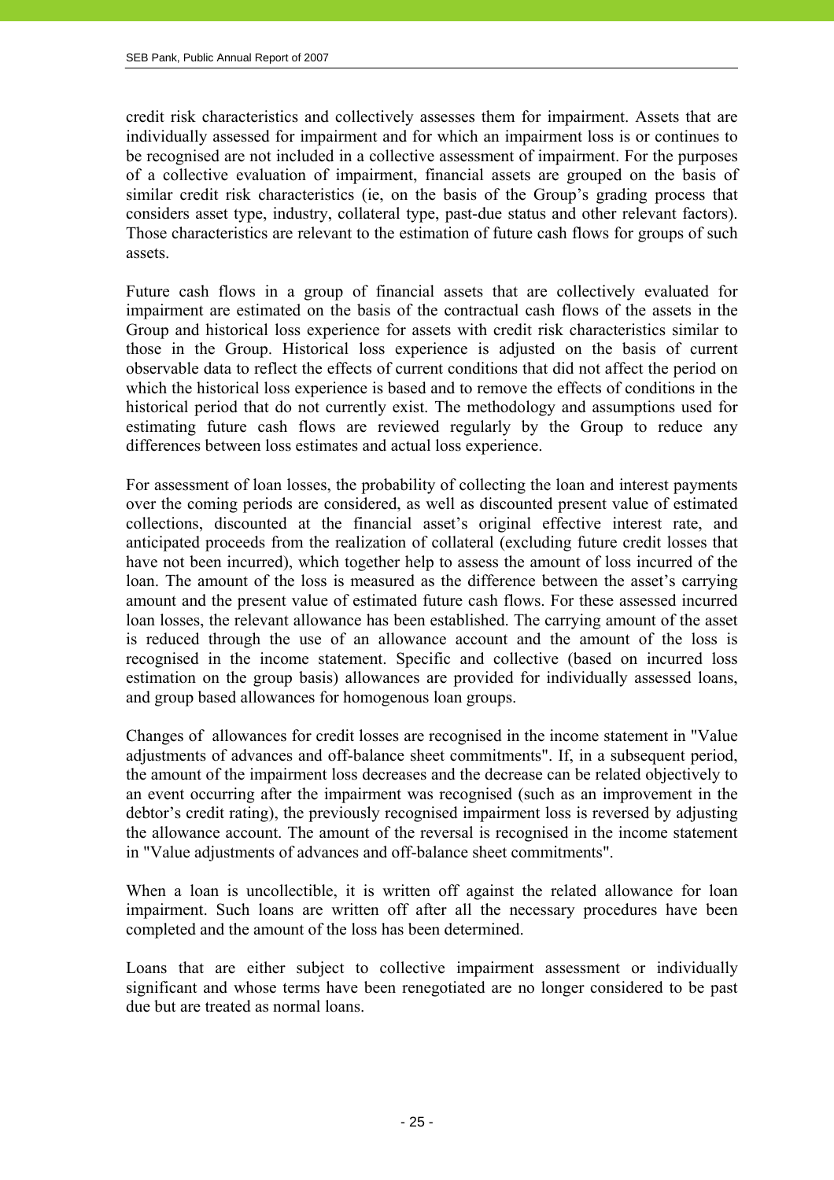credit risk characteristics and collectively assesses them for impairment. Assets that are individually assessed for impairment and for which an impairment loss is or continues to be recognised are not included in a collective assessment of impairment. For the purposes of a collective evaluation of impairment, financial assets are grouped on the basis of similar credit risk characteristics (ie, on the basis of the Group's grading process that considers asset type, industry, collateral type, past-due status and other relevant factors). Those characteristics are relevant to the estimation of future cash flows for groups of such assets.

Future cash flows in a group of financial assets that are collectively evaluated for impairment are estimated on the basis of the contractual cash flows of the assets in the Group and historical loss experience for assets with credit risk characteristics similar to those in the Group. Historical loss experience is adjusted on the basis of current observable data to reflect the effects of current conditions that did not affect the period on which the historical loss experience is based and to remove the effects of conditions in the historical period that do not currently exist. The methodology and assumptions used for estimating future cash flows are reviewed regularly by the Group to reduce any differences between loss estimates and actual loss experience.

For assessment of loan losses, the probability of collecting the loan and interest payments over the coming periods are considered, as well as discounted present value of estimated collections, discounted at the financial asset's original effective interest rate, and anticipated proceeds from the realization of collateral (excluding future credit losses that have not been incurred), which together help to assess the amount of loss incurred of the loan. The amount of the loss is measured as the difference between the asset's carrying amount and the present value of estimated future cash flows. For these assessed incurred loan losses, the relevant allowance has been established. The carrying amount of the asset is reduced through the use of an allowance account and the amount of the loss is recognised in the income statement. Specific and collective (based on incurred loss estimation on the group basis) allowances are provided for individually assessed loans, and group based allowances for homogenous loan groups.

Changes of allowances for credit losses are recognised in the income statement in "Value adjustments of advances and off-balance sheet commitments". If, in a subsequent period, the amount of the impairment loss decreases and the decrease can be related objectively to an event occurring after the impairment was recognised (such as an improvement in the debtor's credit rating), the previously recognised impairment loss is reversed by adjusting the allowance account. The amount of the reversal is recognised in the income statement in "Value adjustments of advances and off-balance sheet commitments".

When a loan is uncollectible, it is written off against the related allowance for loan impairment. Such loans are written off after all the necessary procedures have been completed and the amount of the loss has been determined.

Loans that are either subject to collective impairment assessment or individually significant and whose terms have been renegotiated are no longer considered to be past due but are treated as normal loans.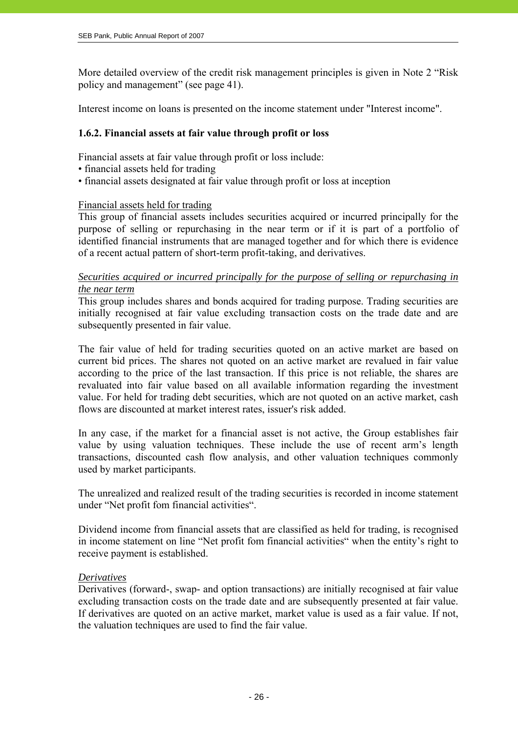More detailed overview of the credit risk management principles is given in Note 2 "Risk policy and management" (see page 41).

Interest income on loans is presented on the income statement under "Interest income".

### 1.6.2. Financial assets at fair value through profit or loss

Financial assets at fair value through profit or loss include:
- financial assets held for trading
- financial assets designated at fair value through profit or loss at inception

Financial assets held for trading

This group of financial assets includes securities acquired or incurred principally for the purpose of selling or repurchasing in the near term or if it is part of a portfolio of identified financial instruments that are managed together and for which there is evidence of a recent actual pattern of short-term profit-taking, and derivatives.

*Securities acquired or incurred principally for the purpose of selling or repurchasing in the near term*

This group includes shares and bonds acquired for trading purpose. Trading securities are initially recognised at fair value excluding transaction costs on the trade date and are subsequently presented in fair value.

The fair value of held for trading securities quoted on an active market are based on current bid prices. The shares not quoted on an active market are revalued in fair value according to the price of the last transaction. If this price is not reliable, the shares are revaluated into fair value based on all available information regarding the investment value. For held for trading debt securities, which are not quoted on an active market, cash flows are discounted at market interest rates, issuer's risk added.

In any case, if the market for a financial asset is not active, the Group establishes fair value by using valuation techniques. These include the use of recent arm's length transactions, discounted cash flow analysis, and other valuation techniques commonly used by market participants.

The unrealized and realized result of the trading securities is recorded in income statement under "Net profit fom financial activities".

Dividend income from financial assets that are classified as held for trading, is recognised in income statement on line "Net profit fom financial activities" when the entity's right to receive payment is established.

*Derivatives*

Derivatives (forward-, swap- and option transactions) are initially recognised at fair value excluding transaction costs on the trade date and are subsequently presented at fair value. If derivatives are quoted on an active market, market value is used as a fair value. If not, the valuation techniques are used to find the fair value.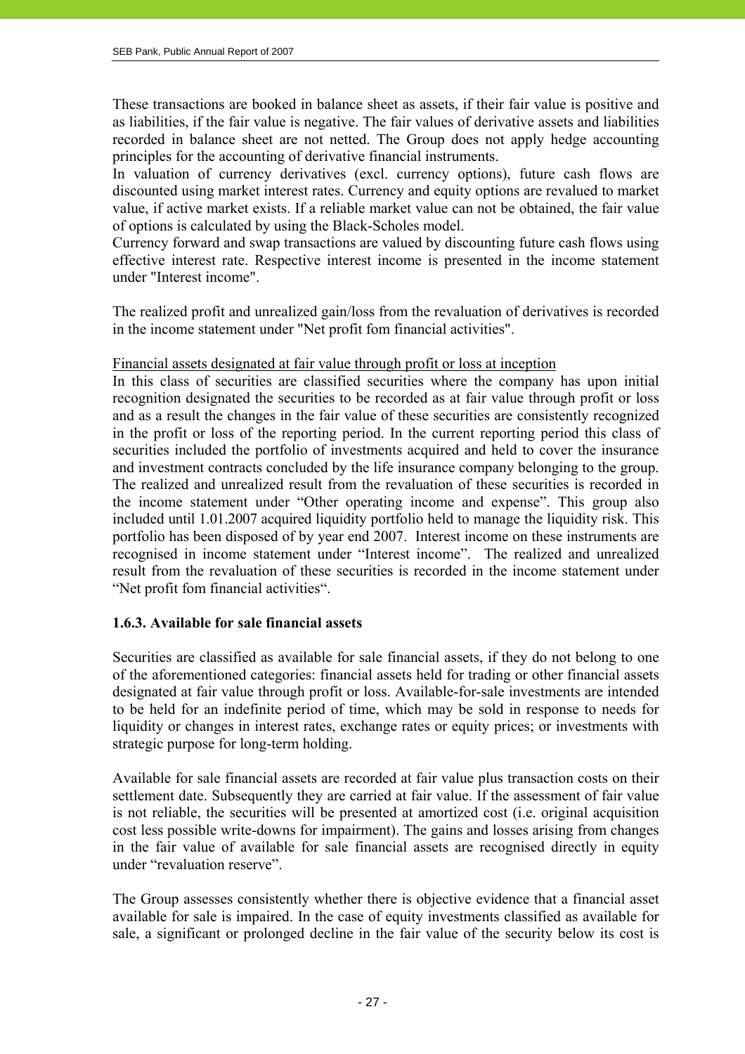These transactions are booked in balance sheet as assets, if their fair value is positive and as liabilities, if the fair value is negative. The fair values of derivative assets and liabilities recorded in balance sheet are not netted. The Group does not apply hedge accounting principles for the accounting of derivative financial instruments.
In valuation of currency derivatives (excl. currency options), future cash flows are discounted using market interest rates. Currency and equity options are revalued to market value, if active market exists. If a reliable market value can not be obtained, the fair value of options is calculated by using the Black-Scholes model.
Currency forward and swap transactions are valued by discounting future cash flows using effective interest rate. Respective interest income is presented in the income statement under "Interest income".

The realized profit and unrealized gain/loss from the revaluation of derivatives is recorded in the income statement under "Net profit fom financial activities".

Financial assets designated at fair value through profit or loss at inception
In this class of securities are classified securities where the company has upon initial recognition designated the securities to be recorded as at fair value through profit or loss and as a result the changes in the fair value of these securities are consistently recognized in the profit or loss of the reporting period. In the current reporting period this class of securities included the portfolio of investments acquired and held to cover the insurance and investment contracts concluded by the life insurance company belonging to the group. The realized and unrealized result from the revaluation of these securities is recorded in the income statement under "Other operating income and expense". This group also included until 1.01.2007 acquired liquidity portfolio held to manage the liquidity risk. This portfolio has been disposed of by year end 2007. Interest income on these instruments are recognised in income statement under "Interest income". The realized and unrealized result from the revaluation of these securities is recorded in the income statement under "Net profit fom financial activities".

### 1.6.3. Available for sale financial assets

Securities are classified as available for sale financial assets, if they do not belong to one of the aforementioned categories: financial assets held for trading or other financial assets designated at fair value through profit or loss. Available-for-sale investments are intended to be held for an indefinite period of time, which may be sold in response to needs for liquidity or changes in interest rates, exchange rates or equity prices; or investments with strategic purpose for long-term holding.

Available for sale financial assets are recorded at fair value plus transaction costs on their settlement date. Subsequently they are carried at fair value. If the assessment of fair value is not reliable, the securities will be presented at amortized cost (i.e. original acquisition cost less possible write-downs for impairment). The gains and losses arising from changes in the fair value of available for sale financial assets are recognised directly in equity under "revaluation reserve".

The Group assesses consistently whether there is objective evidence that a financial asset available for sale is impaired. In the case of equity investments classified as available for sale, a significant or prolonged decline in the fair value of the security below its cost is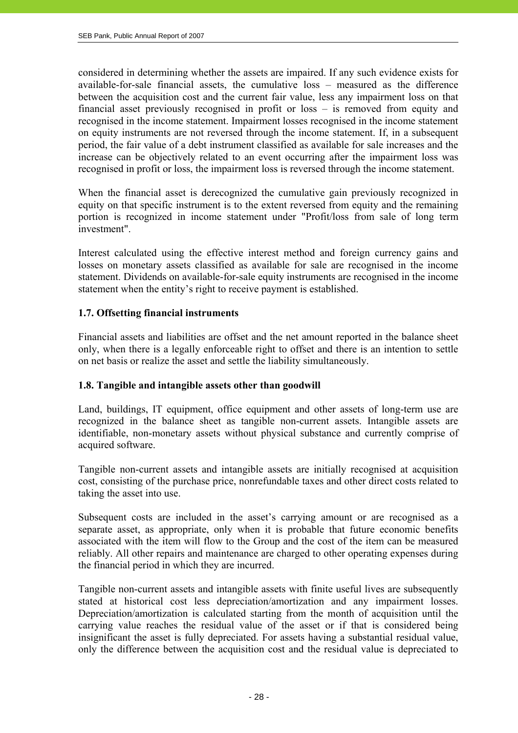considered in determining whether the assets are impaired. If any such evidence exists for available-for-sale financial assets, the cumulative loss – measured as the difference between the acquisition cost and the current fair value, less any impairment loss on that financial asset previously recognised in profit or loss – is removed from equity and recognised in the income statement. Impairment losses recognised in the income statement on equity instruments are not reversed through the income statement. If, in a subsequent period, the fair value of a debt instrument classified as available for sale increases and the increase can be objectively related to an event occurring after the impairment loss was recognised in profit or loss, the impairment loss is reversed through the income statement.

When the financial asset is derecognized the cumulative gain previously recognized in equity on that specific instrument is to the extent reversed from equity and the remaining portion is recognized in income statement under "Profit/loss from sale of long term investment".

Interest calculated using the effective interest method and foreign currency gains and losses on monetary assets classified as available for sale are recognised in the income statement. Dividends on available-for-sale equity instruments are recognised in the income statement when the entity's right to receive payment is established.

### 1.7. Offsetting financial instruments

Financial assets and liabilities are offset and the net amount reported in the balance sheet only, when there is a legally enforceable right to offset and there is an intention to settle on net basis or realize the asset and settle the liability simultaneously.

### 1.8. Tangible and intangible assets other than goodwill

Land, buildings, IT equipment, office equipment and other assets of long-term use are recognized in the balance sheet as tangible non-current assets. Intangible assets are identifiable, non-monetary assets without physical substance and currently comprise of acquired software.

Tangible non-current assets and intangible assets are initially recognised at acquisition cost, consisting of the purchase price, nonrefundable taxes and other direct costs related to taking the asset into use.

Subsequent costs are included in the asset's carrying amount or are recognised as a separate asset, as appropriate, only when it is probable that future economic benefits associated with the item will flow to the Group and the cost of the item can be measured reliably. All other repairs and maintenance are charged to other operating expenses during the financial period in which they are incurred.

Tangible non-current assets and intangible assets with finite useful lives are subsequently stated at historical cost less depreciation/amortization and any impairment losses. Depreciation/amortization is calculated starting from the month of acquisition until the carrying value reaches the residual value of the asset or if that is considered being insignificant the asset is fully depreciated. For assets having a substantial residual value, only the difference between the acquisition cost and the residual value is depreciated to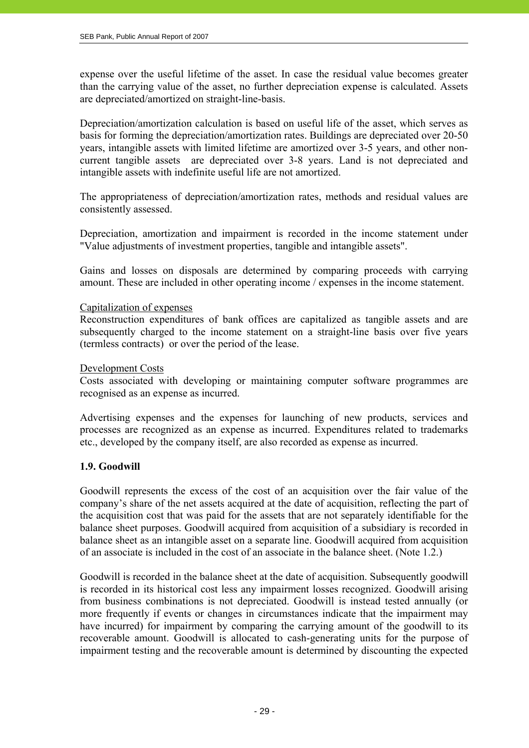expense over the useful lifetime of the asset. In case the residual value becomes greater than the carrying value of the asset, no further depreciation expense is calculated. Assets are depreciated/amortized on straight-line-basis.

Depreciation/amortization calculation is based on useful life of the asset, which serves as basis for forming the depreciation/amortization rates. Buildings are depreciated over 20-50 years, intangible assets with limited lifetime are amortized over 3-5 years, and other non-current tangible assets are depreciated over 3-8 years. Land is not depreciated and intangible assets with indefinite useful life are not amortized.

The appropriateness of depreciation/amortization rates, methods and residual values are consistently assessed.

Depreciation, amortization and impairment is recorded in the income statement under "Value adjustments of investment properties, tangible and intangible assets".

Gains and losses on disposals are determined by comparing proceeds with carrying amount. These are included in other operating income / expenses in the income statement.

Capitalization of expenses

Reconstruction expenditures of bank offices are capitalized as tangible assets and are subsequently charged to the income statement on a straight-line basis over five years (termless contracts) or over the period of the lease.

Development Costs

Costs associated with developing or maintaining computer software programmes are recognised as an expense as incurred.

Advertising expenses and the expenses for launching of new products, services and processes are recognized as an expense as incurred. Expenditures related to trademarks etc., developed by the company itself, are also recorded as expense as incurred.

### 1.9. Goodwill

Goodwill represents the excess of the cost of an acquisition over the fair value of the company's share of the net assets acquired at the date of acquisition, reflecting the part of the acquisition cost that was paid for the assets that are not separately identifiable for the balance sheet purposes. Goodwill acquired from acquisition of a subsidiary is recorded in balance sheet as an intangible asset on a separate line. Goodwill acquired from acquisition of an associate is included in the cost of an associate in the balance sheet. (Note 1.2.)

Goodwill is recorded in the balance sheet at the date of acquisition. Subsequently goodwill is recorded in its historical cost less any impairment losses recognized. Goodwill arising from business combinations is not depreciated. Goodwill is instead tested annually (or more frequently if events or changes in circumstances indicate that the impairment may have incurred) for impairment by comparing the carrying amount of the goodwill to its recoverable amount. Goodwill is allocated to cash-generating units for the purpose of impairment testing and the recoverable amount is determined by discounting the expected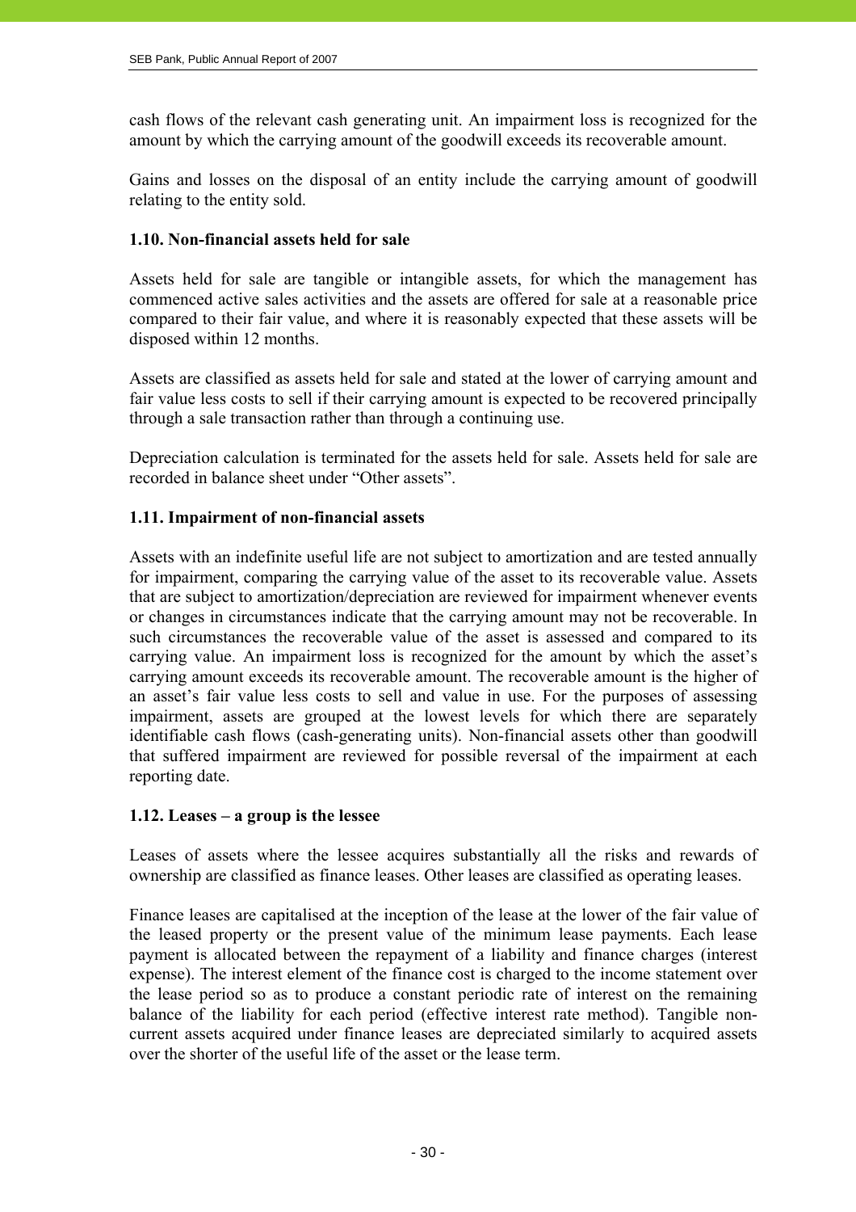cash flows of the relevant cash generating unit. An impairment loss is recognized for the amount by which the carrying amount of the goodwill exceeds its recoverable amount.

Gains and losses on the disposal of an entity include the carrying amount of goodwill relating to the entity sold.

### 1.10. Non-financial assets held for sale

Assets held for sale are tangible or intangible assets, for which the management has commenced active sales activities and the assets are offered for sale at a reasonable price compared to their fair value, and where it is reasonably expected that these assets will be disposed within 12 months.

Assets are classified as assets held for sale and stated at the lower of carrying amount and fair value less costs to sell if their carrying amount is expected to be recovered principally through a sale transaction rather than through a continuing use.

Depreciation calculation is terminated for the assets held for sale. Assets held for sale are recorded in balance sheet under "Other assets".

### 1.11. Impairment of non-financial assets

Assets with an indefinite useful life are not subject to amortization and are tested annually for impairment, comparing the carrying value of the asset to its recoverable value. Assets that are subject to amortization/depreciation are reviewed for impairment whenever events or changes in circumstances indicate that the carrying amount may not be recoverable. In such circumstances the recoverable value of the asset is assessed and compared to its carrying value. An impairment loss is recognized for the amount by which the asset's carrying amount exceeds its recoverable amount. The recoverable amount is the higher of an asset's fair value less costs to sell and value in use. For the purposes of assessing impairment, assets are grouped at the lowest levels for which there are separately identifiable cash flows (cash-generating units). Non-financial assets other than goodwill that suffered impairment are reviewed for possible reversal of the impairment at each reporting date.

### 1.12. Leases – a group is the lessee

Leases of assets where the lessee acquires substantially all the risks and rewards of ownership are classified as finance leases. Other leases are classified as operating leases.

Finance leases are capitalised at the inception of the lease at the lower of the fair value of the leased property or the present value of the minimum lease payments. Each lease payment is allocated between the repayment of a liability and finance charges (interest expense). The interest element of the finance cost is charged to the income statement over the lease period so as to produce a constant periodic rate of interest on the remaining balance of the liability for each period (effective interest rate method). Tangible non-current assets acquired under finance leases are depreciated similarly to acquired assets over the shorter of the useful life of the asset or the lease term.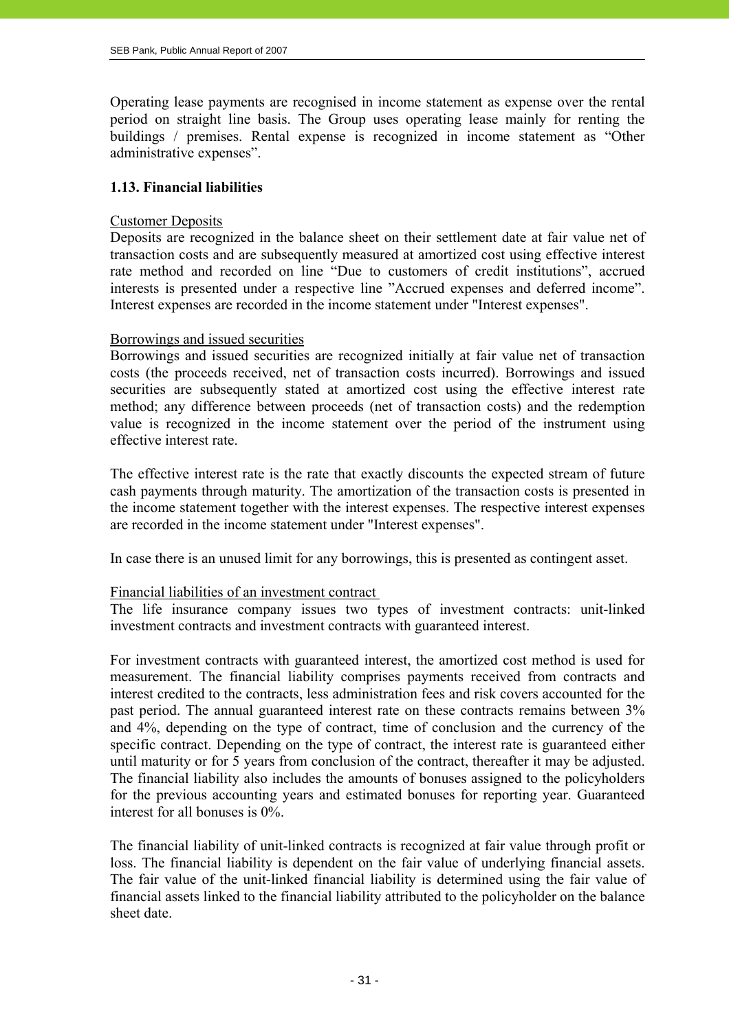Operating lease payments are recognised in income statement as expense over the rental period on straight line basis. The Group uses operating lease mainly for renting the buildings / premises. Rental expense is recognized in income statement as "Other administrative expenses".

### 1.13. Financial liabilities

Customer Deposits

Deposits are recognized in the balance sheet on their settlement date at fair value net of transaction costs and are subsequently measured at amortized cost using effective interest rate method and recorded on line "Due to customers of credit institutions", accrued interests is presented under a respective line "Accrued expenses and deferred income". Interest expenses are recorded in the income statement under "Interest expenses".

Borrowings and issued securities

Borrowings and issued securities are recognized initially at fair value net of transaction costs (the proceeds received, net of transaction costs incurred). Borrowings and issued securities are subsequently stated at amortized cost using the effective interest rate method; any difference between proceeds (net of transaction costs) and the redemption value is recognized in the income statement over the period of the instrument using effective interest rate.

The effective interest rate is the rate that exactly discounts the expected stream of future cash payments through maturity. The amortization of the transaction costs is presented in the income statement together with the interest expenses. The respective interest expenses are recorded in the income statement under "Interest expenses".

In case there is an unused limit for any borrowings, this is presented as contingent asset.

Financial liabilities of an investment contract

The life insurance company issues two types of investment contracts: unit-linked investment contracts and investment contracts with guaranteed interest.

For investment contracts with guaranteed interest, the amortized cost method is used for measurement. The financial liability comprises payments received from contracts and interest credited to the contracts, less administration fees and risk covers accounted for the past period. The annual guaranteed interest rate on these contracts remains between 3% and 4%, depending on the type of contract, time of conclusion and the currency of the specific contract. Depending on the type of contract, the interest rate is guaranteed either until maturity or for 5 years from conclusion of the contract, thereafter it may be adjusted. The financial liability also includes the amounts of bonuses assigned to the policyholders for the previous accounting years and estimated bonuses for reporting year. Guaranteed interest for all bonuses is 0%.

The financial liability of unit-linked contracts is recognized at fair value through profit or loss. The financial liability is dependent on the fair value of underlying financial assets. The fair value of the unit-linked financial liability is determined using the fair value of financial assets linked to the financial liability attributed to the policyholder on the balance sheet date.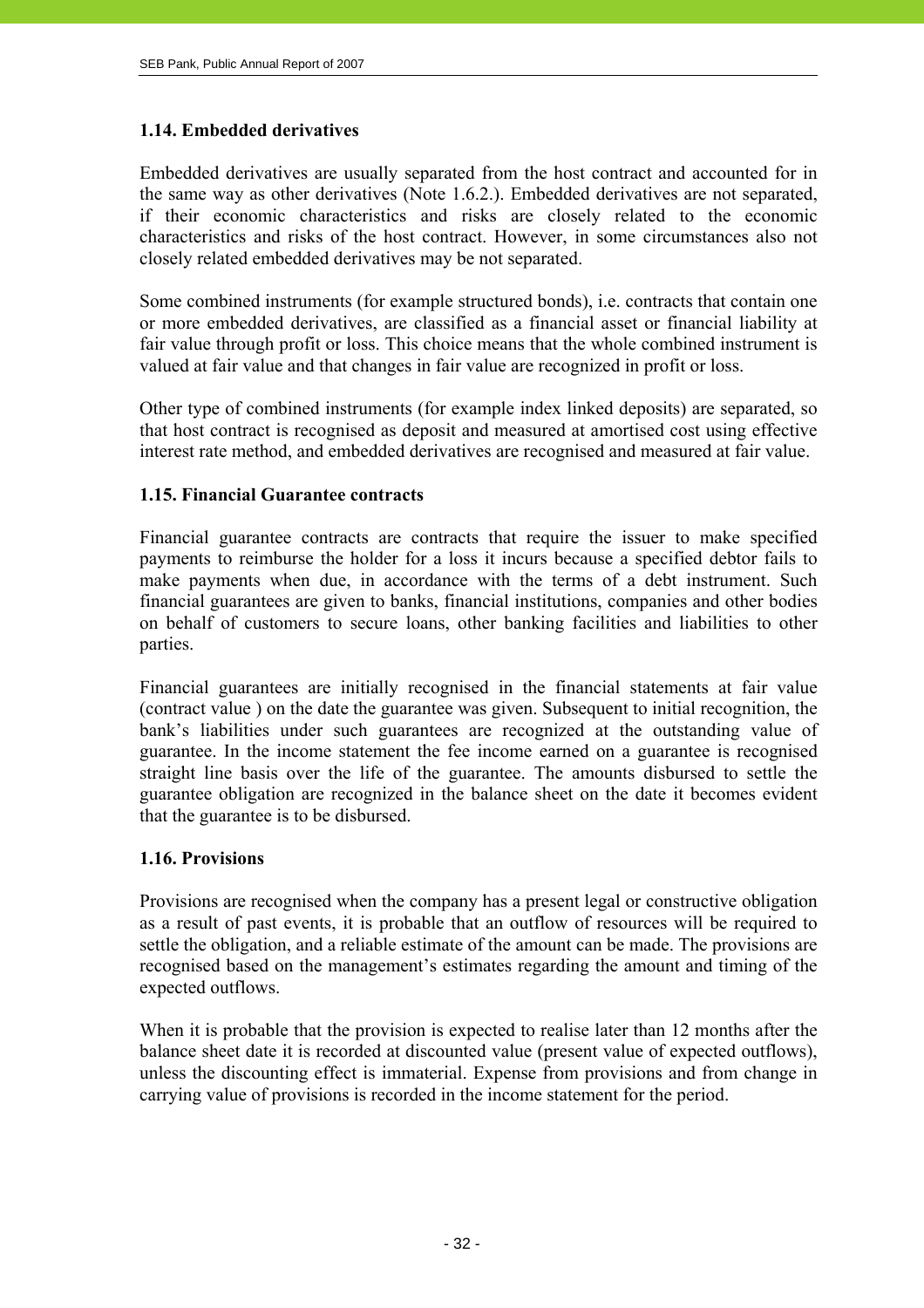### 1.14. Embedded derivatives

Embedded derivatives are usually separated from the host contract and accounted for in the same way as other derivatives (Note 1.6.2.). Embedded derivatives are not separated, if their economic characteristics and risks are closely related to the economic characteristics and risks of the host contract. However, in some circumstances also not closely related embedded derivatives may be not separated.

Some combined instruments (for example structured bonds), i.e. contracts that contain one or more embedded derivatives, are classified as a financial asset or financial liability at fair value through profit or loss. This choice means that the whole combined instrument is valued at fair value and that changes in fair value are recognized in profit or loss.

Other type of combined instruments (for example index linked deposits) are separated, so that host contract is recognised as deposit and measured at amortised cost using effective interest rate method, and embedded derivatives are recognised and measured at fair value.

### 1.15. Financial Guarantee contracts

Financial guarantee contracts are contracts that require the issuer to make specified payments to reimburse the holder for a loss it incurs because a specified debtor fails to make payments when due, in accordance with the terms of a debt instrument. Such financial guarantees are given to banks, financial institutions, companies and other bodies on behalf of customers to secure loans, other banking facilities and liabilities to other parties.

Financial guarantees are initially recognised in the financial statements at fair value (contract value ) on the date the guarantee was given. Subsequent to initial recognition, the bank's liabilities under such guarantees are recognized at the outstanding value of guarantee. In the income statement the fee income earned on a guarantee is recognised straight line basis over the life of the guarantee. The amounts disbursed to settle the guarantee obligation are recognized in the balance sheet on the date it becomes evident that the guarantee is to be disbursed.

### 1.16. Provisions

Provisions are recognised when the company has a present legal or constructive obligation as a result of past events, it is probable that an outflow of resources will be required to settle the obligation, and a reliable estimate of the amount can be made. The provisions are recognised based on the management's estimates regarding the amount and timing of the expected outflows.

When it is probable that the provision is expected to realise later than 12 months after the balance sheet date it is recorded at discounted value (present value of expected outflows), unless the discounting effect is immaterial. Expense from provisions and from change in carrying value of provisions is recorded in the income statement for the period.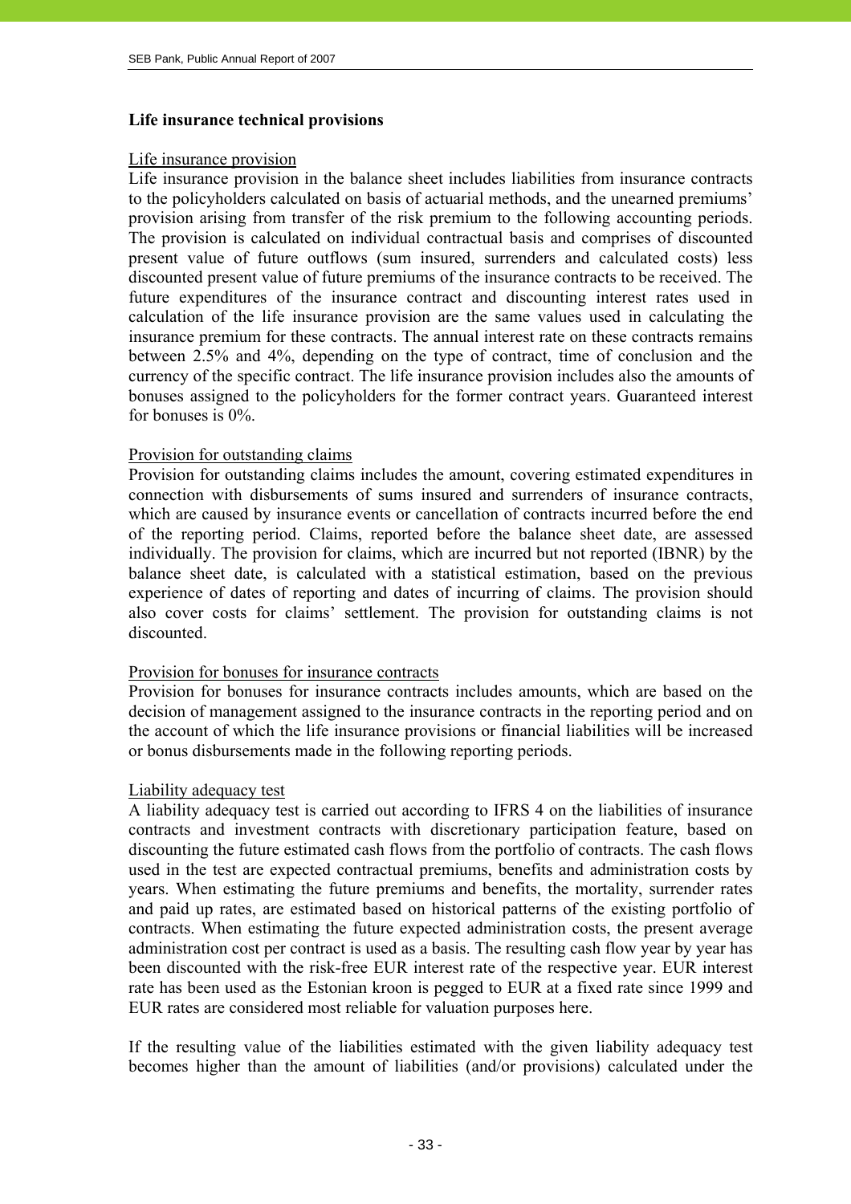### Life insurance technical provisions

Life insurance provision

Life insurance provision in the balance sheet includes liabilities from insurance contracts to the policyholders calculated on basis of actuarial methods, and the unearned premiums' provision arising from transfer of the risk premium to the following accounting periods. The provision is calculated on individual contractual basis and comprises of discounted present value of future outflows (sum insured, surrenders and calculated costs) less discounted present value of future premiums of the insurance contracts to be received. The future expenditures of the insurance contract and discounting interest rates used in calculation of the life insurance provision are the same values used in calculating the insurance premium for these contracts. The annual interest rate on these contracts remains between 2.5% and 4%, depending on the type of contract, time of conclusion and the currency of the specific contract. The life insurance provision includes also the amounts of bonuses assigned to the policyholders for the former contract years. Guaranteed interest for bonuses is 0%.

Provision for outstanding claims

Provision for outstanding claims includes the amount, covering estimated expenditures in connection with disbursements of sums insured and surrenders of insurance contracts, which are caused by insurance events or cancellation of contracts incurred before the end of the reporting period. Claims, reported before the balance sheet date, are assessed individually. The provision for claims, which are incurred but not reported (IBNR) by the balance sheet date, is calculated with a statistical estimation, based on the previous experience of dates of reporting and dates of incurring of claims. The provision should also cover costs for claims' settlement. The provision for outstanding claims is not discounted.

Provision for bonuses for insurance contracts

Provision for bonuses for insurance contracts includes amounts, which are based on the decision of management assigned to the insurance contracts in the reporting period and on the account of which the life insurance provisions or financial liabilities will be increased or bonus disbursements made in the following reporting periods.

Liability adequacy test

A liability adequacy test is carried out according to IFRS 4 on the liabilities of insurance contracts and investment contracts with discretionary participation feature, based on discounting the future estimated cash flows from the portfolio of contracts. The cash flows used in the test are expected contractual premiums, benefits and administration costs by years. When estimating the future premiums and benefits, the mortality, surrender rates and paid up rates, are estimated based on historical patterns of the existing portfolio of contracts. When estimating the future expected administration costs, the present average administration cost per contract is used as a basis. The resulting cash flow year by year has been discounted with the risk-free EUR interest rate of the respective year. EUR interest rate has been used as the Estonian kroon is pegged to EUR at a fixed rate since 1999 and EUR rates are considered most reliable for valuation purposes here.

If the resulting value of the liabilities estimated with the given liability adequacy test becomes higher than the amount of liabilities (and/or provisions) calculated under the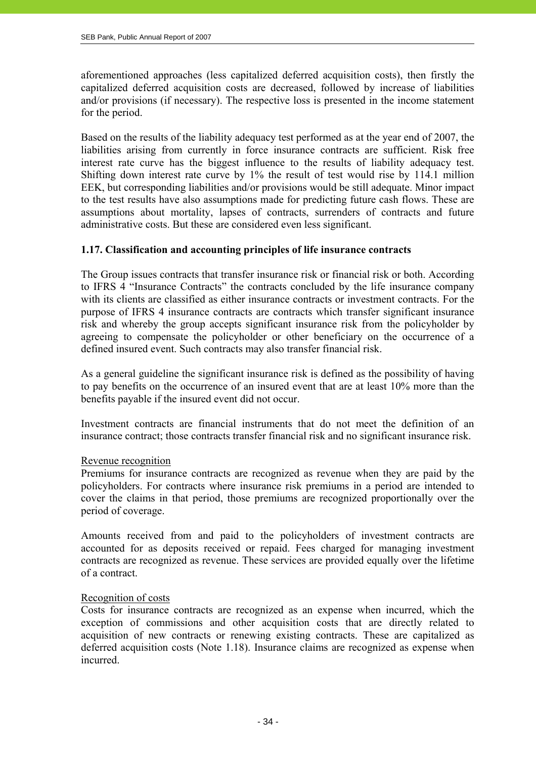aforementioned approaches (less capitalized deferred acquisition costs), then firstly the capitalized deferred acquisition costs are decreased, followed by increase of liabilities and/or provisions (if necessary). The respective loss is presented in the income statement for the period.

Based on the results of the liability adequacy test performed as at the year end of 2007, the liabilities arising from currently in force insurance contracts are sufficient. Risk free interest rate curve has the biggest influence to the results of liability adequacy test. Shifting down interest rate curve by 1% the result of test would rise by 114.1 million EEK, but corresponding liabilities and/or provisions would be still adequate. Minor impact to the test results have also assumptions made for predicting future cash flows. These are assumptions about mortality, lapses of contracts, surrenders of contracts and future administrative costs. But these are considered even less significant.

### 1.17. Classification and accounting principles of life insurance contracts

The Group issues contracts that transfer insurance risk or financial risk or both. According to IFRS 4 "Insurance Contracts" the contracts concluded by the life insurance company with its clients are classified as either insurance contracts or investment contracts. For the purpose of IFRS 4 insurance contracts are contracts which transfer significant insurance risk and whereby the group accepts significant insurance risk from the policyholder by agreeing to compensate the policyholder or other beneficiary on the occurrence of a defined insured event. Such contracts may also transfer financial risk.

As a general guideline the significant insurance risk is defined as the possibility of having to pay benefits on the occurrence of an insured event that are at least 10% more than the benefits payable if the insured event did not occur.

Investment contracts are financial instruments that do not meet the definition of an insurance contract; those contracts transfer financial risk and no significant insurance risk.

Revenue recognition

Premiums for insurance contracts are recognized as revenue when they are paid by the policyholders. For contracts where insurance risk premiums in a period are intended to cover the claims in that period, those premiums are recognized proportionally over the period of coverage.

Amounts received from and paid to the policyholders of investment contracts are accounted for as deposits received or repaid. Fees charged for managing investment contracts are recognized as revenue. These services are provided equally over the lifetime of a contract.

Recognition of costs

Costs for insurance contracts are recognized as an expense when incurred, which the exception of commissions and other acquisition costs that are directly related to acquisition of new contracts or renewing existing contracts. These are capitalized as deferred acquisition costs (Note 1.18). Insurance claims are recognized as expense when incurred.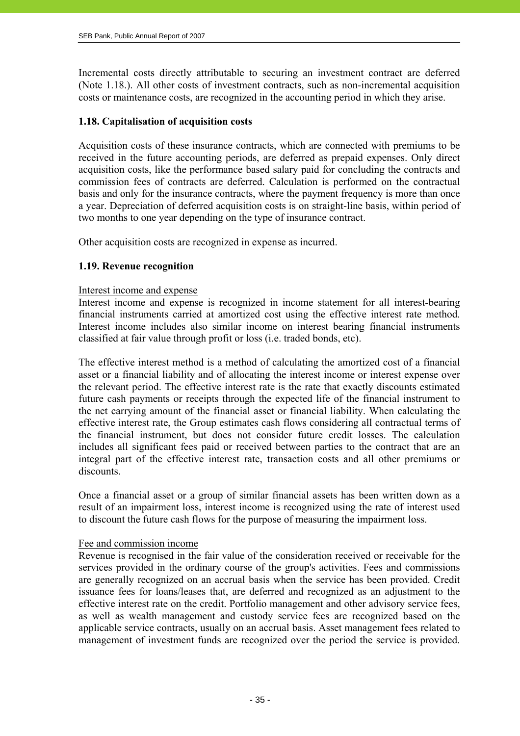Incremental costs directly attributable to securing an investment contract are deferred (Note 1.18.). All other costs of investment contracts, such as non-incremental acquisition costs or maintenance costs, are recognized in the accounting period in which they arise.

### 1.18. Capitalisation of acquisition costs

Acquisition costs of these insurance contracts, which are connected with premiums to be received in the future accounting periods, are deferred as prepaid expenses. Only direct acquisition costs, like the performance based salary paid for concluding the contracts and commission fees of contracts are deferred. Calculation is performed on the contractual basis and only for the insurance contracts, where the payment frequency is more than once a year. Depreciation of deferred acquisition costs is on straight-line basis, within period of two months to one year depending on the type of insurance contract.

Other acquisition costs are recognized in expense as incurred.

### 1.19. Revenue recognition

Interest income and expense

Interest income and expense is recognized in income statement for all interest-bearing financial instruments carried at amortized cost using the effective interest rate method. Interest income includes also similar income on interest bearing financial instruments classified at fair value through profit or loss (i.e. traded bonds, etc).

The effective interest method is a method of calculating the amortized cost of a financial asset or a financial liability and of allocating the interest income or interest expense over the relevant period. The effective interest rate is the rate that exactly discounts estimated future cash payments or receipts through the expected life of the financial instrument to the net carrying amount of the financial asset or financial liability. When calculating the effective interest rate, the Group estimates cash flows considering all contractual terms of the financial instrument, but does not consider future credit losses. The calculation includes all significant fees paid or received between parties to the contract that are an integral part of the effective interest rate, transaction costs and all other premiums or discounts.

Once a financial asset or a group of similar financial assets has been written down as a result of an impairment loss, interest income is recognized using the rate of interest used to discount the future cash flows for the purpose of measuring the impairment loss.

Fee and commission income

Revenue is recognised in the fair value of the consideration received or receivable for the services provided in the ordinary course of the group's activities. Fees and commissions are generally recognized on an accrual basis when the service has been provided. Credit issuance fees for loans/leases that, are deferred and recognized as an adjustment to the effective interest rate on the credit. Portfolio management and other advisory service fees, as well as wealth management and custody service fees are recognized based on the applicable service contracts, usually on an accrual basis. Asset management fees related to management of investment funds are recognized over the period the service is provided.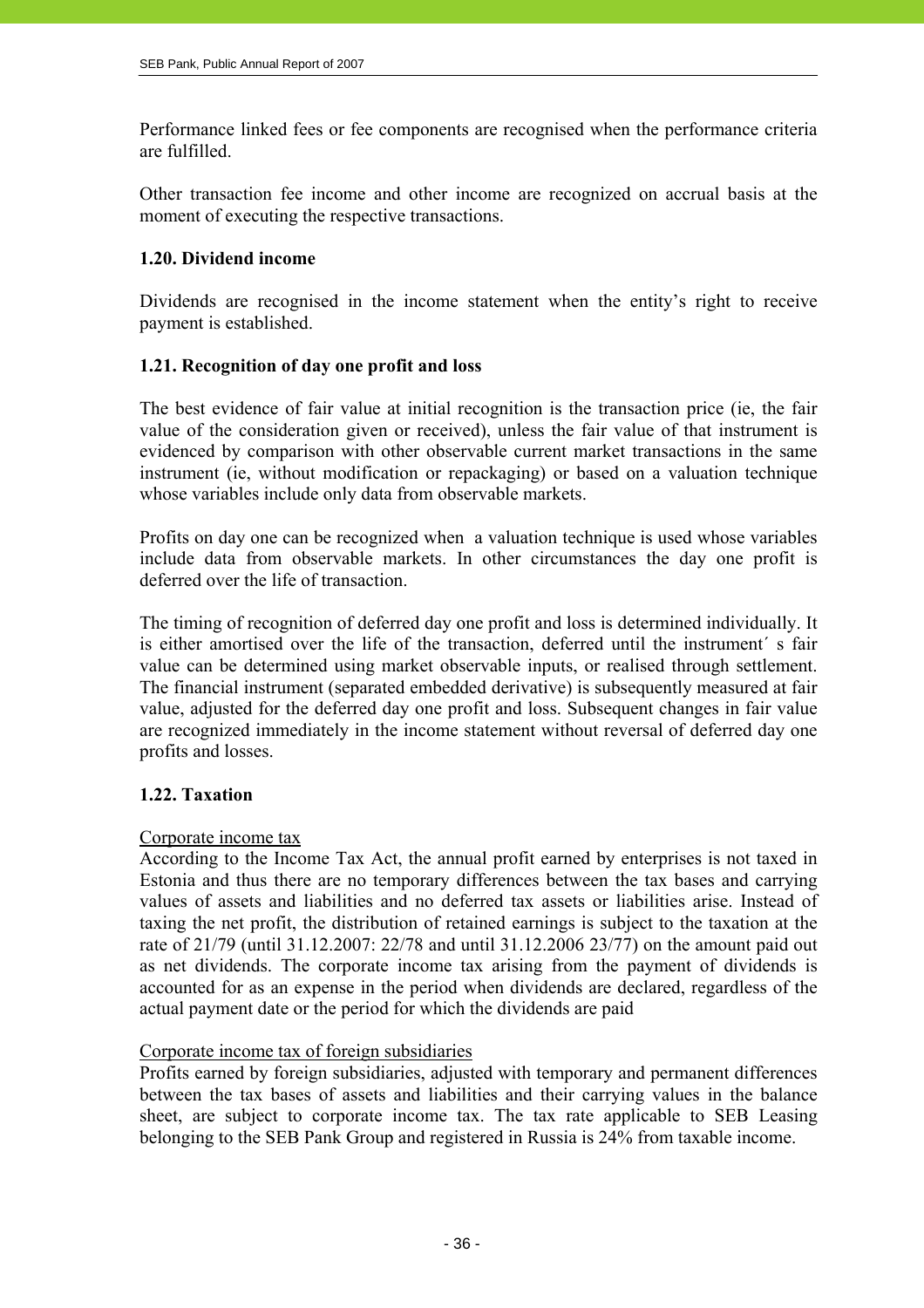Performance linked fees or fee components are recognised when the performance criteria are fulfilled.

Other transaction fee income and other income are recognized on accrual basis at the moment of executing the respective transactions.

### 1.20. Dividend income

Dividends are recognised in the income statement when the entity's right to receive payment is established.

### 1.21. Recognition of day one profit and loss

The best evidence of fair value at initial recognition is the transaction price (ie, the fair value of the consideration given or received), unless the fair value of that instrument is evidenced by comparison with other observable current market transactions in the same instrument (ie, without modification or repackaging) or based on a valuation technique whose variables include only data from observable markets.

Profits on day one can be recognized when a valuation technique is used whose variables include data from observable markets. In other circumstances the day one profit is deferred over the life of transaction.

The timing of recognition of deferred day one profit and loss is determined individually. It is either amortised over the life of the transaction, deferred until the instrument´ s fair value can be determined using market observable inputs, or realised through settlement. The financial instrument (separated embedded derivative) is subsequently measured at fair value, adjusted for the deferred day one profit and loss. Subsequent changes in fair value are recognized immediately in the income statement without reversal of deferred day one profits and losses.

### 1.22. Taxation

Corporate income tax

According to the Income Tax Act, the annual profit earned by enterprises is not taxed in Estonia and thus there are no temporary differences between the tax bases and carrying values of assets and liabilities and no deferred tax assets or liabilities arise. Instead of taxing the net profit, the distribution of retained earnings is subject to the taxation at the rate of 21/79 (until 31.12.2007: 22/78 and until 31.12.2006 23/77) on the amount paid out as net dividends. The corporate income tax arising from the payment of dividends is accounted for as an expense in the period when dividends are declared, regardless of the actual payment date or the period for which the dividends are paid

Corporate income tax of foreign subsidiaries

Profits earned by foreign subsidiaries, adjusted with temporary and permanent differences between the tax bases of assets and liabilities and their carrying values in the balance sheet, are subject to corporate income tax. The tax rate applicable to SEB Leasing belonging to the SEB Pank Group and registered in Russia is 24% from taxable income.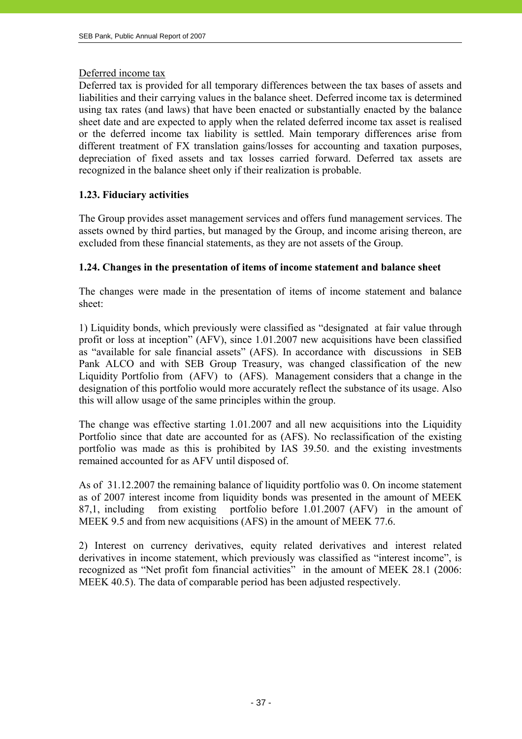Deferred income tax

Deferred tax is provided for all temporary differences between the tax bases of assets and liabilities and their carrying values in the balance sheet. Deferred income tax is determined using tax rates (and laws) that have been enacted or substantially enacted by the balance sheet date and are expected to apply when the related deferred income tax asset is realised or the deferred income tax liability is settled. Main temporary differences arise from different treatment of FX translation gains/losses for accounting and taxation purposes, depreciation of fixed assets and tax losses carried forward. Deferred tax assets are recognized in the balance sheet only if their realization is probable.

**1.23. Fiduciary activities**

The Group provides asset management services and offers fund management services. The assets owned by third parties, but managed by the Group, and income arising thereon, are excluded from these financial statements, as they are not assets of the Group.

**1.24. Changes in the presentation of items of income statement and balance sheet**

The changes were made in the presentation of items of income statement and balance sheet:

1) Liquidity bonds, which previously were classified as "designated at fair value through profit or loss at inception" (AFV), since 1.01.2007 new acquisitions have been classified as "available for sale financial assets" (AFS). In accordance with discussions in SEB Pank ALCO and with SEB Group Treasury, was changed classification of the new Liquidity Portfolio from (AFV) to (AFS). Management considers that a change in the designation of this portfolio would more accurately reflect the substance of its usage. Also this will allow usage of the same principles within the group.

The change was effective starting 1.01.2007 and all new acquisitions into the Liquidity Portfolio since that date are accounted for as (AFS). No reclassification of the existing portfolio was made as this is prohibited by IAS 39.50. and the existing investments remained accounted for as AFV until disposed of.

As of 31.12.2007 the remaining balance of liquidity portfolio was 0. On income statement as of 2007 interest income from liquidity bonds was presented in the amount of MEEK 87,1, including from existing portfolio before 1.01.2007 (AFV) in the amount of MEEK 9.5 and from new acquisitions (AFS) in the amount of MEEK 77.6.

2) Interest on currency derivatives, equity related derivatives and interest related derivatives in income statement, which previously was classified as "interest income", is recognized as "Net profit fom financial activities" in the amount of MEEK 28.1 (2006: MEEK 40.5). The data of comparable period has been adjusted respectively.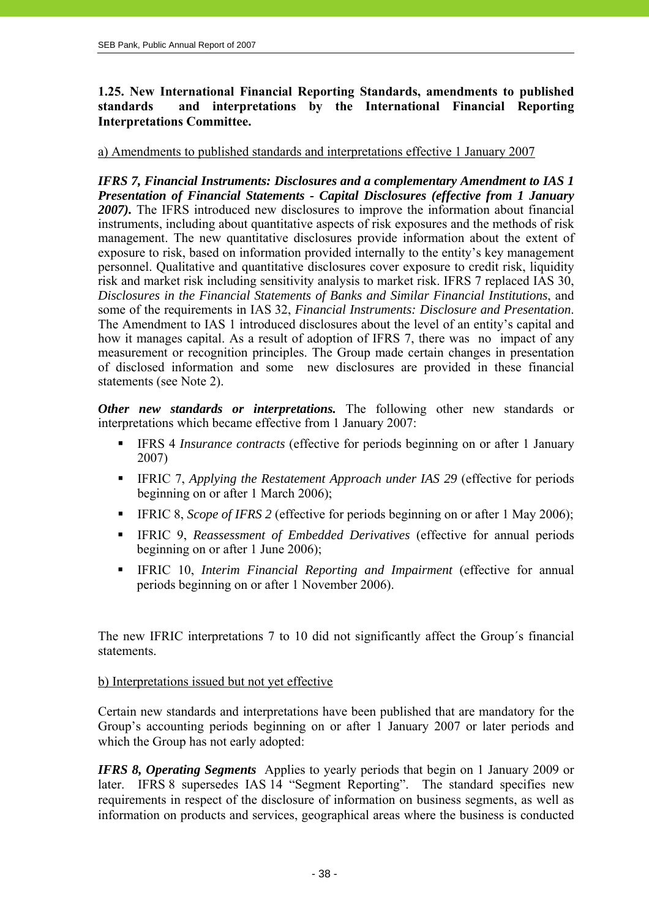## 1.25. New International Financial Reporting Standards, amendments to published standards and interpretations by the International Financial Reporting Interpretations Committee.

a) Amendments to published standards and interpretations effective 1 January 2007

***IFRS 7, Financial Instruments: Disclosures and a complementary Amendment to IAS 1 Presentation of Financial Statements - Capital Disclosures (effective from 1 January 2007).*** The IFRS introduced new disclosures to improve the information about financial instruments, including about quantitative aspects of risk exposures and the methods of risk management. The new quantitative disclosures provide information about the extent of exposure to risk, based on information provided internally to the entity's key management personnel. Qualitative and quantitative disclosures cover exposure to credit risk, liquidity risk and market risk including sensitivity analysis to market risk. IFRS 7 replaced IAS 30, *Disclosures in the Financial Statements of Banks and Similar Financial Institutions*, and some of the requirements in IAS 32, *Financial Instruments: Disclosure and Presentation*. The Amendment to IAS 1 introduced disclosures about the level of an entity's capital and how it manages capital. As a result of adoption of IFRS 7, there was no impact of any measurement or recognition principles. The Group made certain changes in presentation of disclosed information and some new disclosures are provided in these financial statements (see Note 2).

***Other new standards or interpretations.*** The following other new standards or interpretations which became effective from 1 January 2007:

- IFRS 4 *Insurance contracts* (effective for periods beginning on or after 1 January 2007)
- IFRIC 7, *Applying the Restatement Approach under IAS 29* (effective for periods beginning on or after 1 March 2006);
- IFRIC 8, *Scope of IFRS 2* (effective for periods beginning on or after 1 May 2006);
- IFRIC 9, *Reassessment of Embedded Derivatives* (effective for annual periods beginning on or after 1 June 2006);
- IFRIC 10, *Interim Financial Reporting and Impairment* (effective for annual periods beginning on or after 1 November 2006).

The new IFRIC interpretations 7 to 10 did not significantly affect the Group´s financial statements.

b) Interpretations issued but not yet effective

Certain new standards and interpretations have been published that are mandatory for the Group's accounting periods beginning on or after 1 January 2007 or later periods and which the Group has not early adopted:

***IFRS 8, Operating Segments*** Applies to yearly periods that begin on 1 January 2009 or later. IFRS 8 supersedes IAS 14 "Segment Reporting". The standard specifies new requirements in respect of the disclosure of information on business segments, as well as information on products and services, geographical areas where the business is conducted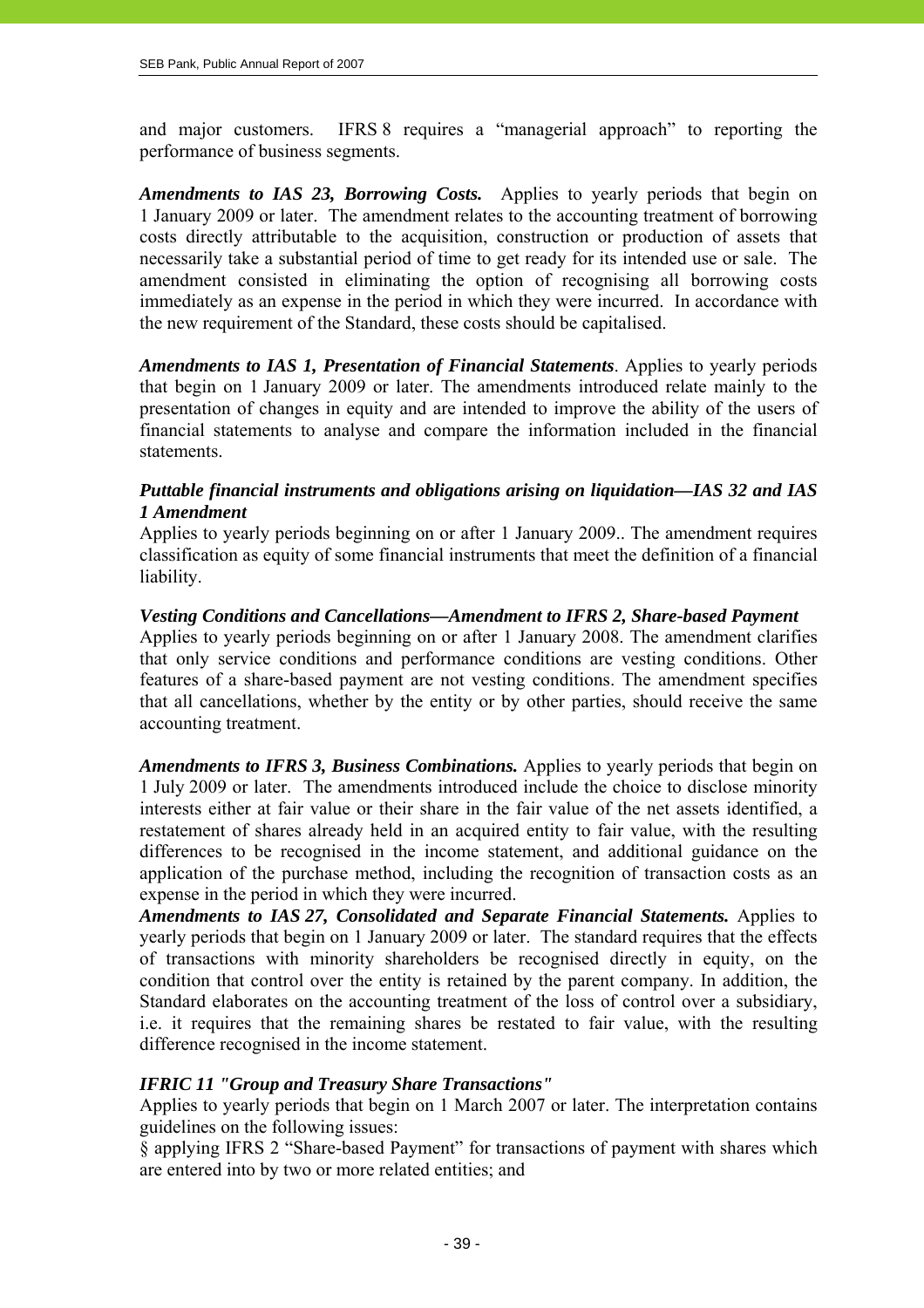and major customers. IFRS 8 requires a "managerial approach" to reporting the performance of business segments.

***Amendments to IAS 23, Borrowing Costs.*** Applies to yearly periods that begin on 1 January 2009 or later. The amendment relates to the accounting treatment of borrowing costs directly attributable to the acquisition, construction or production of assets that necessarily take a substantial period of time to get ready for its intended use or sale. The amendment consisted in eliminating the option of recognising all borrowing costs immediately as an expense in the period in which they were incurred. In accordance with the new requirement of the Standard, these costs should be capitalised.

***Amendments to IAS 1, Presentation of Financial Statements***. Applies to yearly periods that begin on 1 January 2009 or later. The amendments introduced relate mainly to the presentation of changes in equity and are intended to improve the ability of the users of financial statements to analyse and compare the information included in the financial statements.

***Puttable financial instruments and obligations arising on liquidation—IAS 32 and IAS 1 Amendment***

Applies to yearly periods beginning on or after 1 January 2009.. The amendment requires classification as equity of some financial instruments that meet the definition of a financial liability.

***Vesting Conditions and Cancellations—Amendment to IFRS 2, Share-based Payment***

Applies to yearly periods beginning on or after 1 January 2008. The amendment clarifies that only service conditions and performance conditions are vesting conditions. Other features of a share-based payment are not vesting conditions. The amendment specifies that all cancellations, whether by the entity or by other parties, should receive the same accounting treatment.

***Amendments to IFRS 3, Business Combinations.*** Applies to yearly periods that begin on 1 July 2009 or later. The amendments introduced include the choice to disclose minority interests either at fair value or their share in the fair value of the net assets identified, a restatement of shares already held in an acquired entity to fair value, with the resulting differences to be recognised in the income statement, and additional guidance on the application of the purchase method, including the recognition of transaction costs as an expense in the period in which they were incurred.

***Amendments to IAS 27, Consolidated and Separate Financial Statements.*** Applies to yearly periods that begin on 1 January 2009 or later. The standard requires that the effects of transactions with minority shareholders be recognised directly in equity, on the condition that control over the entity is retained by the parent company. In addition, the Standard elaborates on the accounting treatment of the loss of control over a subsidiary, i.e. it requires that the remaining shares be restated to fair value, with the resulting difference recognised in the income statement.

***IFRIC 11 "Group and Treasury Share Transactions"***

Applies to yearly periods that begin on 1 March 2007 or later. The interpretation contains guidelines on the following issues:

§ applying IFRS 2 "Share-based Payment" for transactions of payment with shares which are entered into by two or more related entities; and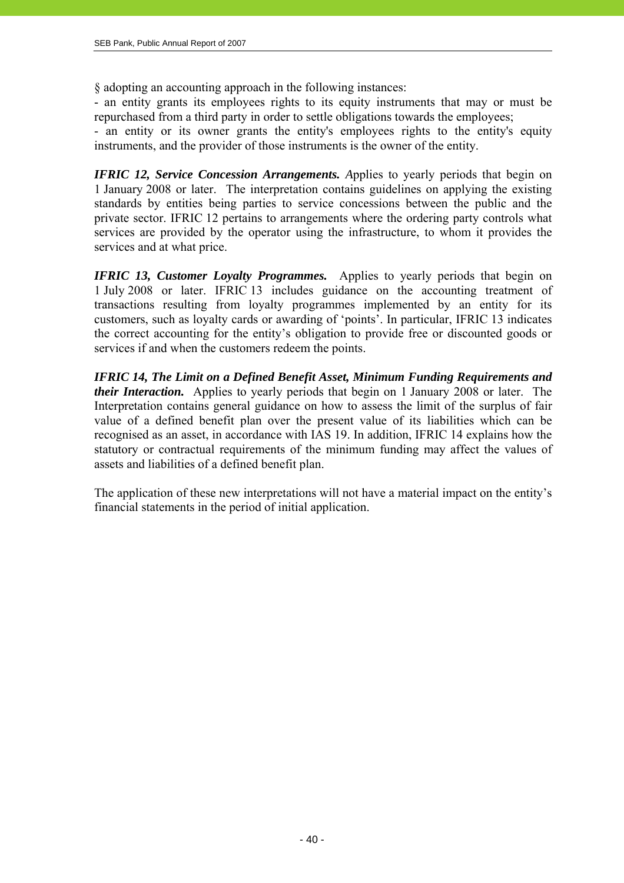§ adopting an accounting approach in the following instances:

- an entity grants its employees rights to its equity instruments that may or must be repurchased from a third party in order to settle obligations towards the employees;
- an entity or its owner grants the entity's employees rights to the entity's equity instruments, and the provider of those instruments is the owner of the entity.

***IFRIC 12, Service Concession Arrangements.*** *A*pplies to yearly periods that begin on 1 January 2008 or later. The interpretation contains guidelines on applying the existing standards by entities being parties to service concessions between the public and the private sector. IFRIC 12 pertains to arrangements where the ordering party controls what services are provided by the operator using the infrastructure, to whom it provides the services and at what price.

***IFRIC 13, Customer Loyalty Programmes.*** Applies to yearly periods that begin on 1 July 2008 or later. IFRIC 13 includes guidance on the accounting treatment of transactions resulting from loyalty programmes implemented by an entity for its customers, such as loyalty cards or awarding of 'points'. In particular, IFRIC 13 indicates the correct accounting for the entity's obligation to provide free or discounted goods or services if and when the customers redeem the points.

***IFRIC 14, The Limit on a Defined Benefit Asset, Minimum Funding Requirements and their Interaction.*** Applies to yearly periods that begin on 1 January 2008 or later. The Interpretation contains general guidance on how to assess the limit of the surplus of fair value of a defined benefit plan over the present value of its liabilities which can be recognised as an asset, in accordance with IAS 19. In addition, IFRIC 14 explains how the statutory or contractual requirements of the minimum funding may affect the values of assets and liabilities of a defined benefit plan.

The application of these new interpretations will not have a material impact on the entity's financial statements in the period of initial application.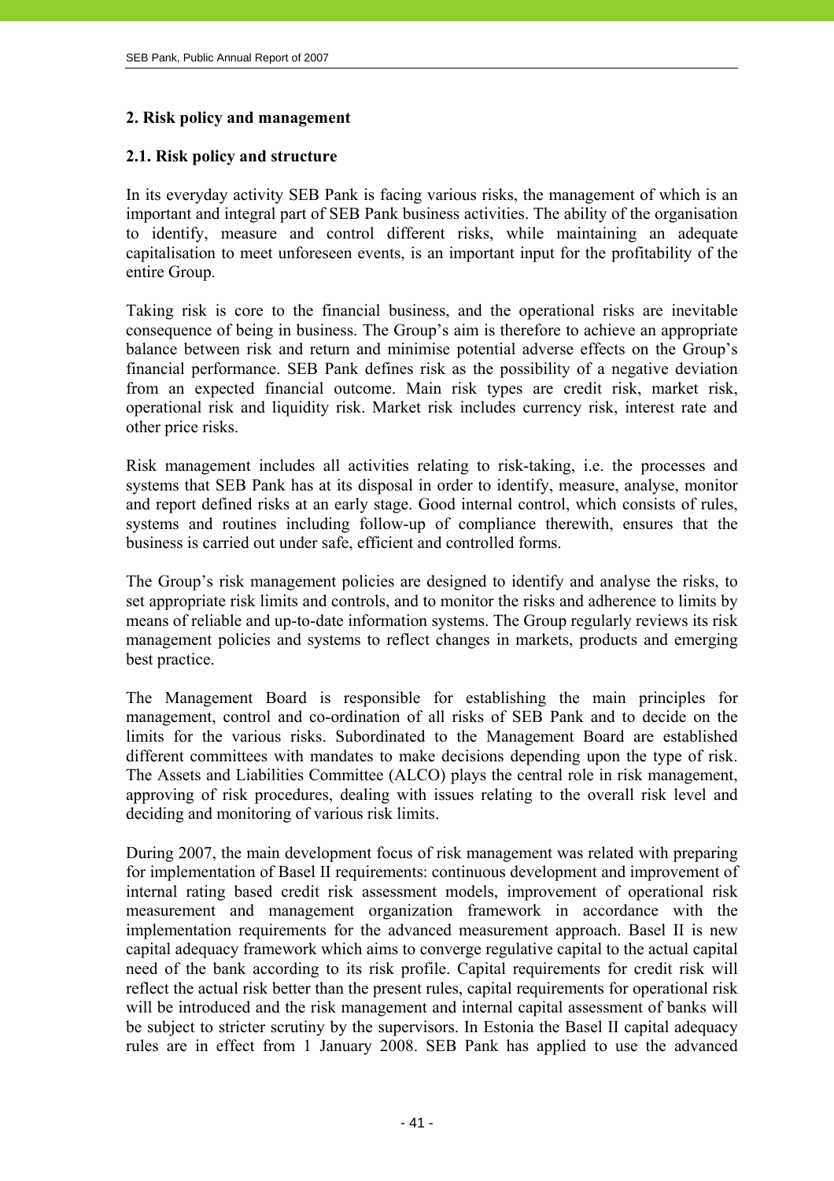## 2. Risk policy and management

### 2.1. Risk policy and structure

In its everyday activity SEB Pank is facing various risks, the management of which is an important and integral part of SEB Pank business activities. The ability of the organisation to identify, measure and control different risks, while maintaining an adequate capitalisation to meet unforeseen events, is an important input for the profitability of the entire Group.

Taking risk is core to the financial business, and the operational risks are inevitable consequence of being in business. The Group's aim is therefore to achieve an appropriate balance between risk and return and minimise potential adverse effects on the Group's financial performance. SEB Pank defines risk as the possibility of a negative deviation from an expected financial outcome. Main risk types are credit risk, market risk, operational risk and liquidity risk. Market risk includes currency risk, interest rate and other price risks.

Risk management includes all activities relating to risk-taking, i.e. the processes and systems that SEB Pank has at its disposal in order to identify, measure, analyse, monitor and report defined risks at an early stage. Good internal control, which consists of rules, systems and routines including follow-up of compliance therewith, ensures that the business is carried out under safe, efficient and controlled forms.

The Group's risk management policies are designed to identify and analyse the risks, to set appropriate risk limits and controls, and to monitor the risks and adherence to limits by means of reliable and up-to-date information systems. The Group regularly reviews its risk management policies and systems to reflect changes in markets, products and emerging best practice.

The Management Board is responsible for establishing the main principles for management, control and co-ordination of all risks of SEB Pank and to decide on the limits for the various risks. Subordinated to the Management Board are established different committees with mandates to make decisions depending upon the type of risk. The Assets and Liabilities Committee (ALCO) plays the central role in risk management, approving of risk procedures, dealing with issues relating to the overall risk level and deciding and monitoring of various risk limits.

During 2007, the main development focus of risk management was related with preparing for implementation of Basel II requirements: continuous development and improvement of internal rating based credit risk assessment models, improvement of operational risk measurement and management organization framework in accordance with the implementation requirements for the advanced measurement approach. Basel II is new capital adequacy framework which aims to converge regulative capital to the actual capital need of the bank according to its risk profile. Capital requirements for credit risk will reflect the actual risk better than the present rules, capital requirements for operational risk will be introduced and the risk management and internal capital assessment of banks will be subject to stricter scrutiny by the supervisors. In Estonia the Basel II capital adequacy rules are in effect from 1 January 2008. SEB Pank has applied to use the advanced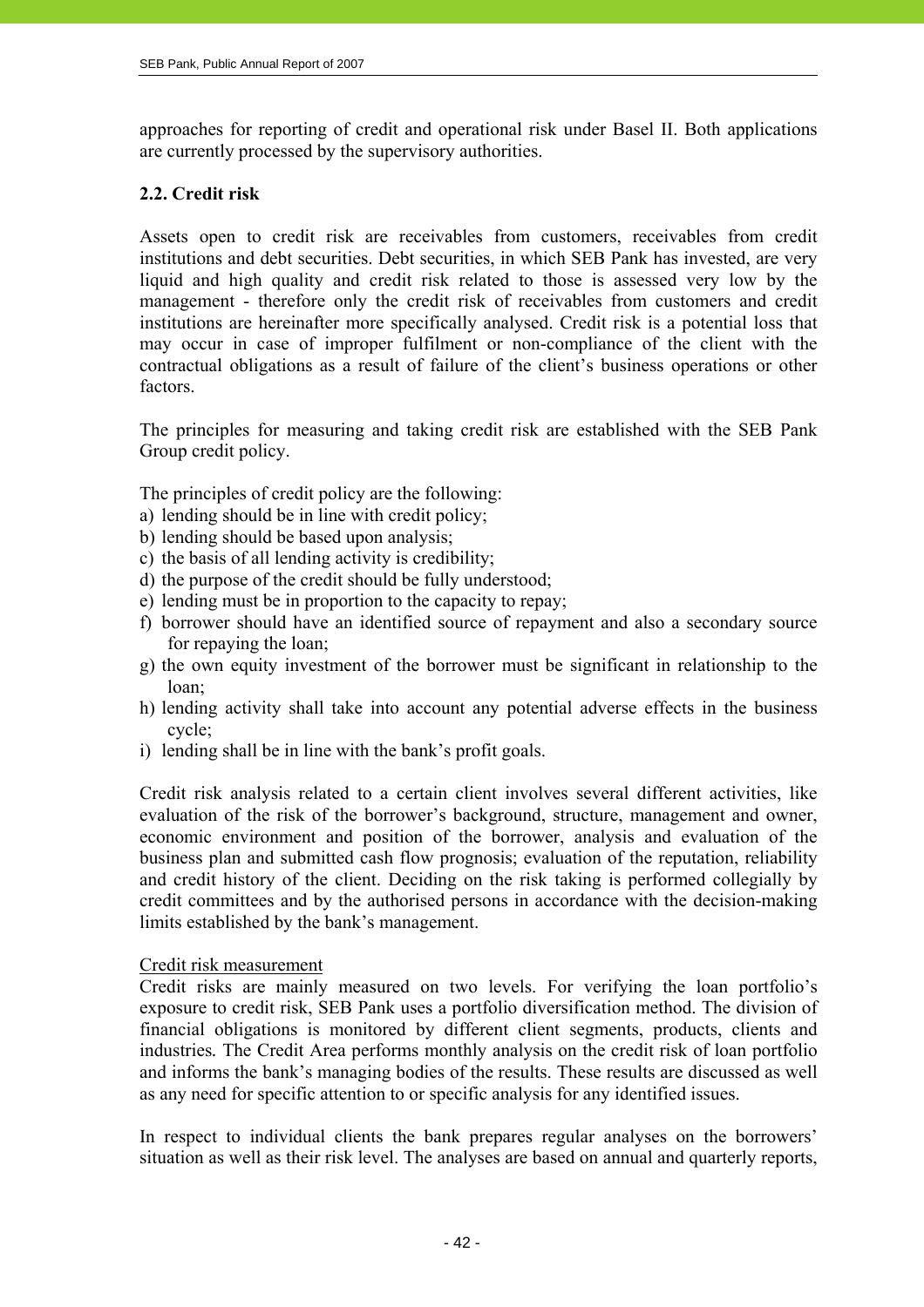approaches for reporting of credit and operational risk under Basel II. Both applications are currently processed by the supervisory authorities.

### 2.2. Credit risk

Assets open to credit risk are receivables from customers, receivables from credit institutions and debt securities. Debt securities, in which SEB Pank has invested, are very liquid and high quality and credit risk related to those is assessed very low by the management - therefore only the credit risk of receivables from customers and credit institutions are hereinafter more specifically analysed. Credit risk is a potential loss that may occur in case of improper fulfilment or non-compliance of the client with the contractual obligations as a result of failure of the client's business operations or other factors.

The principles for measuring and taking credit risk are established with the SEB Pank Group credit policy.

The principles of credit policy are the following:

a) lending should be in line with credit policy;
b) lending should be based upon analysis;
c) the basis of all lending activity is credibility;
d) the purpose of the credit should be fully understood;
e) lending must be in proportion to the capacity to repay;
f) borrower should have an identified source of repayment and also a secondary source for repaying the loan;
g) the own equity investment of the borrower must be significant in relationship to the loan;
h) lending activity shall take into account any potential adverse effects in the business cycle;
i) lending shall be in line with the bank's profit goals.

Credit risk analysis related to a certain client involves several different activities, like evaluation of the risk of the borrower's background, structure, management and owner, economic environment and position of the borrower, analysis and evaluation of the business plan and submitted cash flow prognosis; evaluation of the reputation, reliability and credit history of the client. Deciding on the risk taking is performed collegially by credit committees and by the authorised persons in accordance with the decision-making limits established by the bank's management.

Credit risk measurement

Credit risks are mainly measured on two levels. For verifying the loan portfolio's exposure to credit risk, SEB Pank uses a portfolio diversification method. The division of financial obligations is monitored by different client segments, products, clients and industries. The Credit Area performs monthly analysis on the credit risk of loan portfolio and informs the bank's managing bodies of the results. These results are discussed as well as any need for specific attention to or specific analysis for any identified issues.

In respect to individual clients the bank prepares regular analyses on the borrowers' situation as well as their risk level. The analyses are based on annual and quarterly reports,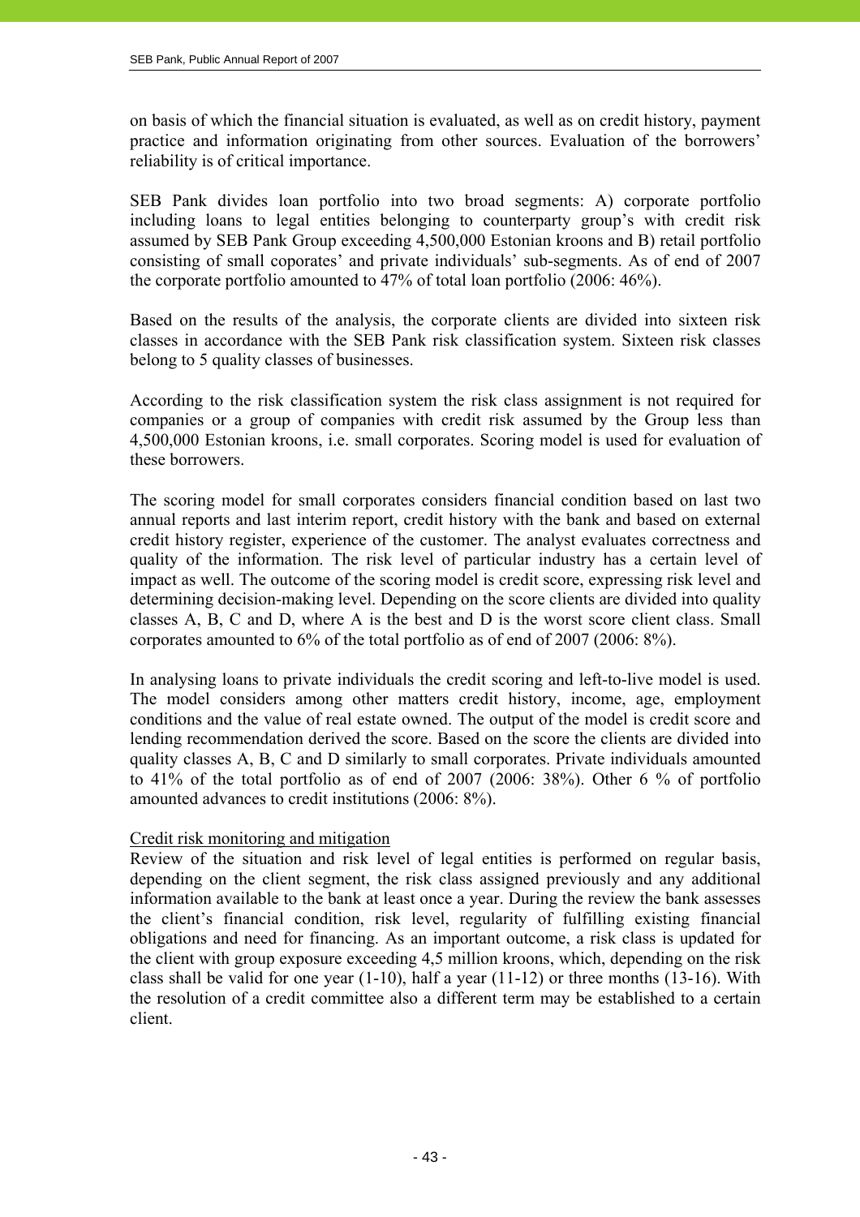on basis of which the financial situation is evaluated, as well as on credit history, payment practice and information originating from other sources. Evaluation of the borrowers' reliability is of critical importance.

SEB Pank divides loan portfolio into two broad segments: A) corporate portfolio including loans to legal entities belonging to counterparty group's with credit risk assumed by SEB Pank Group exceeding 4,500,000 Estonian kroons and B) retail portfolio consisting of small coporates' and private individuals' sub-segments. As of end of 2007 the corporate portfolio amounted to 47% of total loan portfolio (2006: 46%).

Based on the results of the analysis, the corporate clients are divided into sixteen risk classes in accordance with the SEB Pank risk classification system. Sixteen risk classes belong to 5 quality classes of businesses.

According to the risk classification system the risk class assignment is not required for companies or a group of companies with credit risk assumed by the Group less than 4,500,000 Estonian kroons, i.e. small corporates. Scoring model is used for evaluation of these borrowers.

The scoring model for small corporates considers financial condition based on last two annual reports and last interim report, credit history with the bank and based on external credit history register, experience of the customer. The analyst evaluates correctness and quality of the information. The risk level of particular industry has a certain level of impact as well. The outcome of the scoring model is credit score, expressing risk level and determining decision-making level. Depending on the score clients are divided into quality classes A, B, C and D, where A is the best and D is the worst score client class. Small corporates amounted to 6% of the total portfolio as of end of 2007 (2006: 8%).

In analysing loans to private individuals the credit scoring and left-to-live model is used. The model considers among other matters credit history, income, age, employment conditions and the value of real estate owned. The output of the model is credit score and lending recommendation derived the score. Based on the score the clients are divided into quality classes A, B, C and D similarly to small corporates. Private individuals amounted to 41% of the total portfolio as of end of 2007 (2006: 38%). Other 6 % of portfolio amounted advances to credit institutions (2006: 8%).

Credit risk monitoring and mitigation

Review of the situation and risk level of legal entities is performed on regular basis, depending on the client segment, the risk class assigned previously and any additional information available to the bank at least once a year. During the review the bank assesses the client's financial condition, risk level, regularity of fulfilling existing financial obligations and need for financing. As an important outcome, a risk class is updated for the client with group exposure exceeding 4,5 million kroons, which, depending on the risk class shall be valid for one year (1-10), half a year (11-12) or three months (13-16). With the resolution of a credit committee also a different term may be established to a certain client.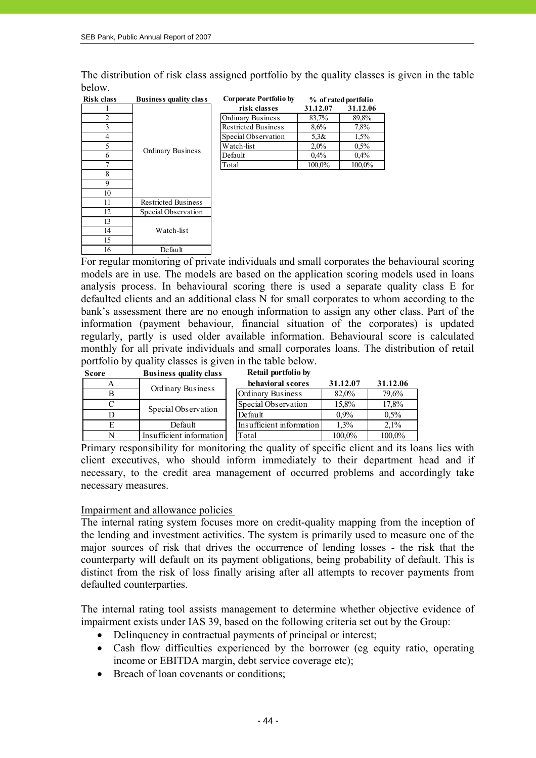The distribution of risk class assigned portfolio by the quality classes is given in the table below.

| Risk class | Business quality class |
|---|---|
| 1 | Ordinary Business |
| 2 | Ordinary Business |
| 3 | Ordinary Business |
| 4 | Ordinary Business |
| 5 | Ordinary Business |
| 6 | Ordinary Business |
| 7 | Ordinary Business |
| 8 | Ordinary Business |
| 9 | Ordinary Business |
| 10 | Ordinary Business |
| 11 | Restricted Business |
| 12 | Special Observation |
| 13 | Watch-list |
| 14 | Watch-list |
| 15 | Watch-list |
| 16 | Default |

| Corporate Portfolio by risk classes | % of rated portfolio 31.12.07 | 31.12.06 |
|---|---|---|
| Ordinary Business | 83,7% | 89,8% |
| Restricted Business | 8,6% | 7,8% |
| Special Observation | 5,3& | 1,5% |
| Watch-list | 2,0% | 0,5% |
| Default | 0,4% | 0,4% |
| Total | 100,0% | 100,0% |

For regular monitoring of private individuals and small corporates the behavioural scoring models are in use. The models are based on the application scoring models used in loans analysis process. In behavioural scoring there is used a separate quality class E for defaulted clients and an additional class N for small corporates to whom according to the bank's assessment there are no enough information to assign any other class. Part of the information (payment behaviour, financial situation of the corporates) is updated regularly, partly is used older available information. Behavioural score is calculated monthly for all private individuals and small corporates loans. The distribution of retail portfolio by quality classes is given in the table below.

| Score | Business quality class |
|---|---|
| A | Ordinary Business |
| B | Ordinary Business |
| C | Special Observation |
| D | Special Observation |
| E | Default |
| N | Insufficient information |

| Retail portfolio by behavioral scores | 31.12.07 | 31.12.06 |
|---|---|---|
| Ordinary Business | 82,0% | 79,6% |
| Special Observation | 15,8% | 17,8% |
| Default | 0,9% | 0,5% |
| Insufficient information | 1,3% | 2,1% |
| Total | 100,0% | 100,0% |

Primary responsibility for monitoring the quality of specific client and its loans lies with client executives, who should inform immediately to their department head and if necessary, to the credit area management of occurred problems and accordingly take necessary measures.

Impairment and allowance policies

The internal rating system focuses more on credit-quality mapping from the inception of the lending and investment activities. The system is primarily used to measure one of the major sources of risk that drives the occurrence of lending losses - the risk that the counterparty will default on its payment obligations, being probability of default. This is distinct from the risk of loss finally arising after all attempts to recover payments from defaulted counterparties.

The internal rating tool assists management to determine whether objective evidence of impairment exists under IAS 39, based on the following criteria set out by the Group:

- Delinquency in contractual payments of principal or interest;
- Cash flow difficulties experienced by the borrower (eg equity ratio, operating income or EBITDA margin, debt service coverage etc);
- Breach of loan covenants or conditions;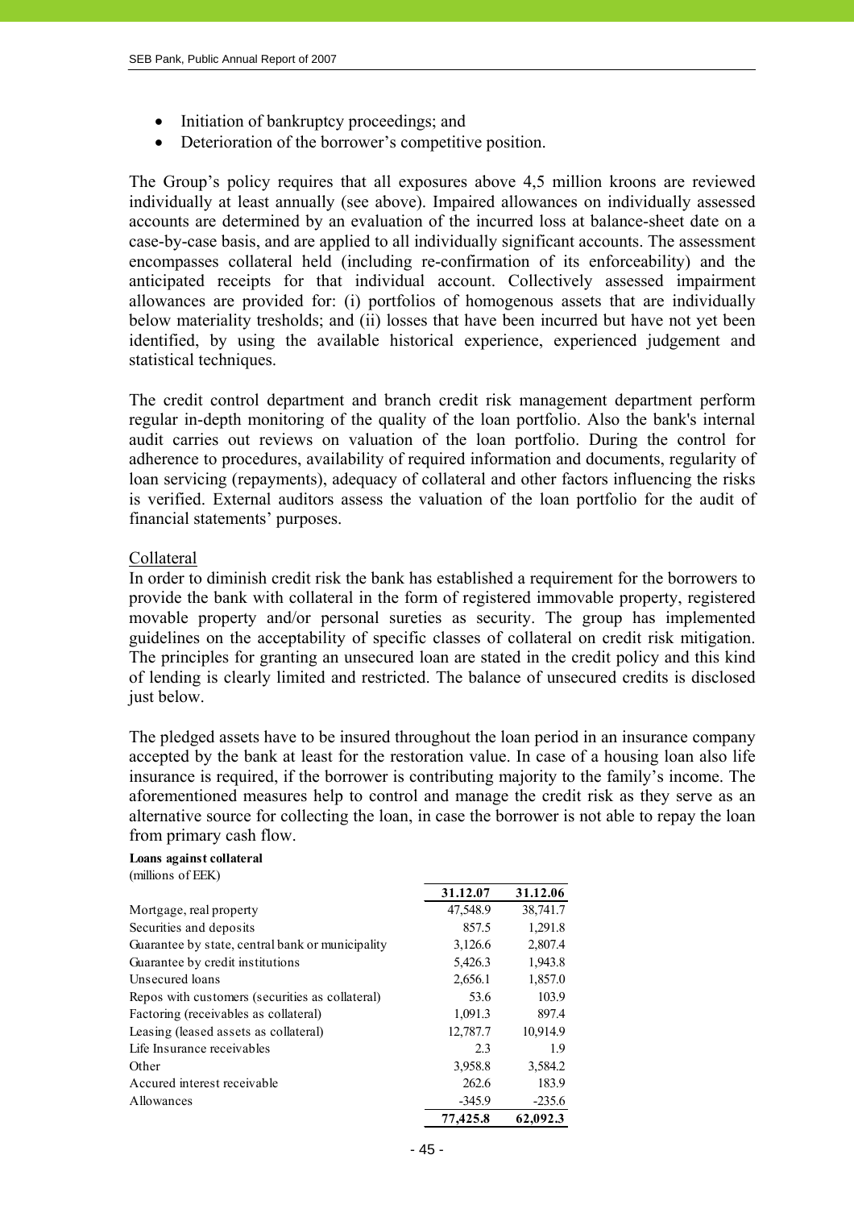- Initiation of bankruptcy proceedings; and
- Deterioration of the borrower's competitive position.

The Group's policy requires that all exposures above 4,5 million kroons are reviewed individually at least annually (see above). Impaired allowances on individually assessed accounts are determined by an evaluation of the incurred loss at balance-sheet date on a case-by-case basis, and are applied to all individually significant accounts. The assessment encompasses collateral held (including re-confirmation of its enforceability) and the anticipated receipts for that individual account. Collectively assessed impairment allowances are provided for: (i) portfolios of homogenous assets that are individually below materiality tresholds; and (ii) losses that have been incurred but have not yet been identified, by using the available historical experience, experienced judgement and statistical techniques.

The credit control department and branch credit risk management department perform regular in-depth monitoring of the quality of the loan portfolio. Also the bank's internal audit carries out reviews on valuation of the loan portfolio. During the control for adherence to procedures, availability of required information and documents, regularity of loan servicing (repayments), adequacy of collateral and other factors influencing the risks is verified. External auditors assess the valuation of the loan portfolio for the audit of financial statements' purposes.

Collateral

In order to diminish credit risk the bank has established a requirement for the borrowers to provide the bank with collateral in the form of registered immovable property, registered movable property and/or personal sureties as security. The group has implemented guidelines on the acceptability of specific classes of collateral on credit risk mitigation. The principles for granting an unsecured loan are stated in the credit policy and this kind of lending is clearly limited and restricted. The balance of unsecured credits is disclosed just below.

The pledged assets have to be insured throughout the loan period in an insurance company accepted by the bank at least for the restoration value. In case of a housing loan also life insurance is required, if the borrower is contributing majority to the family's income. The aforementioned measures help to control and manage the credit risk as they serve as an alternative source for collecting the loan, in case the borrower is not able to repay the loan from primary cash flow.

**Loans against collateral**
(millions of EEK)

| | 31.12.07 | 31.12.06 |
|---|---|---|
| Mortgage, real property | 47,548.9 | 38,741.7 |
| Securities and deposits | 857.5 | 1,291.8 |
| Guarantee by state, central bank or municipality | 3,126.6 | 2,807.4 |
| Guarantee by credit institutions | 5,426.3 | 1,943.8 |
| Unsecured loans | 2,656.1 | 1,857.0 |
| Repos with customers (securities as collateral) | 53.6 | 103.9 |
| Factoring (receivables as collateral) | 1,091.3 | 897.4 |
| Leasing (leased assets as collateral) | 12,787.7 | 10,914.9 |
| Life Insurance receivables | 2.3 | 1.9 |
| Other | 3,958.8 | 3,584.2 |
| Accured interest receivable | 262.6 | 183.9 |
| Allowances | -345.9 | -235.6 |
| | **77,425.8** | **62,092.3** |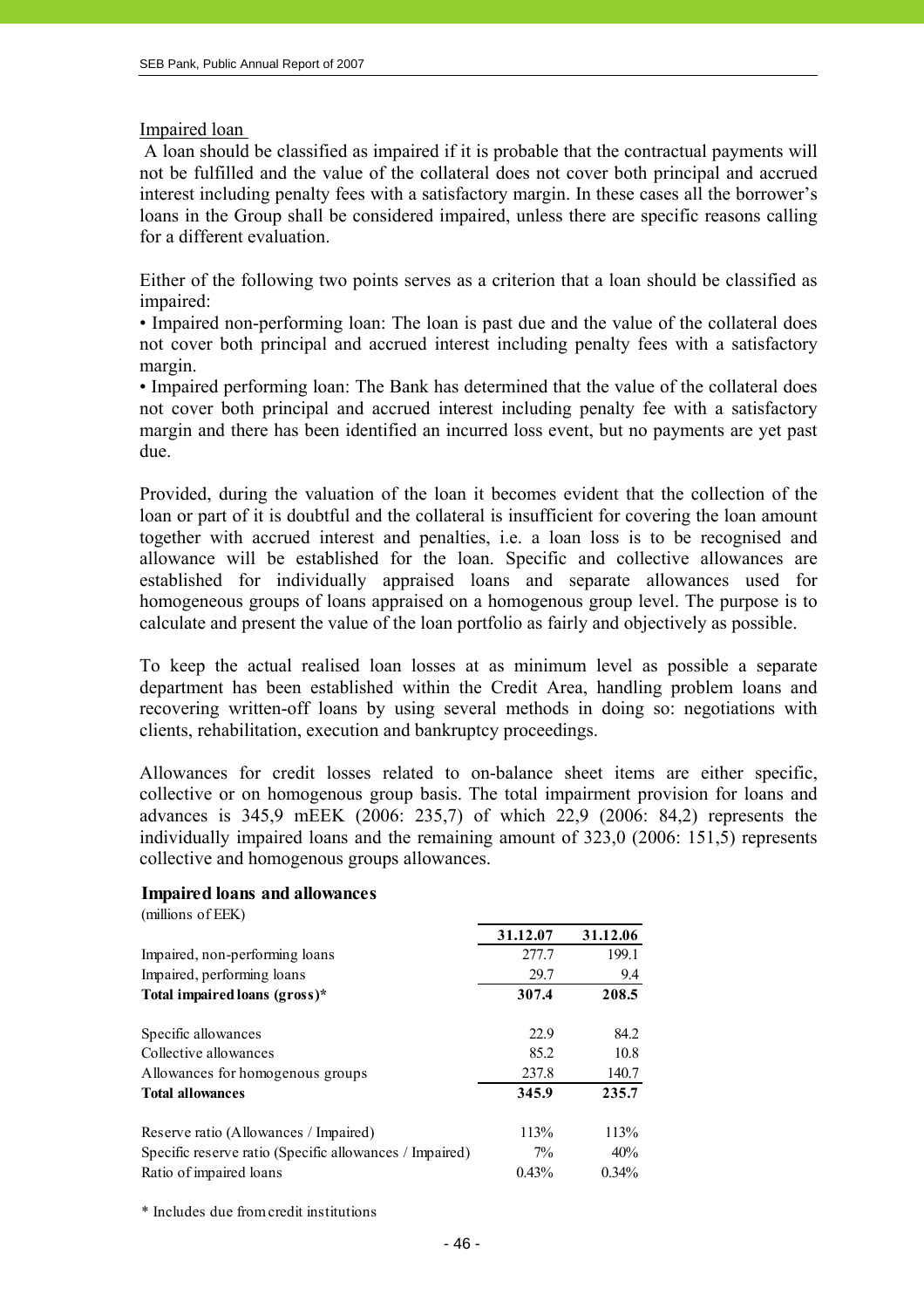## Impaired loan

A loan should be classified as impaired if it is probable that the contractual payments will not be fulfilled and the value of the collateral does not cover both principal and accrued interest including penalty fees with a satisfactory margin. In these cases all the borrower's loans in the Group shall be considered impaired, unless there are specific reasons calling for a different evaluation.

Either of the following two points serves as a criterion that a loan should be classified as impaired:

- Impaired non-performing loan: The loan is past due and the value of the collateral does not cover both principal and accrued interest including penalty fees with a satisfactory margin.
- Impaired performing loan: The Bank has determined that the value of the collateral does not cover both principal and accrued interest including penalty fee with a satisfactory margin and there has been identified an incurred loss event, but no payments are yet past due.

Provided, during the valuation of the loan it becomes evident that the collection of the loan or part of it is doubtful and the collateral is insufficient for covering the loan amount together with accrued interest and penalties, i.e. a loan loss is to be recognised and allowance will be established for the loan. Specific and collective allowances are established for individually appraised loans and separate allowances used for homogeneous groups of loans appraised on a homogenous group level. The purpose is to calculate and present the value of the loan portfolio as fairly and objectively as possible.

To keep the actual realised loan losses at as minimum level as possible a separate department has been established within the Credit Area, handling problem loans and recovering written-off loans by using several methods in doing so: negotiations with clients, rehabilitation, execution and bankruptcy proceedings.

Allowances for credit losses related to on-balance sheet items are either specific, collective or on homogenous group basis. The total impairment provision for loans and advances is 345,9 mEEK (2006: 235,7) of which 22,9 (2006: 84,2) represents the individually impaired loans and the remaining amount of 323,0 (2006: 151,5) represents collective and homogenous groups allowances.

**Impaired loans and allowances**

(millions of EEK)

| | 31.12.07 | 31.12.06 |
|---|---|---|
| Impaired, non-performing loans | 277.7 | 199.1 |
| Impaired, performing loans | 29.7 | 9.4 |
| **Total impaired loans (gross)*** | **307.4** | **208.5** |
| | | |
| Specific allowances | 22.9 | 84.2 |
| Collective allowances | 85.2 | 10.8 |
| Allowances for homogenous groups | 237.8 | 140.7 |
| **Total allowances** | **345.9** | **235.7** |
| | | |
| Reserve ratio (Allowances / Impaired) | 113% | 113% |
| Specific reserve ratio (Specific allowances / Impaired) | 7% | 40% |
| Ratio of impaired loans | 0.43% | 0.34% |

\* Includes due from credit institutions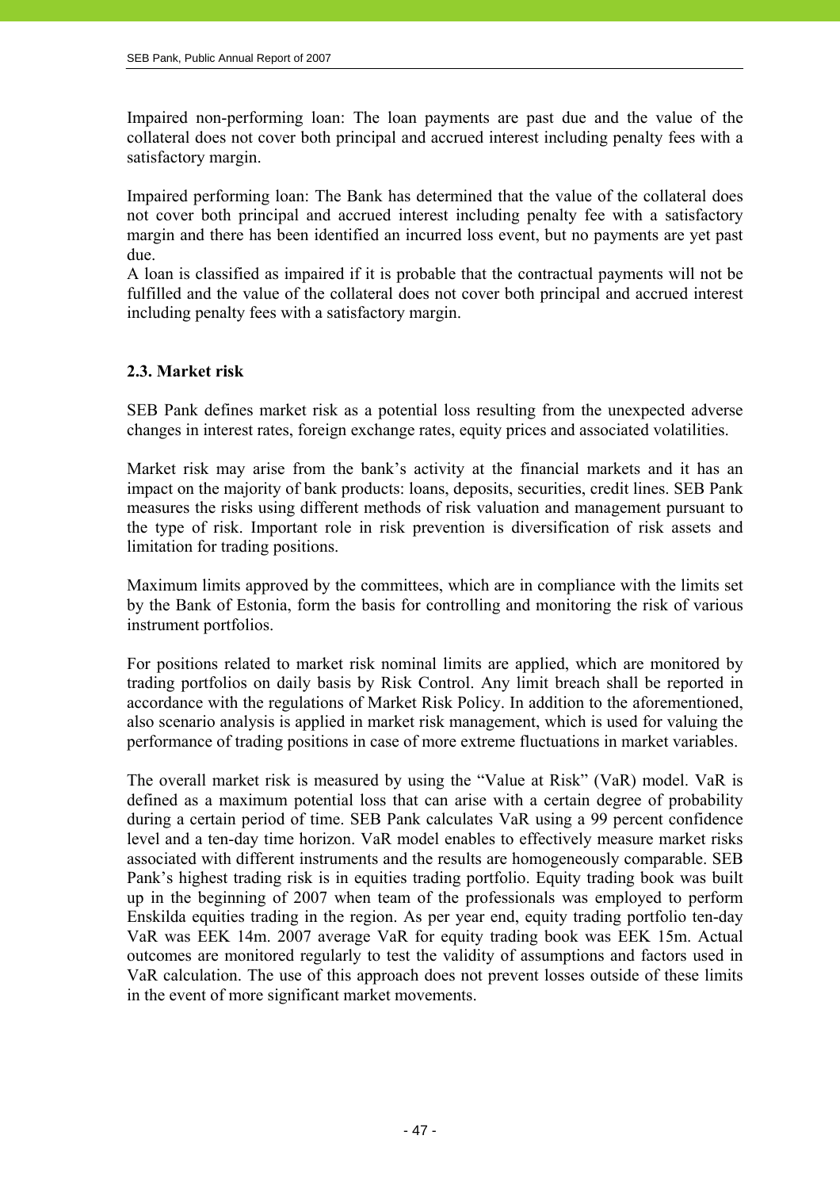Impaired non-performing loan: The loan payments are past due and the value of the collateral does not cover both principal and accrued interest including penalty fees with a satisfactory margin.

Impaired performing loan: The Bank has determined that the value of the collateral does not cover both principal and accrued interest including penalty fee with a satisfactory margin and there has been identified an incurred loss event, but no payments are yet past due.
A loan is classified as impaired if it is probable that the contractual payments will not be fulfilled and the value of the collateral does not cover both principal and accrued interest including penalty fees with a satisfactory margin.

### 2.3. Market risk

SEB Pank defines market risk as a potential loss resulting from the unexpected adverse changes in interest rates, foreign exchange rates, equity prices and associated volatilities.

Market risk may arise from the bank's activity at the financial markets and it has an impact on the majority of bank products: loans, deposits, securities, credit lines. SEB Pank measures the risks using different methods of risk valuation and management pursuant to the type of risk. Important role in risk prevention is diversification of risk assets and limitation for trading positions.

Maximum limits approved by the committees, which are in compliance with the limits set by the Bank of Estonia, form the basis for controlling and monitoring the risk of various instrument portfolios.

For positions related to market risk nominal limits are applied, which are monitored by trading portfolios on daily basis by Risk Control. Any limit breach shall be reported in accordance with the regulations of Market Risk Policy. In addition to the aforementioned, also scenario analysis is applied in market risk management, which is used for valuing the performance of trading positions in case of more extreme fluctuations in market variables.

The overall market risk is measured by using the "Value at Risk" (VaR) model. VaR is defined as a maximum potential loss that can arise with a certain degree of probability during a certain period of time. SEB Pank calculates VaR using a 99 percent confidence level and a ten-day time horizon. VaR model enables to effectively measure market risks associated with different instruments and the results are homogeneously comparable. SEB Pank's highest trading risk is in equities trading portfolio. Equity trading book was built up in the beginning of 2007 when team of the professionals was employed to perform Enskilda equities trading in the region. As per year end, equity trading portfolio ten-day VaR was EEK 14m. 2007 average VaR for equity trading book was EEK 15m. Actual outcomes are monitored regularly to test the validity of assumptions and factors used in VaR calculation. The use of this approach does not prevent losses outside of these limits in the event of more significant market movements.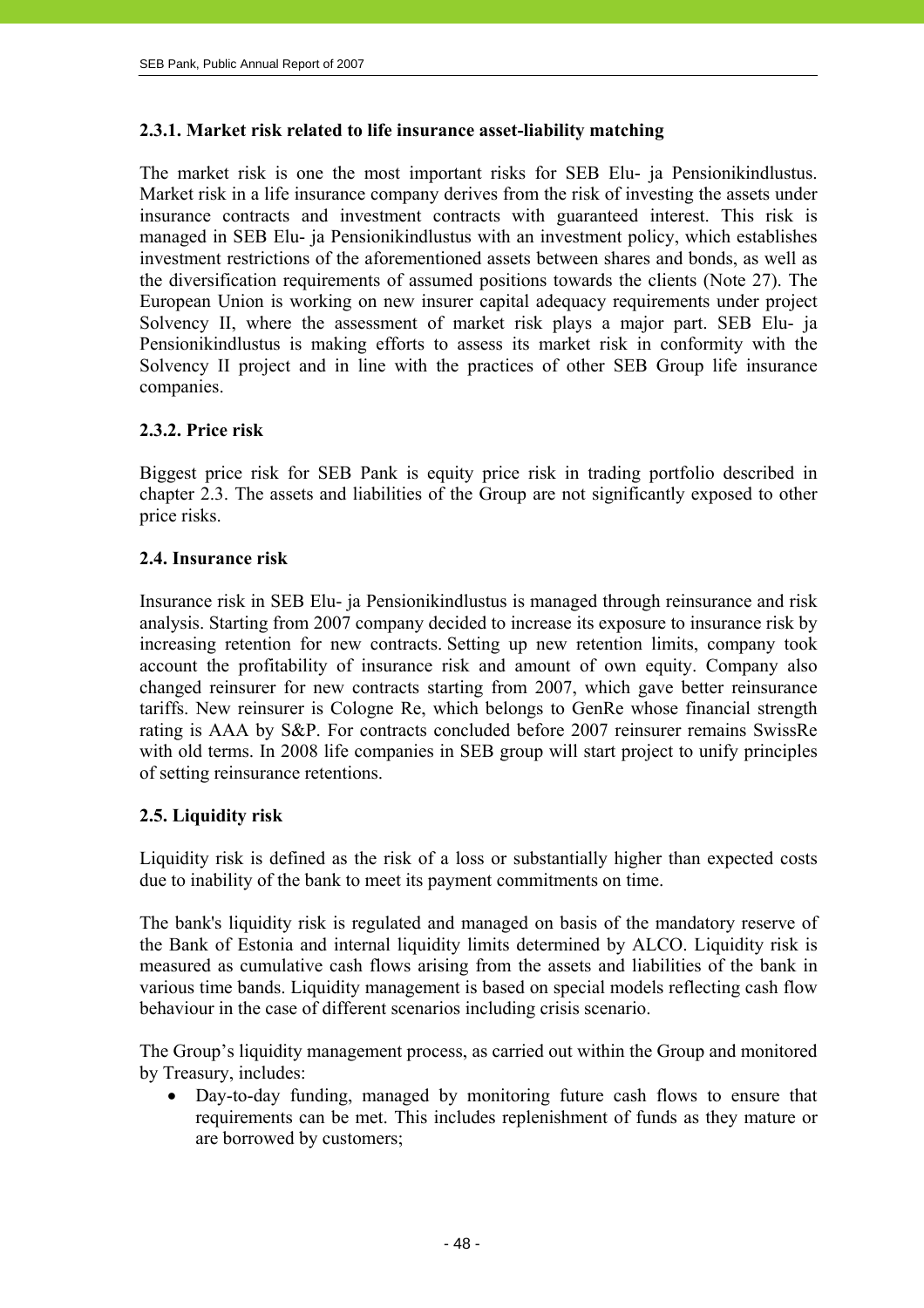### 2.3.1. Market risk related to life insurance asset-liability matching

The market risk is one the most important risks for SEB Elu- ja Pensionikindlustus. Market risk in a life insurance company derives from the risk of investing the assets under insurance contracts and investment contracts with guaranteed interest. This risk is managed in SEB Elu- ja Pensionikindlustus with an investment policy, which establishes investment restrictions of the aforementioned assets between shares and bonds, as well as the diversification requirements of assumed positions towards the clients (Note 27). The European Union is working on new insurer capital adequacy requirements under project Solvency II, where the assessment of market risk plays a major part. SEB Elu- ja Pensionikindlustus is making efforts to assess its market risk in conformity with the Solvency II project and in line with the practices of other SEB Group life insurance companies.

### 2.3.2. Price risk

Biggest price risk for SEB Pank is equity price risk in trading portfolio described in chapter 2.3. The assets and liabilities of the Group are not significantly exposed to other price risks.

## 2.4. Insurance risk

Insurance risk in SEB Elu- ja Pensionikindlustus is managed through reinsurance and risk analysis. Starting from 2007 company decided to increase its exposure to insurance risk by increasing retention for new contracts. Setting up new retention limits, company took account the profitability of insurance risk and amount of own equity. Company also changed reinsurer for new contracts starting from 2007, which gave better reinsurance tariffs. New reinsurer is Cologne Re, which belongs to GenRe whose financial strength rating is AAA by S&P. For contracts concluded before 2007 reinsurer remains SwissRe with old terms. In 2008 life companies in SEB group will start project to unify principles of setting reinsurance retentions.

## 2.5. Liquidity risk

Liquidity risk is defined as the risk of a loss or substantially higher than expected costs due to inability of the bank to meet its payment commitments on time.

The bank's liquidity risk is regulated and managed on basis of the mandatory reserve of the Bank of Estonia and internal liquidity limits determined by ALCO. Liquidity risk is measured as cumulative cash flows arising from the assets and liabilities of the bank in various time bands. Liquidity management is based on special models reflecting cash flow behaviour in the case of different scenarios including crisis scenario.

The Group's liquidity management process, as carried out within the Group and monitored by Treasury, includes:

- Day-to-day funding, managed by monitoring future cash flows to ensure that requirements can be met. This includes replenishment of funds as they mature or are borrowed by customers;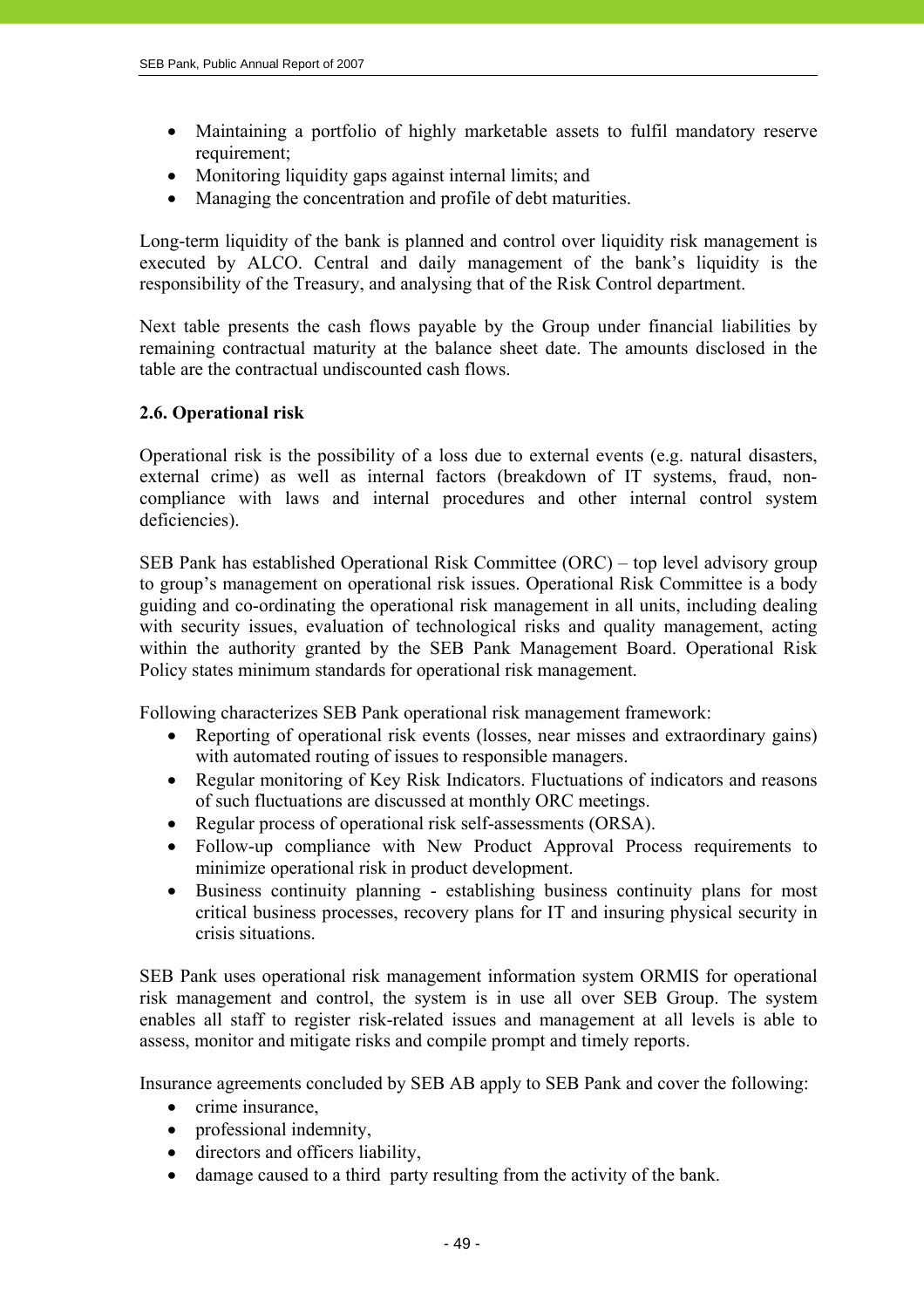- Maintaining a portfolio of highly marketable assets to fulfil mandatory reserve requirement;
- Monitoring liquidity gaps against internal limits; and
- Managing the concentration and profile of debt maturities.

Long-term liquidity of the bank is planned and control over liquidity risk management is executed by ALCO. Central and daily management of the bank's liquidity is the responsibility of the Treasury, and analysing that of the Risk Control department.

Next table presents the cash flows payable by the Group under financial liabilities by remaining contractual maturity at the balance sheet date. The amounts disclosed in the table are the contractual undiscounted cash flows.

### 2.6. Operational risk

Operational risk is the possibility of a loss due to external events (e.g. natural disasters, external crime) as well as internal factors (breakdown of IT systems, fraud, non-compliance with laws and internal procedures and other internal control system deficiencies).

SEB Pank has established Operational Risk Committee (ORC) – top level advisory group to group's management on operational risk issues. Operational Risk Committee is a body guiding and co-ordinating the operational risk management in all units, including dealing with security issues, evaluation of technological risks and quality management, acting within the authority granted by the SEB Pank Management Board. Operational Risk Policy states minimum standards for operational risk management.

Following characterizes SEB Pank operational risk management framework:

- Reporting of operational risk events (losses, near misses and extraordinary gains) with automated routing of issues to responsible managers.
- Regular monitoring of Key Risk Indicators. Fluctuations of indicators and reasons of such fluctuations are discussed at monthly ORC meetings.
- Regular process of operational risk self-assessments (ORSA).
- Follow-up compliance with New Product Approval Process requirements to minimize operational risk in product development.
- Business continuity planning - establishing business continuity plans for most critical business processes, recovery plans for IT and insuring physical security in crisis situations.

SEB Pank uses operational risk management information system ORMIS for operational risk management and control, the system is in use all over SEB Group. The system enables all staff to register risk-related issues and management at all levels is able to assess, monitor and mitigate risks and compile prompt and timely reports.

Insurance agreements concluded by SEB AB apply to SEB Pank and cover the following:

- crime insurance,
- professional indemnity,
- directors and officers liability,
- damage caused to a third party resulting from the activity of the bank.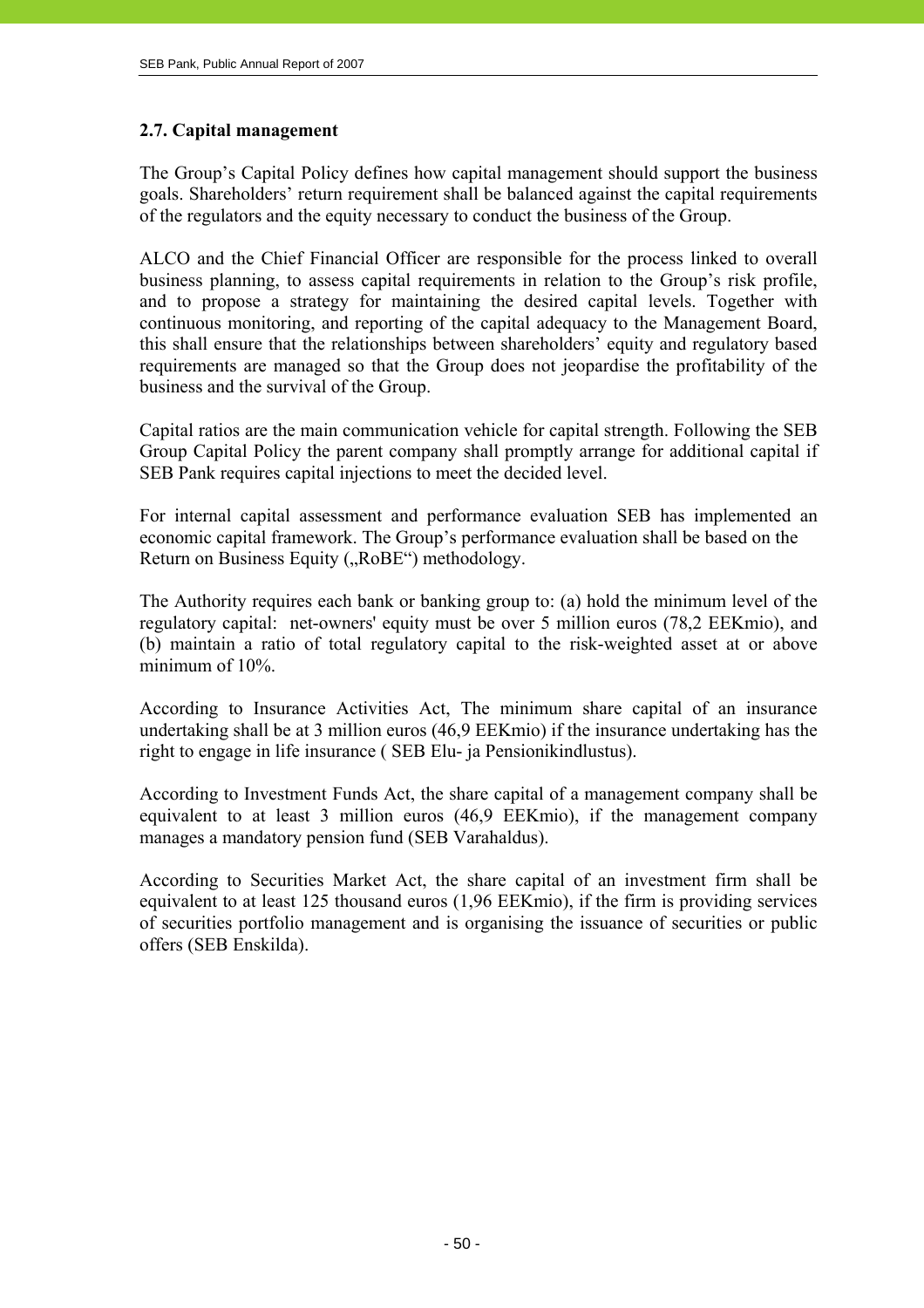## 2.7. Capital management

The Group's Capital Policy defines how capital management should support the business goals. Shareholders' return requirement shall be balanced against the capital requirements of the regulators and the equity necessary to conduct the business of the Group.

ALCO and the Chief Financial Officer are responsible for the process linked to overall business planning, to assess capital requirements in relation to the Group's risk profile, and to propose a strategy for maintaining the desired capital levels. Together with continuous monitoring, and reporting of the capital adequacy to the Management Board, this shall ensure that the relationships between shareholders' equity and regulatory based requirements are managed so that the Group does not jeopardise the profitability of the business and the survival of the Group.

Capital ratios are the main communication vehicle for capital strength. Following the SEB Group Capital Policy the parent company shall promptly arrange for additional capital if SEB Pank requires capital injections to meet the decided level.

For internal capital assessment and performance evaluation SEB has implemented an economic capital framework. The Group's performance evaluation shall be based on the Return on Business Equity („RoBE") methodology.

The Authority requires each bank or banking group to: (a) hold the minimum level of the regulatory capital: net-owners' equity must be over 5 million euros (78,2 EEKmio), and (b) maintain a ratio of total regulatory capital to the risk-weighted asset at or above minimum of 10%.

According to Insurance Activities Act, The minimum share capital of an insurance undertaking shall be at 3 million euros (46,9 EEKmio) if the insurance undertaking has the right to engage in life insurance ( SEB Elu- ja Pensionikindlustus).

According to Investment Funds Act, the share capital of a management company shall be equivalent to at least 3 million euros (46,9 EEKmio), if the management company manages a mandatory pension fund (SEB Varahaldus).

According to Securities Market Act, the share capital of an investment firm shall be equivalent to at least 125 thousand euros (1,96 EEKmio), if the firm is providing services of securities portfolio management and is organising the issuance of securities or public offers (SEB Enskilda).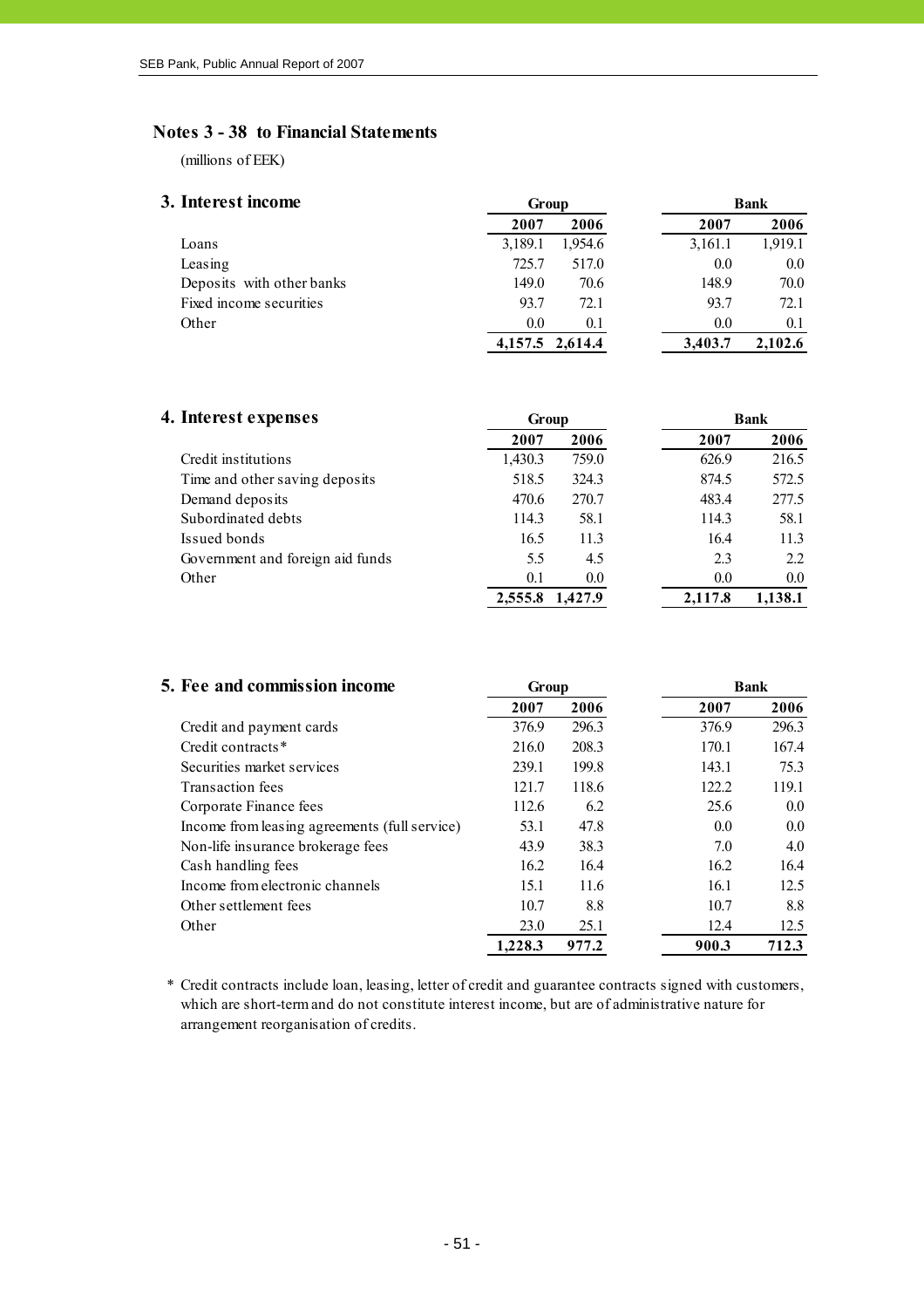## Notes 3 - 38 to Financial Statements

(millions of EEK)

### 3. Interest income

| | Group | | Bank | |
|---|---|---|---|---|
| | 2007 | 2006 | 2007 | 2006 |
| Loans | 3,189.1 | 1,954.6 | 3,161.1 | 1,919.1 |
| Leasing | 725.7 | 517.0 | 0.0 | 0.0 |
| Deposits with other banks | 149.0 | 70.6 | 148.9 | 70.0 |
| Fixed income securities | 93.7 | 72.1 | 93.7 | 72.1 |
| Other | 0.0 | 0.1 | 0.0 | 0.1 |
| | **4,157.5** | **2,614.4** | **3,403.7** | **2,102.6** |

### 4. Interest expenses

| | Group | | Bank | |
|---|---|---|---|---|
| | 2007 | 2006 | 2007 | 2006 |
| Credit institutions | 1,430.3 | 759.0 | 626.9 | 216.5 |
| Time and other saving deposits | 518.5 | 324.3 | 874.5 | 572.5 |
| Demand deposits | 470.6 | 270.7 | 483.4 | 277.5 |
| Subordinated debts | 114.3 | 58.1 | 114.3 | 58.1 |
| Issued bonds | 16.5 | 11.3 | 16.4 | 11.3 |
| Government and foreign aid funds | 5.5 | 4.5 | 2.3 | 2.2 |
| Other | 0.1 | 0.0 | 0.0 | 0.0 |
| | **2,555.8** | **1,427.9** | **2,117.8** | **1,138.1** |

### 5. Fee and commission income

| | Group | | Bank | |
|---|---|---|---|---|
| | 2007 | 2006 | 2007 | 2006 |
| Credit and payment cards | 376.9 | 296.3 | 376.9 | 296.3 |
| Credit contracts* | 216.0 | 208.3 | 170.1 | 167.4 |
| Securities market services | 239.1 | 199.8 | 143.1 | 75.3 |
| Transaction fees | 121.7 | 118.6 | 122.2 | 119.1 |
| Corporate Finance fees | 112.6 | 6.2 | 25.6 | 0.0 |
| Income from leasing agreements (full service) | 53.1 | 47.8 | 0.0 | 0.0 |
| Non-life insurance brokerage fees | 43.9 | 38.3 | 7.0 | 4.0 |
| Cash handling fees | 16.2 | 16.4 | 16.2 | 16.4 |
| Income from electronic channels | 15.1 | 11.6 | 16.1 | 12.5 |
| Other settlement fees | 10.7 | 8.8 | 10.7 | 8.8 |
| Other | 23.0 | 25.1 | 12.4 | 12.5 |
| | **1,228.3** | **977.2** | **900.3** | **712.3** |

\* Credit contracts include loan, leasing, letter of credit and guarantee contracts signed with customers, which are short-term and do not constitute interest income, but are of administrative nature for arrangement reorganisation of credits.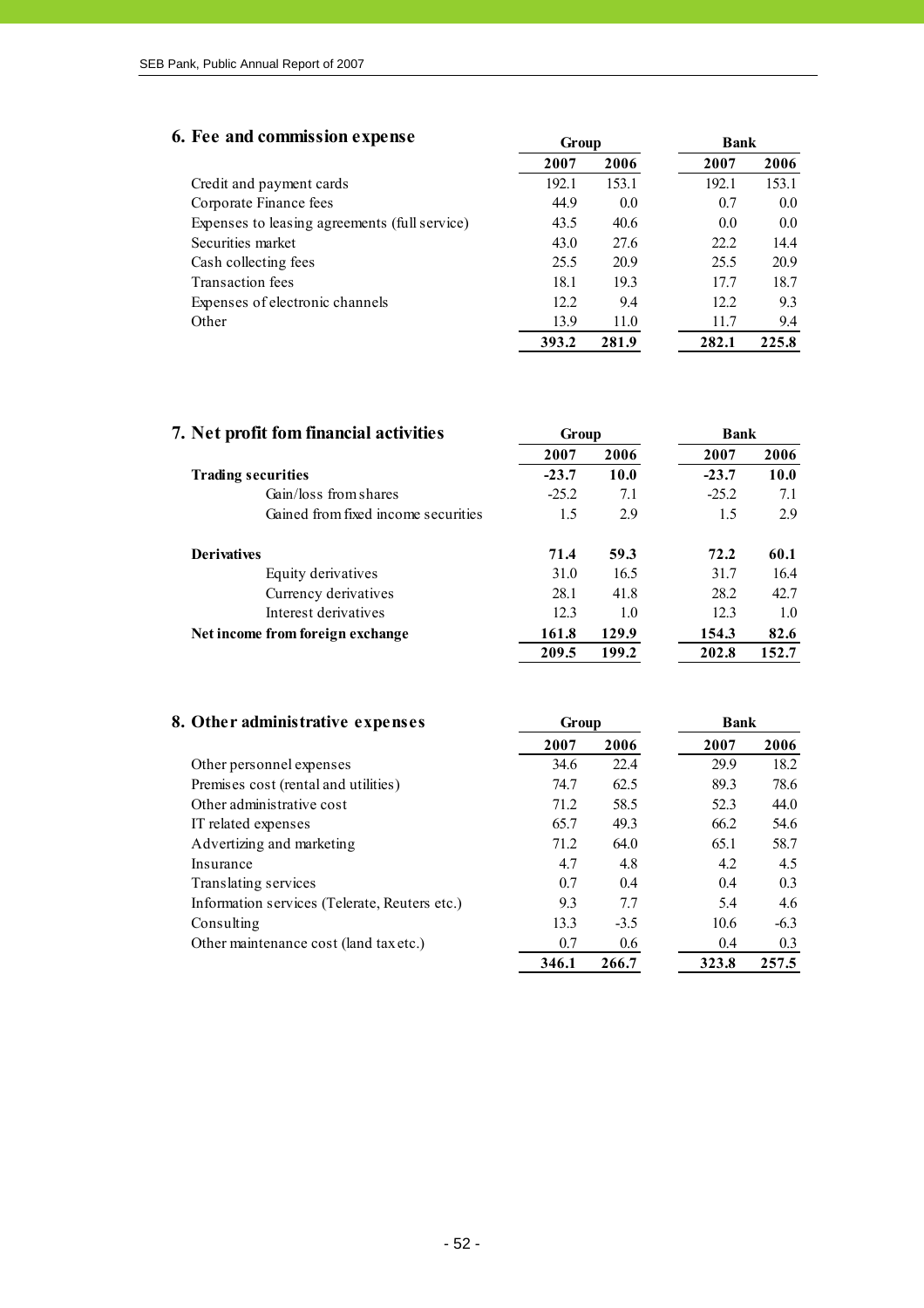## 6. Fee and commission expense

| | Group | | Bank | |
|---|---|---|---|---|
| | **2007** | **2006** | **2007** | **2006** |
| Credit and payment cards | 192.1 | 153.1 | 192.1 | 153.1 |
| Corporate Finance fees | 44.9 | 0.0 | 0.7 | 0.0 |
| Expenses to leasing agreements (full service) | 43.5 | 40.6 | 0.0 | 0.0 |
| Securities market | 43.0 | 27.6 | 22.2 | 14.4 |
| Cash collecting fees | 25.5 | 20.9 | 25.5 | 20.9 |
| Transaction fees | 18.1 | 19.3 | 17.7 | 18.7 |
| Expenses of electronic channels | 12.2 | 9.4 | 12.2 | 9.3 |
| Other | 13.9 | 11.0 | 11.7 | 9.4 |
| | **393.2** | **281.9** | **282.1** | **225.8** |

## 7. Net profit fom financial activities

| | Group | | Bank | |
|---|---|---|---|---|
| | **2007** | **2006** | **2007** | **2006** |
| **Trading securities** | **-23.7** | **10.0** | **-23.7** | **10.0** |
| Gain/loss from shares | -25.2 | 7.1 | -25.2 | 7.1 |
| Gained from fixed income securities | 1.5 | 2.9 | 1.5 | 2.9 |
| **Derivatives** | **71.4** | **59.3** | **72.2** | **60.1** |
| Equity derivatives | 31.0 | 16.5 | 31.7 | 16.4 |
| Currency derivatives | 28.1 | 41.8 | 28.2 | 42.7 |
| Interest derivatives | 12.3 | 1.0 | 12.3 | 1.0 |
| **Net income from foreign exchange** | **161.8** | **129.9** | **154.3** | **82.6** |
| | **209.5** | **199.2** | **202.8** | **152.7** |

## 8. Other administrative expenses

| | Group | | Bank | |
|---|---|---|---|---|
| | **2007** | **2006** | **2007** | **2006** |
| Other personnel expenses | 34.6 | 22.4 | 29.9 | 18.2 |
| Premises cost (rental and utilities) | 74.7 | 62.5 | 89.3 | 78.6 |
| Other administrative cost | 71.2 | 58.5 | 52.3 | 44.0 |
| IT related expenses | 65.7 | 49.3 | 66.2 | 54.6 |
| Advertizing and marketing | 71.2 | 64.0 | 65.1 | 58.7 |
| Insurance | 4.7 | 4.8 | 4.2 | 4.5 |
| Translating services | 0.7 | 0.4 | 0.4 | 0.3 |
| Information services (Telerate, Reuters etc.) | 9.3 | 7.7 | 5.4 | 4.6 |
| Consulting | 13.3 | -3.5 | 10.6 | -6.3 |
| Other maintenance cost (land tax etc.) | 0.7 | 0.6 | 0.4 | 0.3 |
| | **346.1** | **266.7** | **323.8** | **257.5** |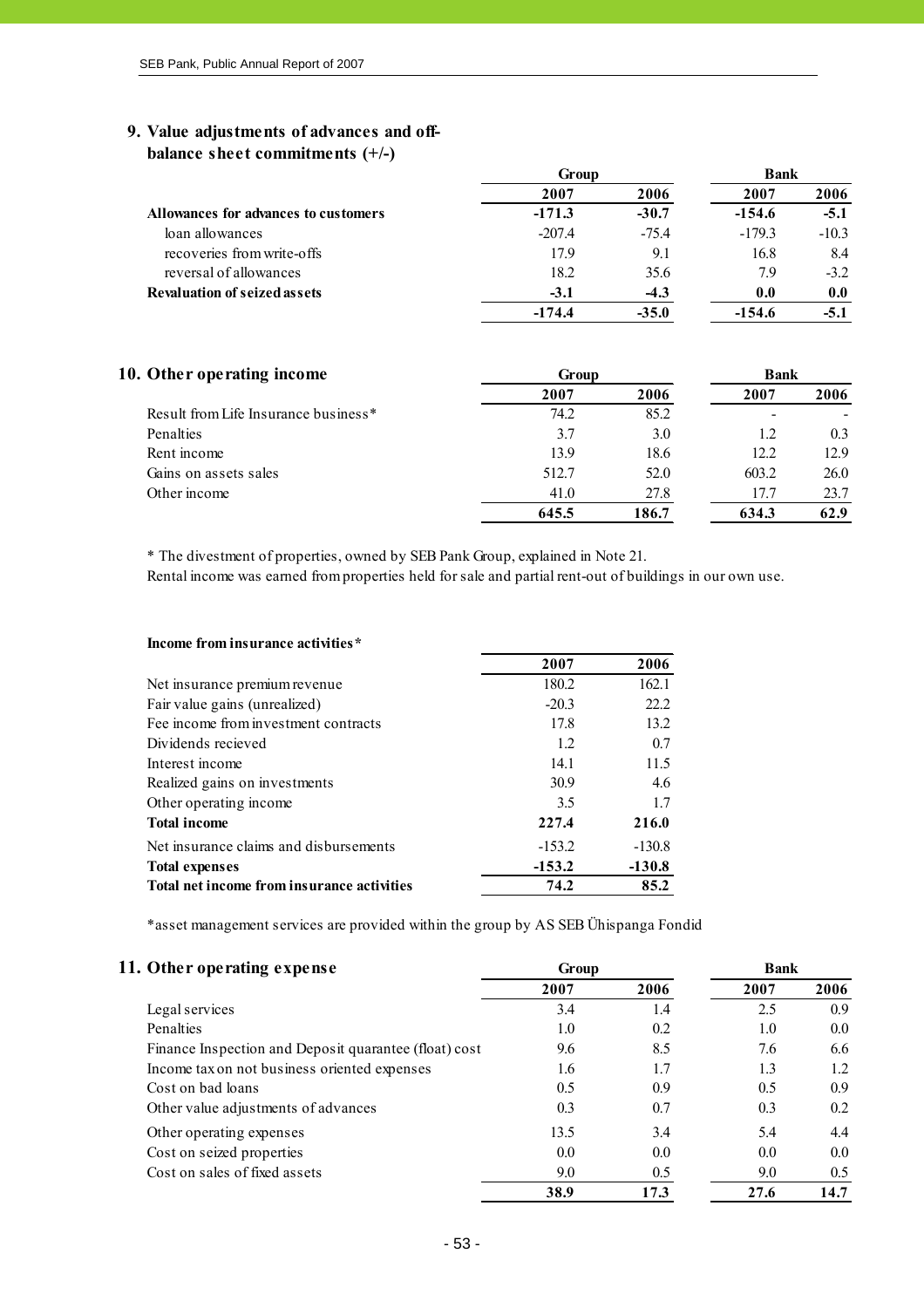## 9. Value adjustments of advances and off-balance sheet commitments (+/-)

| | Group | | Bank | |
|---|---|---|---|---|
| | 2007 | 2006 | 2007 | 2006 |
| **Allowances for advances to customers** | **-171.3** | **-30.7** | **-154.6** | **-5.1** |
| loan allowances | -207.4 | -75.4 | -179.3 | -10.3 |
| recoveries from write-offs | 17.9 | 9.1 | 16.8 | 8.4 |
| reversal of allowances | 18.2 | 35.6 | 7.9 | -3.2 |
| **Revaluation of seized assets** | **-3.1** | **-4.3** | **0.0** | **0.0** |
| | **-174.4** | **-35.0** | **-154.6** | **-5.1** |

## 10. Other operating income

| | Group | | Bank | |
|---|---|---|---|---|
| | 2007 | 2006 | 2007 | 2006 |
| Result from Life Insurance business* | 74.2 | 85.2 | - | - |
| Penalties | 3.7 | 3.0 | 1.2 | 0.3 |
| Rent income | 13.9 | 18.6 | 12.2 | 12.9 |
| Gains on assets sales | 512.7 | 52.0 | 603.2 | 26.0 |
| Other income | 41.0 | 27.8 | 17.7 | 23.7 |
| | **645.5** | **186.7** | **634.3** | **62.9** |

* The divestment of properties, owned by SEB Pank Group, explained in Note 21.
Rental income was earned from properties held for sale and partial rent-out of buildings in our own use.

**Income from insurance activities***

| | 2007 | 2006 |
|---|---|---|
| Net insurance premium revenue | 180.2 | 162.1 |
| Fair value gains (unrealized) | -20.3 | 22.2 |
| Fee income from investment contracts | 17.8 | 13.2 |
| Dividends recieved | 1.2 | 0.7 |
| Interest income | 14.1 | 11.5 |
| Realized gains on investments | 30.9 | 4.6 |
| Other operating income | 3.5 | 1.7 |
| **Total income** | **227.4** | **216.0** |
| Net insurance claims and disbursements | -153.2 | -130.8 |
| **Total expenses** | **-153.2** | **-130.8** |
| **Total net income from insurance activities** | **74.2** | **85.2** |

*asset management services are provided within the group by AS SEB Ühispanga Fondid

## 11. Other operating expense

| | Group | | Bank | |
|---|---|---|---|---|
| | 2007 | 2006 | 2007 | 2006 |
| Legal services | 3.4 | 1.4 | 2.5 | 0.9 |
| Penalties | 1.0 | 0.2 | 1.0 | 0.0 |
| Finance Inspection and Deposit quarantee (float) cost | 9.6 | 8.5 | 7.6 | 6.6 |
| Income tax on not business oriented expenses | 1.6 | 1.7 | 1.3 | 1.2 |
| Cost on bad loans | 0.5 | 0.9 | 0.5 | 0.9 |
| Other value adjustments of advances | 0.3 | 0.7 | 0.3 | 0.2 |
| Other operating expenses | 13.5 | 3.4 | 5.4 | 4.4 |
| Cost on seized properties | 0.0 | 0.0 | 0.0 | 0.0 |
| Cost on sales of fixed assets | 9.0 | 0.5 | 9.0 | 0.5 |
| | **38.9** | **17.3** | **27.6** | **14.7** |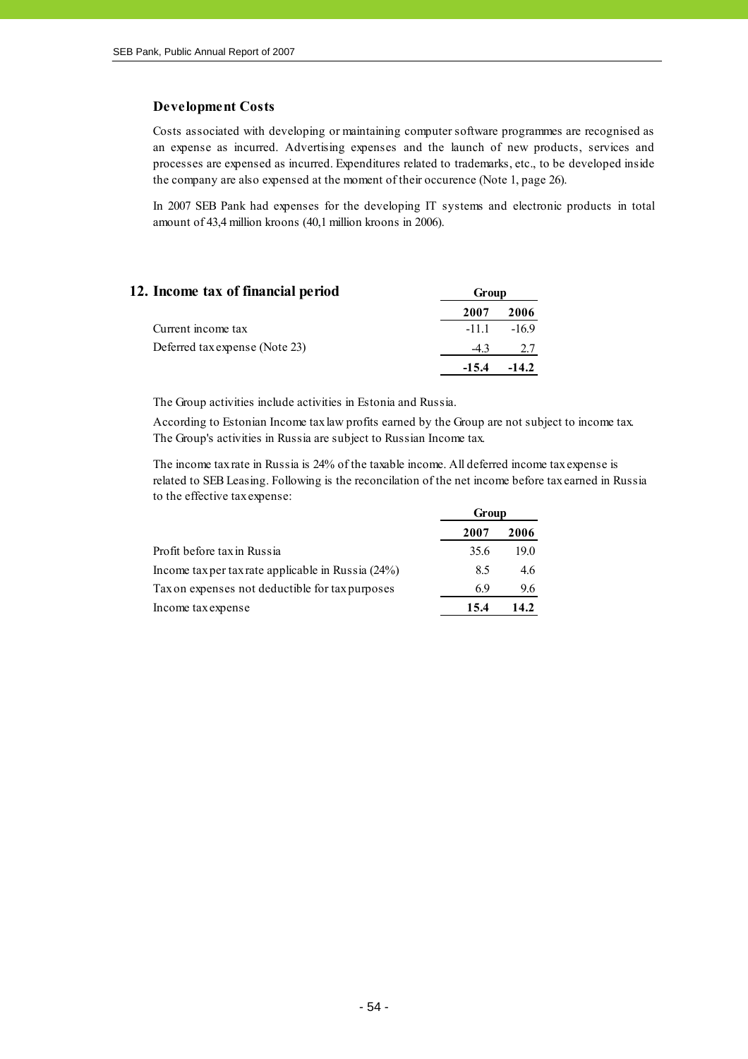### Development Costs

Costs associated with developing or maintaining computer software programmes are recognised as an expense as incurred. Advertising expenses and the launch of new products, services and processes are expensed as incurred. Expenditures related to trademarks, etc., to be developed inside the company are also expensed at the moment of their occurence (Note 1, page 26).

In 2007 SEB Pank had expenses for the developing IT systems and electronic products in total amount of 43,4 million kroons (40,1 million kroons in 2006).

## 12. Income tax of financial period

| | Group | |
|---|---|---|
| | **2007** | **2006** |
| Current income tax | -11.1 | -16.9 |
| Deferred tax expense (Note 23) | -4.3 | 2.7 |
| | **-15.4** | **-14.2** |

The Group activities include activities in Estonia and Russia.

According to Estonian Income tax law profits earned by the Group are not subject to income tax. The Group's activities in Russia are subject to Russian Income tax.

The income tax rate in Russia is 24% of the taxable income. All deferred income tax expense is related to SEB Leasing. Following is the reconcilation of the net income before tax earned in Russia to the effective tax expense:

| | Group | |
|---|---|---|
| | **2007** | **2006** |
| Profit before tax in Russia | 35.6 | 19.0 |
| Income tax per tax rate applicable in Russia (24%) | 8.5 | 4.6 |
| Tax on expenses not deductible for tax purposes | 6.9 | 9.6 |
| Income tax expense | **15.4** | **14.2** |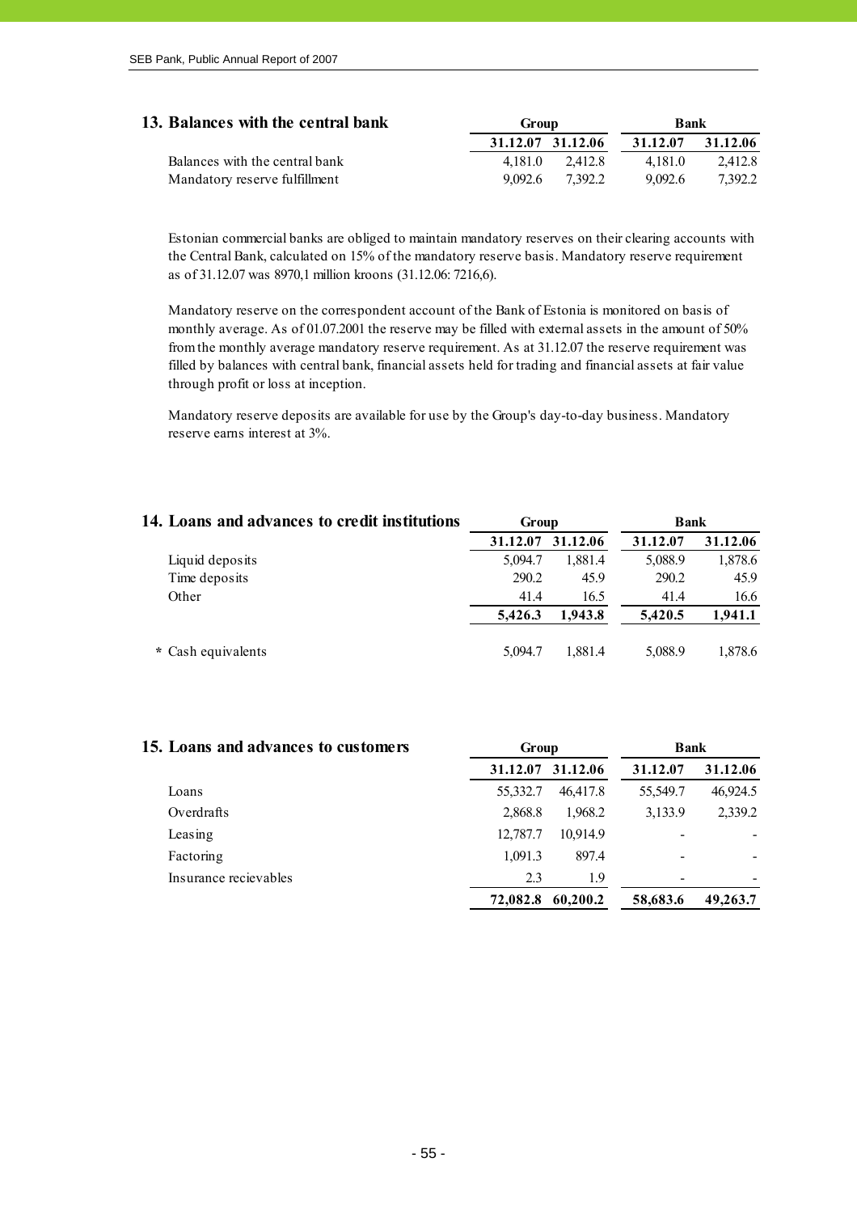## 13. Balances with the central bank

| | Group | | Bank | |
|---|---|---|---|---|
| | 31.12.07 | 31.12.06 | 31.12.07 | 31.12.06 |
| Balances with the central bank | 4,181.0 | 2,412.8 | 4,181.0 | 2,412.8 |
| Mandatory reserve fulfillment | 9,092.6 | 7,392.2 | 9,092.6 | 7,392.2 |

Estonian commercial banks are obliged to maintain mandatory reserves on their clearing accounts with the Central Bank, calculated on 15% of the mandatory reserve basis. Mandatory reserve requirement as of 31.12.07 was 8970,1 million kroons (31.12.06: 7216,6).

Mandatory reserve on the correspondent account of the Bank of Estonia is monitored on basis of monthly average. As of 01.07.2001 the reserve may be filled with external assets in the amount of 50% from the monthly average mandatory reserve requirement. As at 31.12.07 the reserve requirement was filled by balances with central bank, financial assets held for trading and financial assets at fair value through profit or loss at inception.

Mandatory reserve deposits are available for use by the Group's day-to-day business. Mandatory reserve earns interest at 3%.

## 14. Loans and advances to credit institutions

| | Group | | Bank | |
|---|---|---|---|---|
| | 31.12.07 | 31.12.06 | 31.12.07 | 31.12.06 |
| Liquid deposits | 5,094.7 | 1,881.4 | 5,088.9 | 1,878.6 |
| Time deposits | 290.2 | 45.9 | 290.2 | 45.9 |
| Other | 41.4 | 16.5 | 41.4 | 16.6 |
| | **5,426.3** | **1,943.8** | **5,420.5** | **1,941.1** |
| * Cash equivalents | 5,094.7 | 1,881.4 | 5,088.9 | 1,878.6 |

## 15. Loans and advances to customers

| | Group | | Bank | |
|---|---|---|---|---|
| | 31.12.07 | 31.12.06 | 31.12.07 | 31.12.06 |
| Loans | 55,332.7 | 46,417.8 | 55,549.7 | 46,924.5 |
| Overdrafts | 2,868.8 | 1,968.2 | 3,133.9 | 2,339.2 |
| Leasing | 12,787.7 | 10,914.9 | - | - |
| Factoring | 1,091.3 | 897.4 | - | - |
| Insurance recievables | 2.3 | 1.9 | - | - |
| | **72,082.8** | **60,200.2** | **58,683.6** | **49,263.7** |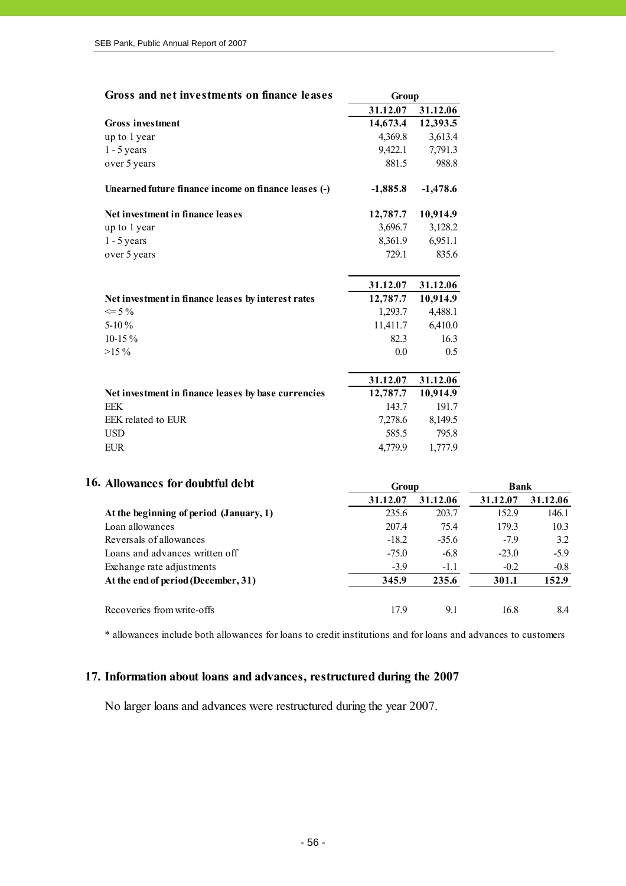| Gross and net investments on finance leases | Group | |
|---|---|---|
| | 31.12.07 | 31.12.06 |
| **Gross investment** | **14,673.4** | **12,393.5** |
| up to 1 year | 4,369.8 | 3,613.4 |
| 1 - 5 years | 9,422.1 | 7,791.3 |
| over 5 years | 881.5 | 988.8 |
| **Unearned future finance income on finance leases (-)** | **-1,885.8** | **-1,478.6** |
| **Net investment in finance leases** | **12,787.7** | **10,914.9** |
| up to 1 year | 3,696.7 | 3,128.2 |
| 1 - 5 years | 8,361.9 | 6,951.1 |
| over 5 years | 729.1 | 835.6 |

| | 31.12.07 | 31.12.06 |
|---|---|---|
| **Net investment in finance leases by interest rates** | **12,787.7** | **10,914.9** |
| <= 5 % | 1,293.7 | 4,488.1 |
| 5-10 % | 11,411.7 | 6,410.0 |
| 10-15 % | 82.3 | 16.3 |
| >15 % | 0.0 | 0.5 |

| | 31.12.07 | 31.12.06 |
|---|---|---|
| **Net investment in finance leases by base currencies** | **12,787.7** | **10,914.9** |
| EEK | 143.7 | 191.7 |
| EEK related to EUR | 7,278.6 | 8,149.5 |
| USD | 585.5 | 795.8 |
| EUR | 4,779.9 | 1,777.9 |

## 16. Allowances for doubtful debt

| | Group | | Bank | |
|---|---|---|---|---|
| | 31.12.07 | 31.12.06 | 31.12.07 | 31.12.06 |
| **At the beginning of period (January, 1)** | 235.6 | 203.7 | 152.9 | 146.1 |
| Loan allowances | 207.4 | 75.4 | 179.3 | 10.3 |
| Reversals of allowances | -18.2 | -35.6 | -7.9 | 3.2 |
| Loans and advances written off | -75.0 | -6.8 | -23.0 | -5.9 |
| Exchange rate adjustments | -3.9 | -1.1 | -0.2 | -0.8 |
| **At the end of period (December, 31)** | **345.9** | **235.6** | **301.1** | **152.9** |
| Recoveries from write-offs | 17.9 | 9.1 | 16.8 | 8.4 |

* allowances include both allowances for loans to credit institutions and for loans and advances to customers

## 17. Information about loans and advances, restructured during the 2007

No larger loans and advances were restructured during the year 2007.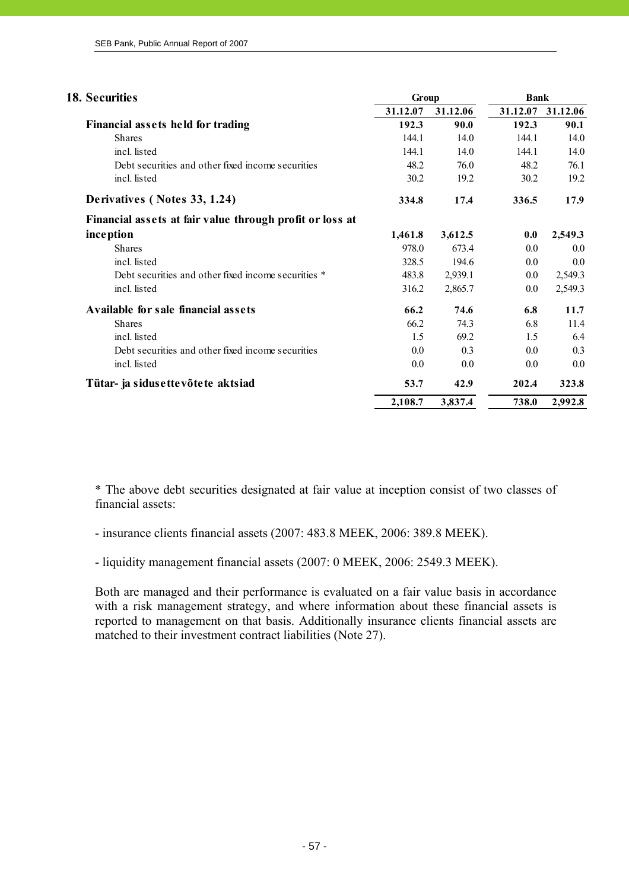## 18. Securities

| | Group | | Bank | |
|---|---|---|---|---|
| | 31.12.07 | 31.12.06 | 31.12.07 | 31.12.06 |
| **Financial assets held for trading** | **192.3** | **90.0** | **192.3** | **90.1** |
| Shares | 144.1 | 14.0 | 144.1 | 14.0 |
| incl. listed | 144.1 | 14.0 | 144.1 | 14.0 |
| Debt securities and other fixed income securities | 48.2 | 76.0 | 48.2 | 76.1 |
| incl. listed | 30.2 | 19.2 | 30.2 | 19.2 |
| **Derivatives ( Notes 33, 1.24)** | **334.8** | **17.4** | **336.5** | **17.9** |
| **Financial assets at fair value through profit or loss at inception** | **1,461.8** | **3,612.5** | **0.0** | **2,549.3** |
| Shares | 978.0 | 673.4 | 0.0 | 0.0 |
| incl. listed | 328.5 | 194.6 | 0.0 | 0.0 |
| Debt securities and other fixed income securities * | 483.8 | 2,939.1 | 0.0 | 2,549.3 |
| incl. listed | 316.2 | 2,865.7 | 0.0 | 2,549.3 |
| **Available for sale financial assets** | **66.2** | **74.6** | **6.8** | **11.7** |
| Shares | 66.2 | 74.3 | 6.8 | 11.4 |
| incl. listed | 1.5 | 69.2 | 1.5 | 6.4 |
| Debt securities and other fixed income securities | 0.0 | 0.3 | 0.0 | 0.3 |
| incl. listed | 0.0 | 0.0 | 0.0 | 0.0 |
| **Tütar- ja sidusettevõtete aktsiad** | **53.7** | **42.9** | **202.4** | **323.8** |
| | **2,108.7** | **3,837.4** | **738.0** | **2,992.8** |

* The above debt securities designated at fair value at inception consist of two classes of financial assets:

- insurance clients financial assets (2007: 483.8 MEEK, 2006: 389.8 MEEK).

- liquidity management financial assets (2007: 0 MEEK, 2006: 2549.3 MEEK).

Both are managed and their performance is evaluated on a fair value basis in accordance with a risk management strategy, and where information about these financial assets is reported to management on that basis. Additionally insurance clients financial assets are matched to their investment contract liabilities (Note 27).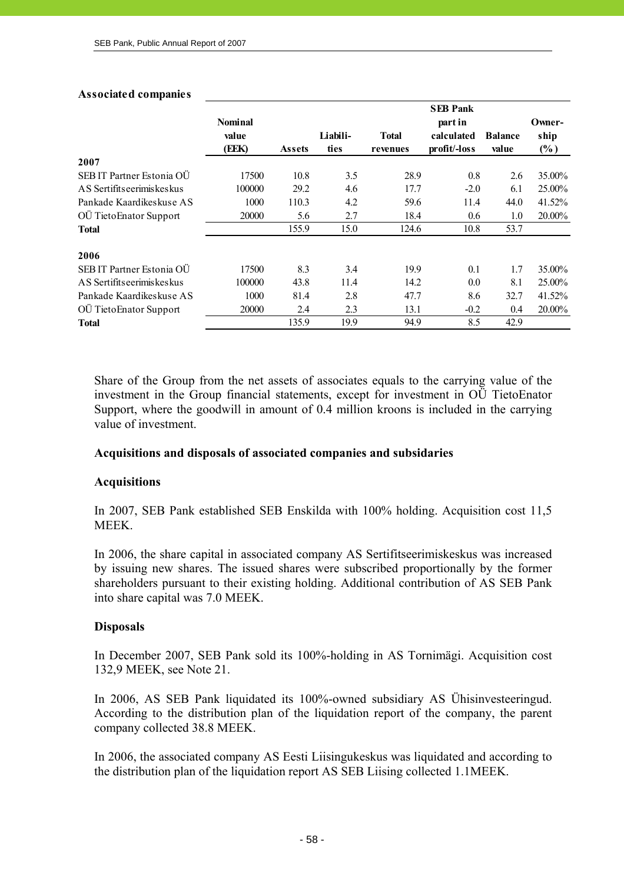**Associated companies**

| | Nominal value (EEK) | Assets | Liabili- ties | Total revenues | SEB Pank part in calculated profit/-loss | Balance value | Owner- ship (%) |
|---|---|---|---|---|---|---|---|
| **2007** | | | | | | | |
| SEB IT Partner Estonia OÜ | 17500 | 10.8 | 3.5 | 28.9 | 0.8 | 2.6 | 35.00% |
| AS Sertifitseerimiskeskus | 100000 | 29.2 | 4.6 | 17.7 | -2.0 | 6.1 | 25.00% |
| Pankade Kaardikeskuse AS | 1000 | 110.3 | 4.2 | 59.6 | 11.4 | 44.0 | 41.52% |
| OÜ TietoEnator Support | 20000 | 5.6 | 2.7 | 18.4 | 0.6 | 1.0 | 20.00% |
| **Total** | | 155.9 | 15.0 | 124.6 | 10.8 | 53.7 | |
| **2006** | | | | | | | |
| SEB IT Partner Estonia OÜ | 17500 | 8.3 | 3.4 | 19.9 | 0.1 | 1.7 | 35.00% |
| AS Sertifitseerimiskeskus | 100000 | 43.8 | 11.4 | 14.2 | 0.0 | 8.1 | 25.00% |
| Pankade Kaardikeskuse AS | 1000 | 81.4 | 2.8 | 47.7 | 8.6 | 32.7 | 41.52% |
| OÜ TietoEnator Support | 20000 | 2.4 | 2.3 | 13.1 | -0.2 | 0.4 | 20.00% |
| **Total** | | 135.9 | 19.9 | 94.9 | 8.5 | 42.9 | |

Share of the Group from the net assets of associates equals to the carrying value of the investment in the Group financial statements, except for investment in OÜ TietoEnator Support, where the goodwill in amount of 0.4 million kroons is included in the carrying value of investment.

**Acquisitions and disposals of associated companies and subsidaries**

**Acquisitions**

In 2007, SEB Pank established SEB Enskilda with 100% holding. Acquisition cost 11,5 MEEK.

In 2006, the share capital in associated company AS Sertifitseerimiskeskus was increased by issuing new shares. The issued shares were subscribed proportionally by the former shareholders pursuant to their existing holding. Additional contribution of AS SEB Pank into share capital was 7.0 MEEK.

**Disposals**

In December 2007, SEB Pank sold its 100%-holding in AS Tornimägi. Acquisition cost 132,9 MEEK, see Note 21.

In 2006, AS SEB Pank liquidated its 100%-owned subsidiary AS Ühisinvesteeringud. According to the distribution plan of the liquidation report of the company, the parent company collected 38.8 MEEK.

In 2006, the associated company AS Eesti Liisingukeskus was liquidated and according to the distribution plan of the liquidation report AS SEB Liising collected 1.1MEEK.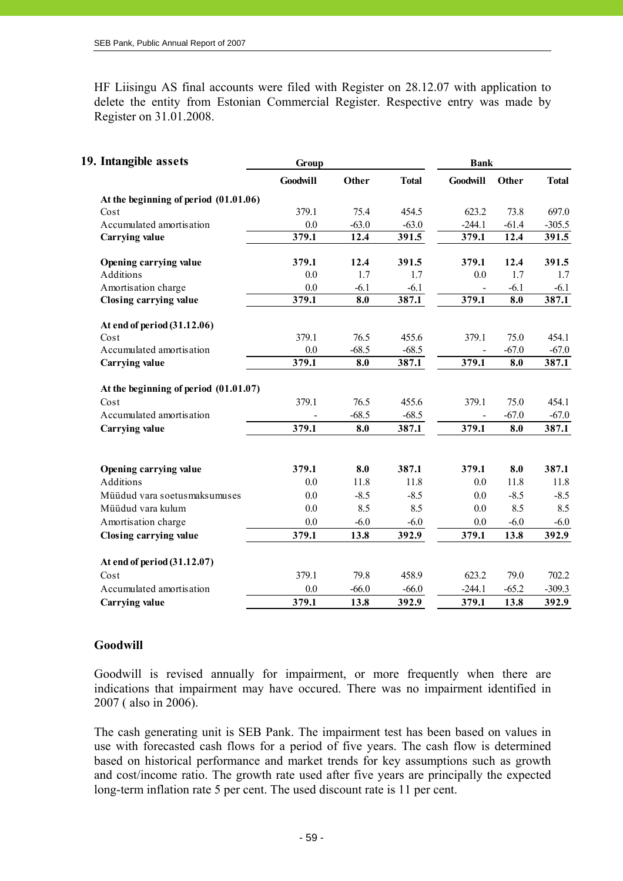HF Liisingu AS final accounts were filed with Register on 28.12.07 with application to delete the entity from Estonian Commercial Register. Respective entry was made by Register on 31.01.2008.

## 19. Intangible assets

| | Group | | | Bank | | |
|---|---|---|---|---|---|---|
| | **Goodwill** | **Other** | **Total** | **Goodwill** | **Other** | **Total** |
| **At the beginning of period (01.01.06)** | | | | | | |
| Cost | 379.1 | 75.4 | 454.5 | 623.2 | 73.8 | 697.0 |
| Accumulated amortisation | 0.0 | -63.0 | -63.0 | -244.1 | -61.4 | -305.5 |
| **Carrying value** | **379.1** | **12.4** | **391.5** | **379.1** | **12.4** | **391.5** |
| | | | | | | |
| **Opening carrying value** | **379.1** | **12.4** | **391.5** | **379.1** | **12.4** | **391.5** |
| Additions | 0.0 | 1.7 | 1.7 | 0.0 | 1.7 | 1.7 |
| Amortisation charge | 0.0 | -6.1 | -6.1 | - | -6.1 | -6.1 |
| **Closing carrying value** | **379.1** | **8.0** | **387.1** | **379.1** | **8.0** | **387.1** |
| | | | | | | |
| **At end of period (31.12.06)** | | | | | | |
| Cost | 379.1 | 76.5 | 455.6 | 379.1 | 75.0 | 454.1 |
| Accumulated amortisation | 0.0 | -68.5 | -68.5 | - | -67.0 | -67.0 |
| **Carrying value** | **379.1** | **8.0** | **387.1** | **379.1** | **8.0** | **387.1** |
| | | | | | | |
| **At the beginning of period (01.01.07)** | | | | | | |
| Cost | 379.1 | 76.5 | 455.6 | 379.1 | 75.0 | 454.1 |
| Accumulated amortisation | - | -68.5 | -68.5 | - | -67.0 | -67.0 |
| **Carrying value** | **379.1** | **8.0** | **387.1** | **379.1** | **8.0** | **387.1** |
| | | | | | | |
| **Opening carrying value** | **379.1** | **8.0** | **387.1** | **379.1** | **8.0** | **387.1** |
| Additions | 0.0 | 11.8 | 11.8 | 0.0 | 11.8 | 11.8 |
| Müüdud vara soetusmaksumuses | 0.0 | -8.5 | -8.5 | 0.0 | -8.5 | -8.5 |
| Müüdud vara kulum | 0.0 | 8.5 | 8.5 | 0.0 | 8.5 | 8.5 |
| Amortisation charge | 0.0 | -6.0 | -6.0 | 0.0 | -6.0 | -6.0 |
| **Closing carrying value** | **379.1** | **13.8** | **392.9** | **379.1** | **13.8** | **392.9** |
| | | | | | | |
| **At end of period (31.12.07)** | | | | | | |
| Cost | 379.1 | 79.8 | 458.9 | 623.2 | 79.0 | 702.2 |
| Accumulated amortisation | 0.0 | -66.0 | -66.0 | -244.1 | -65.2 | -309.3 |
| **Carrying value** | **379.1** | **13.8** | **392.9** | **379.1** | **13.8** | **392.9** |

### Goodwill

Goodwill is revised annually for impairment, or more frequently when there are indications that impairment may have occured. There was no impairment identified in 2007 ( also in 2006).

The cash generating unit is SEB Pank. The impairment test has been based on values in use with forecasted cash flows for a period of five years. The cash flow is determined based on historical performance and market trends for key assumptions such as growth and cost/income ratio. The growth rate used after five years are principally the expected long-term inflation rate 5 per cent. The used discount rate is 11 per cent.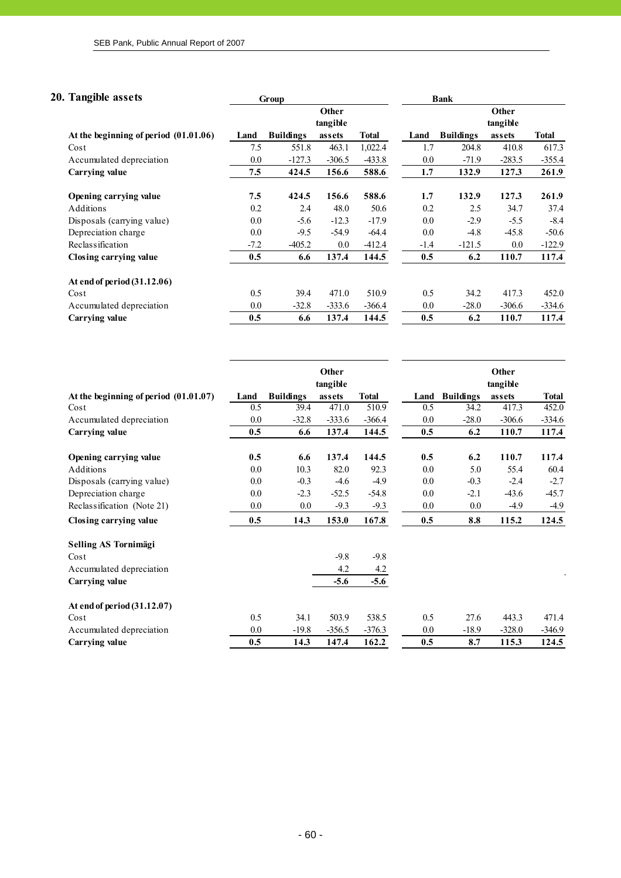## 20. Tangible assets

| | Group | | | | Bank | | | |
|---|---|---|---|---|---|---|---|---|
| **At the beginning of period (01.01.06)** | **Land** | **Buildings** | **Other tangible assets** | **Total** | **Land** | **Buildings** | **Other tangible assets** | **Total** |
| Cost | 7.5 | 551.8 | 463.1 | 1,022.4 | 1.7 | 204.8 | 410.8 | 617.3 |
| Accumulated depreciation | 0.0 | -127.3 | -306.5 | -433.8 | 0.0 | -71.9 | -283.5 | -355.4 |
| **Carrying value** | **7.5** | **424.5** | **156.6** | **588.6** | **1.7** | **132.9** | **127.3** | **261.9** |
| | | | | | | | | |
| **Opening carrying value** | **7.5** | **424.5** | **156.6** | **588.6** | **1.7** | **132.9** | **127.3** | **261.9** |
| Additions | 0.2 | 2.4 | 48.0 | 50.6 | 0.2 | 2.5 | 34.7 | 37.4 |
| Disposals (carrying value) | 0.0 | -5.6 | -12.3 | -17.9 | 0.0 | -2.9 | -5.5 | -8.4 |
| Depreciation charge | 0.0 | -9.5 | -54.9 | -64.4 | 0.0 | -4.8 | -45.8 | -50.6 |
| Reclassification | -7.2 | -405.2 | 0.0 | -412.4 | -1.4 | -121.5 | 0.0 | -122.9 |
| **Closing carrying value** | **0.5** | **6.6** | **137.4** | **144.5** | **0.5** | **6.2** | **110.7** | **117.4** |
| | | | | | | | | |
| **At end of period (31.12.06)** | | | | | | | | |
| Cost | 0.5 | 39.4 | 471.0 | 510.9 | 0.5 | 34.2 | 417.3 | 452.0 |
| Accumulated depreciation | 0.0 | -32.8 | -333.6 | -366.4 | 0.0 | -28.0 | -306.6 | -334.6 |
| **Carrying value** | **0.5** | **6.6** | **137.4** | **144.5** | **0.5** | **6.2** | **110.7** | **117.4** |

| **At the beginning of period (01.01.07)** | **Land** | **Buildings** | **Other tangible assets** | **Total** | **Land** | **Buildings** | **Other tangible assets** | **Total** |
|---|---|---|---|---|---|---|---|---|
| Cost | 0.5 | 39.4 | 471.0 | 510.9 | 0.5 | 34.2 | 417.3 | 452.0 |
| Accumulated depreciation | 0.0 | -32.8 | -333.6 | -366.4 | 0.0 | -28.0 | -306.6 | -334.6 |
| **Carrying value** | **0.5** | **6.6** | **137.4** | **144.5** | **0.5** | **6.2** | **110.7** | **117.4** |
| | | | | | | | | |
| **Opening carrying value** | **0.5** | **6.6** | **137.4** | **144.5** | **0.5** | **6.2** | **110.7** | **117.4** |
| Additions | 0.0 | 10.3 | 82.0 | 92.3 | 0.0 | 5.0 | 55.4 | 60.4 |
| Disposals (carrying value) | 0.0 | -0.3 | -4.6 | -4.9 | 0.0 | -0.3 | -2.4 | -2.7 |
| Depreciation charge | 0.0 | -2.3 | -52.5 | -54.8 | 0.0 | -2.1 | -43.6 | -45.7 |
| Reclassification (Note 21) | 0.0 | 0.0 | -9.3 | -9.3 | 0.0 | 0.0 | -4.9 | -4.9 |
| **Closing carrying value** | **0.5** | **14.3** | **153.0** | **167.8** | **0.5** | **8.8** | **115.2** | **124.5** |
| | | | | | | | | |
| **Selling AS Tornimägi** | | | | | | | | |
| Cost | | | -9.8 | -9.8 | | | | |
| Accumulated depreciation | | | 4.2 | 4.2 | | | | |
| **Carrying value** | | | **-5.6** | **-5.6** | | | | |
| | | | | | | | | |
| **At end of period (31.12.07)** | | | | | | | | |
| Cost | 0.5 | 34.1 | 503.9 | 538.5 | 0.5 | 27.6 | 443.3 | 471.4 |
| Accumulated depreciation | 0.0 | -19.8 | -356.5 | -376.3 | 0.0 | -18.9 | -328.0 | -346.9 |
| **Carrying value** | **0.5** | **14.3** | **147.4** | **162.2** | **0.5** | **8.7** | **115.3** | **124.5** |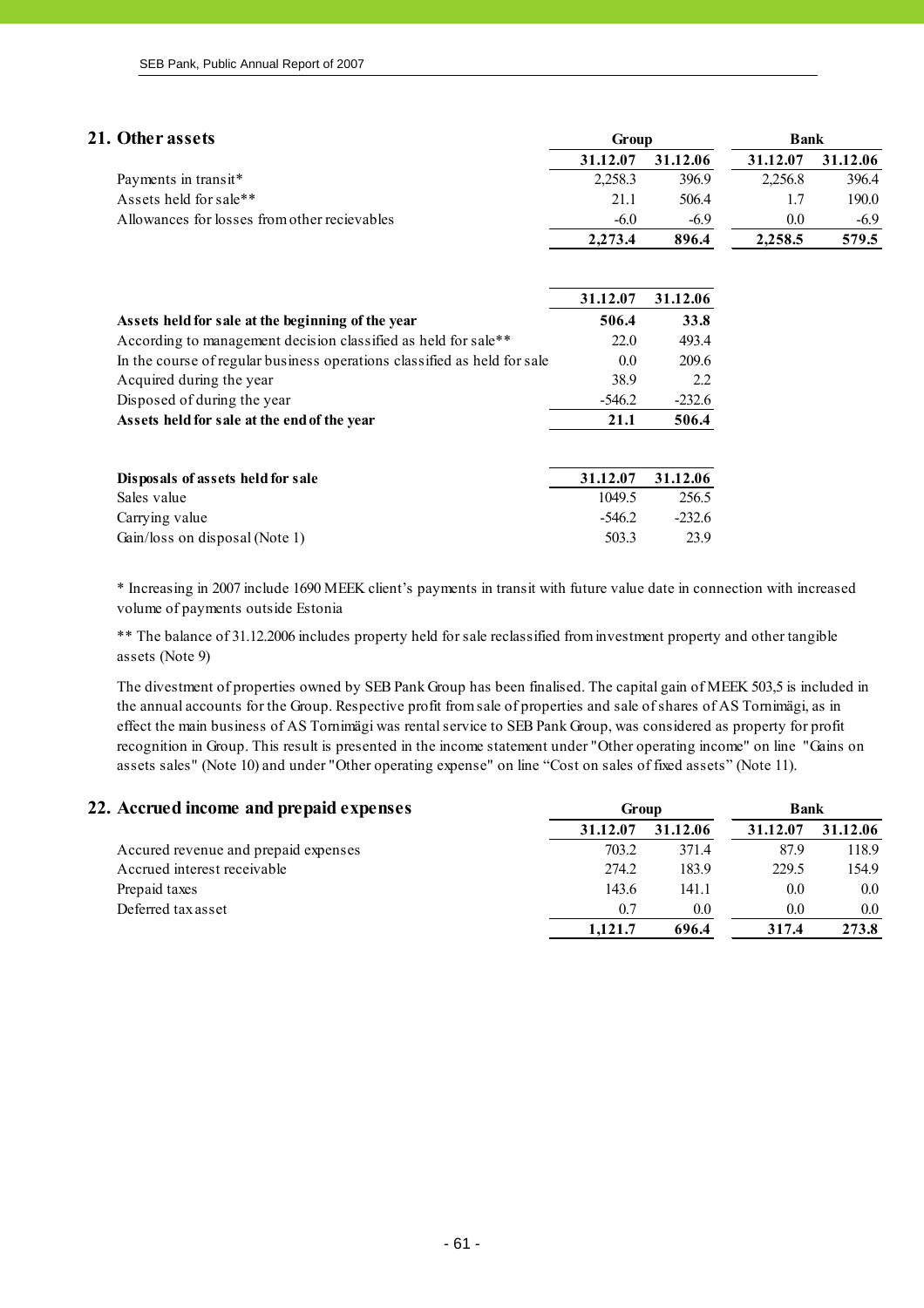## 21. Other assets

| | Group | | Bank | |
|---|---|---|---|---|
| | 31.12.07 | 31.12.06 | 31.12.07 | 31.12.06 |
| Payments in transit* | 2,258.3 | 396.9 | 2,256.8 | 396.4 |
| Assets held for sale** | 21.1 | 506.4 | 1.7 | 190.0 |
| Allowances for losses from other recievables | -6.0 | -6.9 | 0.0 | -6.9 |
| | **2,273.4** | **896.4** | **2,258.5** | **579.5** |

| | 31.12.07 | 31.12.06 |
|---|---|---|
| **Assets held for sale at the beginning of the year** | **506.4** | **33.8** |
| According to management decision classified as held for sale** | 22.0 | 493.4 |
| In the course of regular business operations classified as held for sale | 0.0 | 209.6 |
| Acquired during the year | 38.9 | 2.2 |
| Disposed of during the year | -546.2 | -232.6 |
| **Assets held for sale at the end of the year** | **21.1** | **506.4** |

| **Disposals of assets held for sale** | 31.12.07 | 31.12.06 |
|---|---|---|
| Sales value | 1049.5 | 256.5 |
| Carrying value | -546.2 | -232.6 |
| Gain/loss on disposal (Note 1) | 503.3 | 23.9 |

* Increasing in 2007 include 1690 MEEK client's payments in transit with future value date in connection with increased volume of payments outside Estonia

** The balance of 31.12.2006 includes property held for sale reclassified from investment property and other tangible assets (Note 9)

The divestment of properties owned by SEB Pank Group has been finalised. The capital gain of MEEK 503,5 is included in the annual accounts for the Group. Respective profit from sale of properties and sale of shares of AS Tornimägi, as in effect the main business of AS Tornimägi was rental service to SEB Pank Group, was considered as property for profit recognition in Group. This result is presented in the income statement under "Other operating income" on line "Gains on assets sales" (Note 10) and under "Other operating expense" on line "Cost on sales of fixed assets" (Note 11).

## 22. Accrued income and prepaid expenses

| | Group | | Bank | |
|---|---|---|---|---|
| | 31.12.07 | 31.12.06 | 31.12.07 | 31.12.06 |
| Accured revenue and prepaid expenses | 703.2 | 371.4 | 87.9 | 118.9 |
| Accrued interest receivable | 274.2 | 183.9 | 229.5 | 154.9 |
| Prepaid taxes | 143.6 | 141.1 | 0.0 | 0.0 |
| Deferred tax asset | 0.7 | 0.0 | 0.0 | 0.0 |
| | **1,121.7** | **696.4** | **317.4** | **273.8** |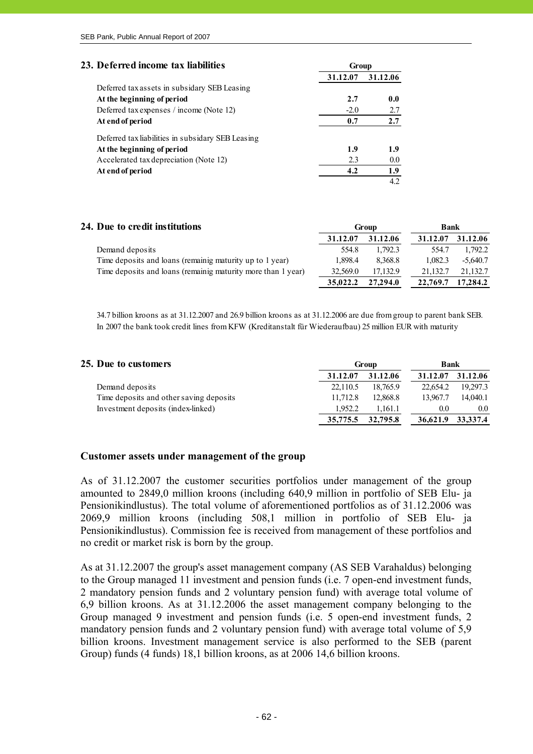## 23. Deferred income tax liabilities

| | Group | |
|---|---|---|
| | **31.12.07** | **31.12.06** |
| Deferred tax assets in subsidary SEB Leasing | | |
| **At the beginning of period** | **2.7** | **0.0** |
| Deferred tax expenses / income (Note 12) | -2.0 | 2.7 |
| **At end of period** | **0.7** | **2.7** |
| Deferred tax liabilities in subsidary SEB Leasing | | |
| **At the beginning of period** | **1.9** | **1.9** |
| Accelerated tax depreciation (Note 12) | 2.3 | 0.0 |
| **At end of period** | **4.2** | **1.9** |
| | | 4.2 |

## 24. Due to credit institutions

| | Group | | Bank | |
|---|---|---|---|---|
| | **31.12.07** | **31.12.06** | **31.12.07** | **31.12.06** |
| Demand deposits | 554.8 | 1,792.3 | 554.7 | 1,792.2 |
| Time deposits and loans (remainig maturity up to 1 year) | 1,898.4 | 8,368.8 | 1,082.3 | -5,640.7 |
| Time deposits and loans (remainig maturity more than 1 year) | 32,569.0 | 17,132.9 | 21,132.7 | 21,132.7 |
| | **35,022.2** | **27,294.0** | **22,769.7** | **17,284.2** |

34.7 billion kroons as at 31.12.2007 and 26.9 billion kroons as at 31.12.2006 are due from group to parent bank SEB. In 2007 the bank took credit lines from KFW (Kreditanstalt für Wiederaufbau) 25 million EUR with maturity

## 25. Due to customers

| | Group | | Bank | |
|---|---|---|---|---|
| | **31.12.07** | **31.12.06** | **31.12.07** | **31.12.06** |
| Demand deposits | 22,110.5 | 18,765.9 | 22,654.2 | 19,297.3 |
| Time deposits and other saving deposits | 11,712.8 | 12,868.8 | 13,967.7 | 14,040.1 |
| Investment deposits (index-linked) | 1,952.2 | 1,161.1 | 0.0 | 0.0 |
| | **35,775.5** | **32,795.8** | **36,621.9** | **33,337.4** |

### Customer assets under management of the group

As of 31.12.2007 the customer securities portfolios under management of the group amounted to 2849,0 million kroons (including 640,9 million in portfolio of SEB Elu- ja Pensionikindlustus). The total volume of aforementioned portfolios as of 31.12.2006 was 2069,9 million kroons (including 508,1 million in portfolio of SEB Elu- ja Pensionikindlustus). Commission fee is received from management of these portfolios and no credit or market risk is born by the group.

As at 31.12.2007 the group's asset management company (AS SEB Varahaldus) belonging to the Group managed 11 investment and pension funds (i.e. 7 open-end investment funds, 2 mandatory pension funds and 2 voluntary pension fund) with average total volume of 6,9 billion kroons. As at 31.12.2006 the asset management company belonging to the Group managed 9 investment and pension funds (i.e. 5 open-end investment funds, 2 mandatory pension funds and 2 voluntary pension fund) with average total volume of 5,9 billion kroons. Investment management service is also performed to the SEB (parent Group) funds (4 funds) 18,1 billion kroons, as at 2006 14,6 billion kroons.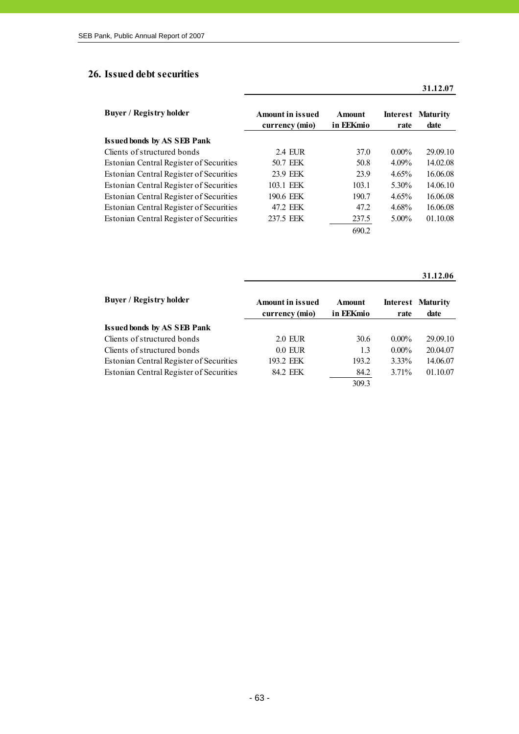## 26. Issued debt securities

| | 31.12.07 | | | |
|---|---|---|---|---|
| **Buyer / Registry holder** | **Amount in issued currency (mio)** | **Amount in EEKmio** | **Interest rate** | **Maturity date** |
| **Issued bonds by AS SEB Pank** | | | | |
| Clients of structured bonds | 2.4 EUR | 37.0 | 0.00% | 29.09.10 |
| Estonian Central Register of Securities | 50.7 EEK | 50.8 | 4.09% | 14.02.08 |
| Estonian Central Register of Securities | 23.9 EEK | 23.9 | 4.65% | 16.06.08 |
| Estonian Central Register of Securities | 103.1 EEK | 103.1 | 5.30% | 14.06.10 |
| Estonian Central Register of Securities | 190.6 EEK | 190.7 | 4.65% | 16.06.08 |
| Estonian Central Register of Securities | 47.2 EEK | 47.2 | 4.68% | 16.06.08 |
| Estonian Central Register of Securities | 237.5 EEK | 237.5 | 5.00% | 01.10.08 |
| | | 690.2 | | |

| | 31.12.06 | | | |
|---|---|---|---|---|
| **Buyer / Registry holder** | **Amount in issued currency (mio)** | **Amount in EEKmio** | **Interest rate** | **Maturity date** |
| **Issued bonds by AS SEB Pank** | | | | |
| Clients of structured bonds | 2.0 EUR | 30.6 | 0.00% | 29.09.10 |
| Clients of structured bonds | 0.0 EUR | 1.3 | 0.00% | 20.04.07 |
| Estonian Central Register of Securities | 193.2 EEK | 193.2 | 3.33% | 14.06.07 |
| Estonian Central Register of Securities | 84.2 EEK | 84.2 | 3.71% | 01.10.07 |
| | | 309.3 | | |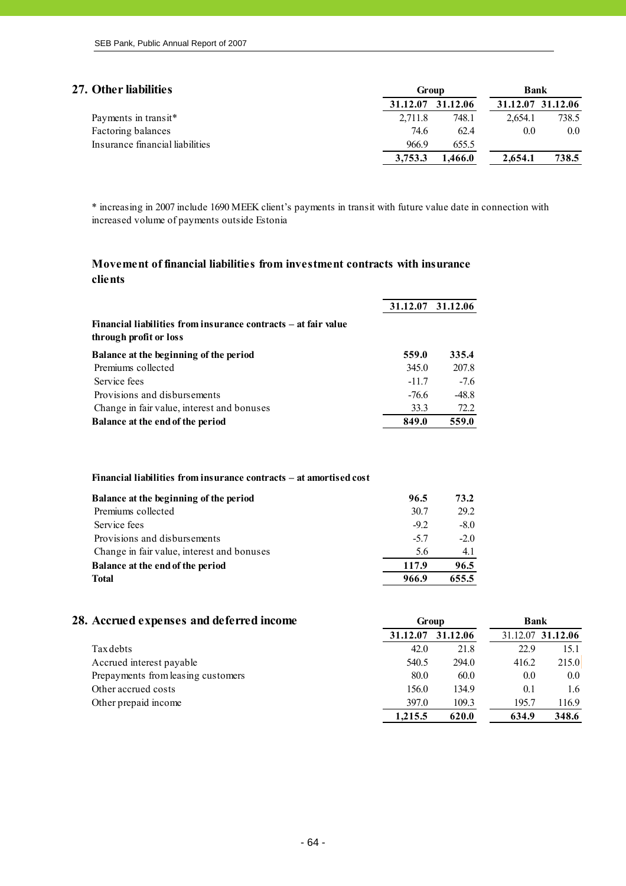## 27. Other liabilities

| | Group | | Bank | |
|---|---|---|---|---|
| | 31.12.07 | 31.12.06 | 31.12.07 | 31.12.06 |
| Payments in transit* | 2,711.8 | 748.1 | 2,654.1 | 738.5 |
| Factoring balances | 74.6 | 62.4 | 0.0 | 0.0 |
| Insurance financial liabilities | 966.9 | 655.5 | | |
| | **3,753.3** | **1,466.0** | **2,654.1** | **738.5** |

* increasing in 2007 include 1690 MEEK client's payments in transit with future value date in connection with increased volume of payments outside Estonia

### Movement of financial liabilities from investment contracts with insurance clients

| | 31.12.07 | 31.12.06 |
|---|---|---|
| **Financial liabilities from insurance contracts – at fair value through profit or loss** | | |
| **Balance at the beginning of the period** | **559.0** | **335.4** |
| Premiums collected | 345.0 | 207.8 |
| Service fees | -11.7 | -7.6 |
| Provisions and disbursements | -76.6 | -48.8 |
| Change in fair value, interest and bonuses | 33.3 | 72.2 |
| **Balance at the end of the period** | **849.0** | **559.0** |

**Financial liabilities from insurance contracts – at amortised cost**

| | | |
|---|---|---|
| **Balance at the beginning of the period** | **96.5** | **73.2** |
| Premiums collected | 30.7 | 29.2 |
| Service fees | -9.2 | -8.0 |
| Provisions and disbursements | -5.7 | -2.0 |
| Change in fair value, interest and bonuses | 5.6 | 4.1 |
| **Balance at the end of the period** | **117.9** | **96.5** |
| **Total** | **966.9** | **655.5** |

## 28. Accrued expenses and deferred income

| | Group | | Bank | |
|---|---|---|---|---|
| | 31.12.07 | 31.12.06 | 31.12.07 | 31.12.06 |
| Tax debts | 42.0 | 21.8 | 22.9 | 15.1 |
| Accrued interest payable | 540.5 | 294.0 | 416.2 | 215.0 |
| Prepayments from leasing customers | 80.0 | 60.0 | 0.0 | 0.0 |
| Other accrued costs | 156.0 | 134.9 | 0.1 | 1.6 |
| Other prepaid income | 397.0 | 109.3 | 195.7 | 116.9 |
| | **1,215.5** | **620.0** | **634.9** | **348.6** |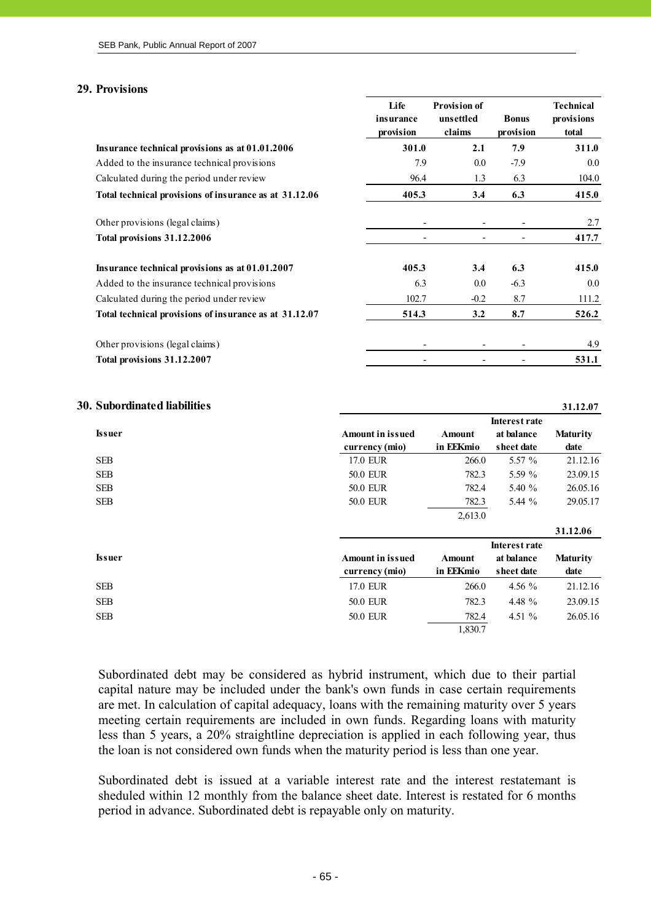## 29. Provisions

| | Life insurance provision | Provision of unsettled claims | Bonus provision | Technical provisions total |
|---|---|---|---|---|
| **Insurance technical provisions as at 01.01.2006** | **301.0** | **2.1** | **7.9** | **311.0** |
| Added to the insurance technical provisions | 7.9 | 0.0 | -7.9 | 0.0 |
| Calculated during the period under review | 96.4 | 1.3 | 6.3 | 104.0 |
| **Total technical provisions of insurance as at 31.12.06** | **405.3** | **3.4** | **6.3** | **415.0** |
| | | | | |
| Other provisions (legal claims) | - | - | - | 2.7 |
| **Total provisions 31.12.2006** | - | - | - | **417.7** |
| | | | | |
| **Insurance technical provisions as at 01.01.2007** | **405.3** | **3.4** | **6.3** | **415.0** |
| Added to the insurance technical provisions | 6.3 | 0.0 | -6.3 | 0.0 |
| Calculated during the period under review | 102.7 | -0.2 | 8.7 | 111.2 |
| **Total technical provisions of insurance as at 31.12.07** | **514.3** | **3.2** | **8.7** | **526.2** |
| | | | | |
| Other provisions (legal claims) | - | - | - | 4.9 |
| **Total provisions 31.12.2007** | - | - | - | **531.1** |

## 30. Subordinated liabilities

**31.12.07**

| Issuer | Amount in issued currency (mio) | Amount in EEKmio | Interest rate at balance sheet date | Maturity date |
|---|---|---|---|---|
| SEB | 17.0 EUR | 266.0 | 5.57 % | 21.12.16 |
| SEB | 50.0 EUR | 782.3 | 5.59 % | 23.09.15 |
| SEB | 50.0 EUR | 782.4 | 5.40 % | 26.05.16 |
| SEB | 50.0 EUR | 782.3 | 5.44 % | 29.05.17 |
| | | 2,613.0 | | |

**31.12.06**

| Issuer | Amount in issued currency (mio) | Amount in EEKmio | Interest rate at balance sheet date | Maturity date |
|---|---|---|---|---|
| SEB | 17.0 EUR | 266.0 | 4.56 % | 21.12.16 |
| SEB | 50.0 EUR | 782.3 | 4.48 % | 23.09.15 |
| SEB | 50.0 EUR | 782.4 | 4.51 % | 26.05.16 |
| | | 1,830.7 | | |

Subordinated debt may be considered as hybrid instrument, which due to their partial capital nature may be included under the bank's own funds in case certain requirements are met. In calculation of capital adequacy, loans with the remaining maturity over 5 years meeting certain requirements are included in own funds. Regarding loans with maturity less than 5 years, a 20% straightline depreciation is applied in each following year, thus the loan is not considered own funds when the maturity period is less than one year.

Subordinated debt is issued at a variable interest rate and the interest restatemant is sheduled within 12 monthly from the balance sheet date. Interest is restated for 6 months period in advance. Subordinated debt is repayable only on maturity.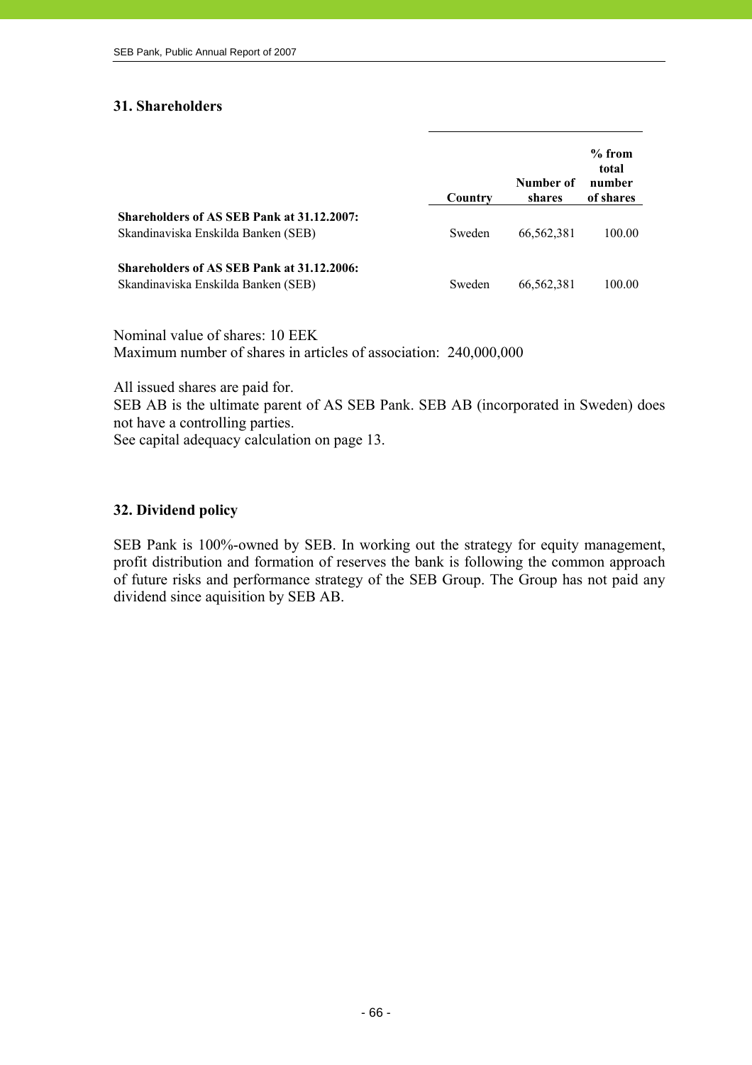## 31. Shareholders

| | Country | Number of shares | % from total number of shares |
|---|---|---|---|
| **Shareholders of AS SEB Pank at 31.12.2007:** | | | |
| Skandinaviska Enskilda Banken (SEB) | Sweden | 66,562,381 | 100.00 |
| **Shareholders of AS SEB Pank at 31.12.2006:** | | | |
| Skandinaviska Enskilda Banken (SEB) | Sweden | 66,562,381 | 100.00 |

Nominal value of shares: 10 EEK
Maximum number of shares in articles of association: 240,000,000

All issued shares are paid for.
SEB AB is the ultimate parent of AS SEB Pank. SEB AB (incorporated in Sweden) does not have a controlling parties.
See capital adequacy calculation on page 13.

## 32. Dividend policy

SEB Pank is 100%-owned by SEB. In working out the strategy for equity management, profit distribution and formation of reserves the bank is following the common approach of future risks and performance strategy of the SEB Group. The Group has not paid any dividend since aquisition by SEB AB.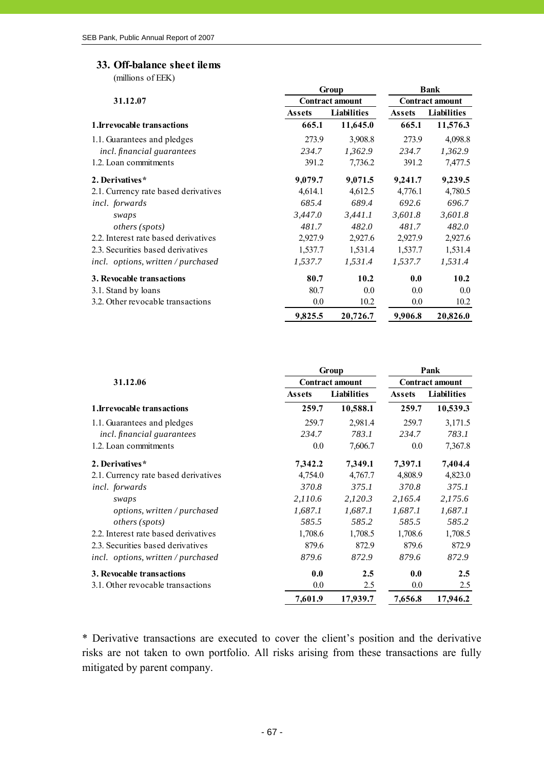## 33. Off-balance sheet ilems

(millions of EEK)

| 31.12.07 | Group | | Bank | |
|---|---|---|---|---|
| | Contract amount | | Contract amount | |
| | Assets | Liabilities | Assets | Liabilities |
| **1.Irrevocable transactions** | **665.1** | **11,645.0** | **665.1** | **11,576.3** |
| 1.1. Guarantees and pledges | 273.9 | 3,908.8 | 273.9 | 4,098.8 |
| *incl. financial guarantees* | *234.7* | *1,362.9* | *234.7* | *1,362.9* |
| 1.2. Loan commitments | 391.2 | 7,736.2 | 391.2 | 7,477.5 |
| **2. Derivatives*** | **9,079.7** | **9,071.5** | **9,241.7** | **9,239.5** |
| 2.1. Currency rate based derivatives | 4,614.1 | 4,612.5 | 4,776.1 | 4,780.5 |
| *incl. forwards* | *685.4* | *689.4* | *692.6* | *696.7* |
| *swaps* | *3,447.0* | *3,441.1* | *3,601.8* | *3,601.8* |
| *others (spots)* | *481.7* | *482.0* | *481.7* | *482.0* |
| 2.2. Interest rate based derivatives | 2,927.9 | 2,927.6 | 2,927.9 | 2,927.6 |
| 2.3. Securities based derivatives | 1,537.7 | 1,531.4 | 1,537.7 | 1,531.4 |
| *incl. options, written / purchased* | *1,537.7* | *1,531.4* | *1,537.7* | *1,531.4* |
| **3. Revocable transactions** | **80.7** | **10.2** | **0.0** | **10.2** |
| 3.1. Stand by loans | 80.7 | 0.0 | 0.0 | 0.0 |
| 3.2. Other revocable transactions | 0.0 | 10.2 | 0.0 | 10.2 |
| | **9,825.5** | **20,726.7** | **9,906.8** | **20,826.0** |

| 31.12.06 | Group | | Pank | |
|---|---|---|---|---|
| | Contract amount | | Contract amount | |
| | Assets | Liabilities | Assets | Liabilities |
| **1.Irrevocable transactions** | **259.7** | **10,588.1** | **259.7** | **10,539.3** |
| 1.1. Guarantees and pledges | 259.7 | 2,981.4 | 259.7 | 3,171.5 |
| *incl. financial guarantees* | *234.7* | *783.1* | *234.7* | *783.1* |
| 1.2. Loan commitments | 0.0 | 7,606.7 | 0.0 | 7,367.8 |
| **2. Derivatives*** | **7,342.2** | **7,349.1** | **7,397.1** | **7,404.4** |
| 2.1. Currency rate based derivatives | 4,754.0 | 4,767.7 | 4,808.9 | 4,823.0 |
| *incl. forwards* | *370.8* | *375.1* | *370.8* | *375.1* |
| *swaps* | *2,110.6* | *2,120.3* | *2,165.4* | *2,175.6* |
| *options, written / purchased* | *1,687.1* | *1,687.1* | *1,687.1* | *1,687.1* |
| *others (spots)* | *585.5* | *585.2* | *585.5* | *585.2* |
| 2.2. Interest rate based derivatives | 1,708.6 | 1,708.5 | 1,708.6 | 1,708.5 |
| 2.3. Securities based derivatives | 879.6 | 872.9 | 879.6 | 872.9 |
| *incl. options, written / purchased* | *879.6* | *872.9* | *879.6* | *872.9* |
| **3. Revocable transactions** | **0.0** | **2.5** | **0.0** | **2.5** |
| 3.1. Other revocable transactions | 0.0 | 2.5 | 0.0 | 2.5 |
| | **7,601.9** | **17,939.7** | **7,656.8** | **17,946.2** |

* Derivative transactions are executed to cover the client's position and the derivative risks are not taken to own portfolio. All risks arising from these transactions are fully mitigated by parent company.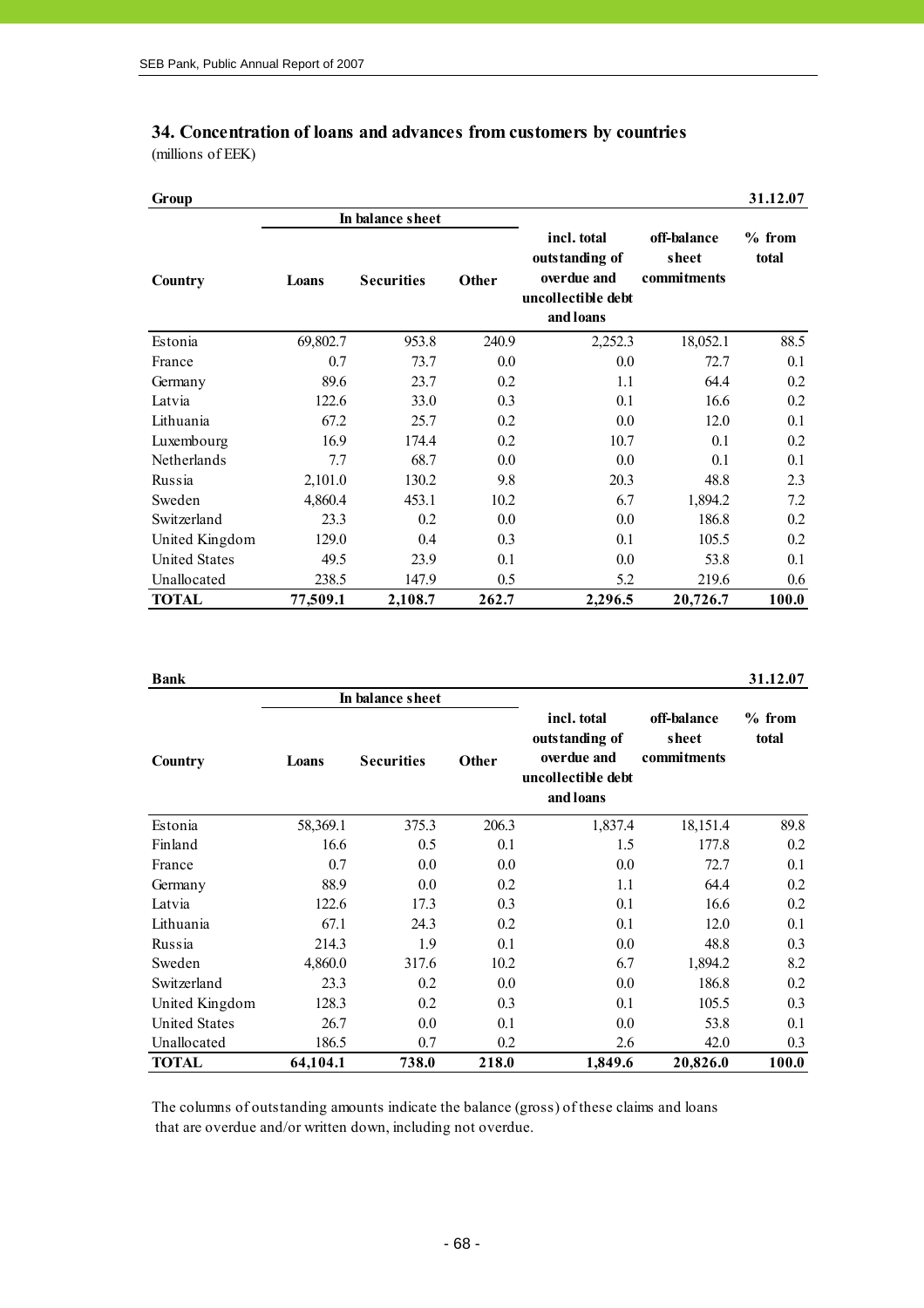## 34. Concentration of loans and advances from customers by countries

(millions of EEK)

**Group** — 31.12.07

| Country | In balance sheet | | | incl. total outstanding of overdue and uncollectible debt and loans | off-balance sheet commitments | % from total |
|---|---|---|---|---|---|---|
| | Loans | Securities | Other | | | |
| Estonia | 69,802.7 | 953.8 | 240.9 | 2,252.3 | 18,052.1 | 88.5 |
| France | 0.7 | 73.7 | 0.0 | 0.0 | 72.7 | 0.1 |
| Germany | 89.6 | 23.7 | 0.2 | 1.1 | 64.4 | 0.2 |
| Latvia | 122.6 | 33.0 | 0.3 | 0.1 | 16.6 | 0.2 |
| Lithuania | 67.2 | 25.7 | 0.2 | 0.0 | 12.0 | 0.1 |
| Luxembourg | 16.9 | 174.4 | 0.2 | 10.7 | 0.1 | 0.2 |
| Netherlands | 7.7 | 68.7 | 0.0 | 0.0 | 0.1 | 0.1 |
| Russia | 2,101.0 | 130.2 | 9.8 | 20.3 | 48.8 | 2.3 |
| Sweden | 4,860.4 | 453.1 | 10.2 | 6.7 | 1,894.2 | 7.2 |
| Switzerland | 23.3 | 0.2 | 0.0 | 0.0 | 186.8 | 0.2 |
| United Kingdom | 129.0 | 0.4 | 0.3 | 0.1 | 105.5 | 0.2 |
| United States | 49.5 | 23.9 | 0.1 | 0.0 | 53.8 | 0.1 |
| Unallocated | 238.5 | 147.9 | 0.5 | 5.2 | 219.6 | 0.6 |
| **TOTAL** | **77,509.1** | **2,108.7** | **262.7** | **2,296.5** | **20,726.7** | **100.0** |

**Bank** — 31.12.07

| Country | In balance sheet | | | incl. total outstanding of overdue and uncollectible debt and loans | off-balance sheet commitments | % from total |
|---|---|---|---|---|---|---|
| | Loans | Securities | Other | | | |
| Estonia | 58,369.1 | 375.3 | 206.3 | 1,837.4 | 18,151.4 | 89.8 |
| Finland | 16.6 | 0.5 | 0.1 | 1.5 | 177.8 | 0.2 |
| France | 0.7 | 0.0 | 0.0 | 0.0 | 72.7 | 0.1 |
| Germany | 88.9 | 0.0 | 0.2 | 1.1 | 64.4 | 0.2 |
| Latvia | 122.6 | 17.3 | 0.3 | 0.1 | 16.6 | 0.2 |
| Lithuania | 67.1 | 24.3 | 0.2 | 0.1 | 12.0 | 0.1 |
| Russia | 214.3 | 1.9 | 0.1 | 0.0 | 48.8 | 0.3 |
| Sweden | 4,860.0 | 317.6 | 10.2 | 6.7 | 1,894.2 | 8.2 |
| Switzerland | 23.3 | 0.2 | 0.0 | 0.0 | 186.8 | 0.2 |
| United Kingdom | 128.3 | 0.2 | 0.3 | 0.1 | 105.5 | 0.3 |
| United States | 26.7 | 0.0 | 0.1 | 0.0 | 53.8 | 0.1 |
| Unallocated | 186.5 | 0.7 | 0.2 | 2.6 | 42.0 | 0.3 |
| **TOTAL** | **64,104.1** | **738.0** | **218.0** | **1,849.6** | **20,826.0** | **100.0** |

The columns of outstanding amounts indicate the balance (gross) of these claims and loans that are overdue and/or written down, including not overdue.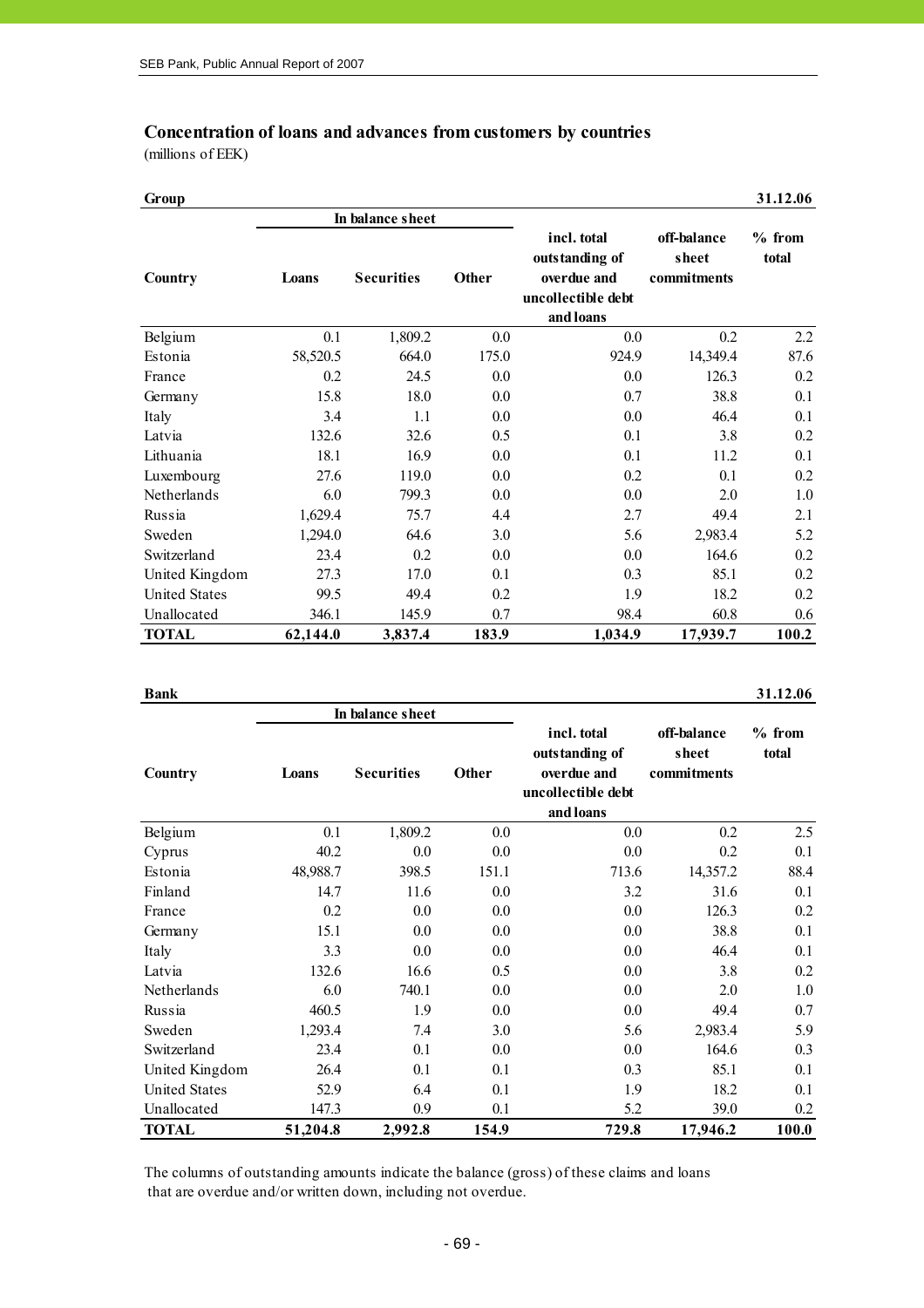## Concentration of loans and advances from customers by countries

(millions of EEK)

**Group** **31.12.06**

| Country | In balance sheet | | | incl. total outstanding of overdue and uncollectible debt and loans | off-balance sheet commitments | % from total |
|---|---|---|---|---|---|---|
| | Loans | Securities | Other | | | |
| Belgium | 0.1 | 1,809.2 | 0.0 | 0.0 | 0.2 | 2.2 |
| Estonia | 58,520.5 | 664.0 | 175.0 | 924.9 | 14,349.4 | 87.6 |
| France | 0.2 | 24.5 | 0.0 | 0.0 | 126.3 | 0.2 |
| Germany | 15.8 | 18.0 | 0.0 | 0.7 | 38.8 | 0.1 |
| Italy | 3.4 | 1.1 | 0.0 | 0.0 | 46.4 | 0.1 |
| Latvia | 132.6 | 32.6 | 0.5 | 0.1 | 3.8 | 0.2 |
| Lithuania | 18.1 | 16.9 | 0.0 | 0.1 | 11.2 | 0.1 |
| Luxembourg | 27.6 | 119.0 | 0.0 | 0.2 | 0.1 | 0.2 |
| Netherlands | 6.0 | 799.3 | 0.0 | 0.0 | 2.0 | 1.0 |
| Russia | 1,629.4 | 75.7 | 4.4 | 2.7 | 49.4 | 2.1 |
| Sweden | 1,294.0 | 64.6 | 3.0 | 5.6 | 2,983.4 | 5.2 |
| Switzerland | 23.4 | 0.2 | 0.0 | 0.0 | 164.6 | 0.2 |
| United Kingdom | 27.3 | 17.0 | 0.1 | 0.3 | 85.1 | 0.2 |
| United States | 99.5 | 49.4 | 0.2 | 1.9 | 18.2 | 0.2 |
| Unallocated | 346.1 | 145.9 | 0.7 | 98.4 | 60.8 | 0.6 |
| **TOTAL** | **62,144.0** | **3,837.4** | **183.9** | **1,034.9** | **17,939.7** | **100.2** |

**Bank** **31.12.06**

| Country | In balance sheet | | | incl. total outstanding of overdue and uncollectible debt and loans | off-balance sheet commitments | % from total |
|---|---|---|---|---|---|---|
| | Loans | Securities | Other | | | |
| Belgium | 0.1 | 1,809.2 | 0.0 | 0.0 | 0.2 | 2.5 |
| Cyprus | 40.2 | 0.0 | 0.0 | 0.0 | 0.2 | 0.1 |
| Estonia | 48,988.7 | 398.5 | 151.1 | 713.6 | 14,357.2 | 88.4 |
| Finland | 14.7 | 11.6 | 0.0 | 3.2 | 31.6 | 0.1 |
| France | 0.2 | 0.0 | 0.0 | 0.0 | 126.3 | 0.2 |
| Germany | 15.1 | 0.0 | 0.0 | 0.0 | 38.8 | 0.1 |
| Italy | 3.3 | 0.0 | 0.0 | 0.0 | 46.4 | 0.1 |
| Latvia | 132.6 | 16.6 | 0.5 | 0.0 | 3.8 | 0.2 |
| Netherlands | 6.0 | 740.1 | 0.0 | 0.0 | 2.0 | 1.0 |
| Russia | 460.5 | 1.9 | 0.0 | 0.0 | 49.4 | 0.7 |
| Sweden | 1,293.4 | 7.4 | 3.0 | 5.6 | 2,983.4 | 5.9 |
| Switzerland | 23.4 | 0.1 | 0.0 | 0.0 | 164.6 | 0.3 |
| United Kingdom | 26.4 | 0.1 | 0.1 | 0.3 | 85.1 | 0.1 |
| United States | 52.9 | 6.4 | 0.1 | 1.9 | 18.2 | 0.1 |
| Unallocated | 147.3 | 0.9 | 0.1 | 5.2 | 39.0 | 0.2 |
| **TOTAL** | **51,204.8** | **2,992.8** | **154.9** | **729.8** | **17,946.2** | **100.0** |

The columns of outstanding amounts indicate the balance (gross) of these claims and loans that are overdue and/or written down, including not overdue.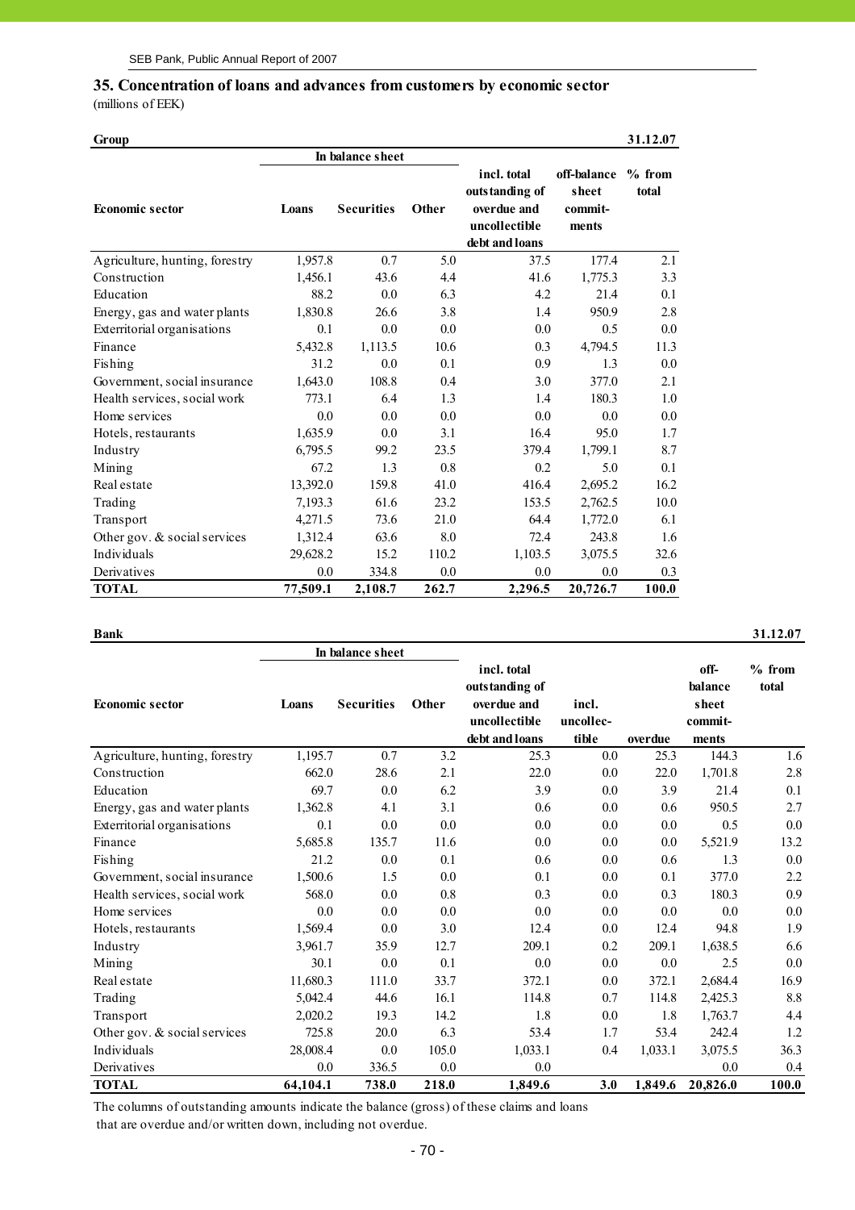## 35. Concentration of loans and advances from customers by economic sector

(millions of EEK)

**Group** 31.12.07

| Economic sector | In balance sheet | | | incl. total outstanding of overdue and uncollectible debt and loans | off-balance sheet commit-ments | % from total |
|---|---|---|---|---|---|---|
| | Loans | Securities | Other | | | |
| Agriculture, hunting, forestry | 1,957.8 | 0.7 | 5.0 | 37.5 | 177.4 | 2.1 |
| Construction | 1,456.1 | 43.6 | 4.4 | 41.6 | 1,775.3 | 3.3 |
| Education | 88.2 | 0.0 | 6.3 | 4.2 | 21.4 | 0.1 |
| Energy, gas and water plants | 1,830.8 | 26.6 | 3.8 | 1.4 | 950.9 | 2.8 |
| Exterritorial organisations | 0.1 | 0.0 | 0.0 | 0.0 | 0.5 | 0.0 |
| Finance | 5,432.8 | 1,113.5 | 10.6 | 0.3 | 4,794.5 | 11.3 |
| Fishing | 31.2 | 0.0 | 0.1 | 0.9 | 1.3 | 0.0 |
| Government, social insurance | 1,643.0 | 108.8 | 0.4 | 3.0 | 377.0 | 2.1 |
| Health services, social work | 773.1 | 6.4 | 1.3 | 1.4 | 180.3 | 1.0 |
| Home services | 0.0 | 0.0 | 0.0 | 0.0 | 0.0 | 0.0 |
| Hotels, restaurants | 1,635.9 | 0.0 | 3.1 | 16.4 | 95.0 | 1.7 |
| Industry | 6,795.5 | 99.2 | 23.5 | 379.4 | 1,799.1 | 8.7 |
| Mining | 67.2 | 1.3 | 0.8 | 0.2 | 5.0 | 0.1 |
| Real estate | 13,392.0 | 159.8 | 41.0 | 416.4 | 2,695.2 | 16.2 |
| Trading | 7,193.3 | 61.6 | 23.2 | 153.5 | 2,762.5 | 10.0 |
| Transport | 4,271.5 | 73.6 | 21.0 | 64.4 | 1,772.0 | 6.1 |
| Other gov. & social services | 1,312.4 | 63.6 | 8.0 | 72.4 | 243.8 | 1.6 |
| Individuals | 29,628.2 | 15.2 | 110.2 | 1,103.5 | 3,075.5 | 32.6 |
| Derivatives | 0.0 | 334.8 | 0.0 | 0.0 | 0.0 | 0.3 |
| **TOTAL** | **77,509.1** | **2,108.7** | **262.7** | **2,296.5** | **20,726.7** | **100.0** |

**Bank** 31.12.07

| Economic sector | In balance sheet | | | incl. total outstanding of overdue and uncollectible debt and loans | incl. uncollec-tible | overdue | off-balance sheet commit-ments | % from total |
|---|---|---|---|---|---|---|---|---|
| | Loans | Securities | Other | | | | | |
| Agriculture, hunting, forestry | 1,195.7 | 0.7 | 3.2 | 25.3 | 0.0 | 25.3 | 144.3 | 1.6 |
| Construction | 662.0 | 28.6 | 2.1 | 22.0 | 0.0 | 22.0 | 1,701.8 | 2.8 |
| Education | 69.7 | 0.0 | 6.2 | 3.9 | 0.0 | 3.9 | 21.4 | 0.1 |
| Energy, gas and water plants | 1,362.8 | 4.1 | 3.1 | 0.6 | 0.0 | 0.6 | 950.5 | 2.7 |
| Exterritorial organisations | 0.1 | 0.0 | 0.0 | 0.0 | 0.0 | 0.0 | 0.5 | 0.0 |
| Finance | 5,685.8 | 135.7 | 11.6 | 0.0 | 0.0 | 0.0 | 5,521.9 | 13.2 |
| Fishing | 21.2 | 0.0 | 0.1 | 0.6 | 0.0 | 0.6 | 1.3 | 0.0 |
| Government, social insurance | 1,500.6 | 1.5 | 0.0 | 0.1 | 0.0 | 0.1 | 377.0 | 2.2 |
| Health services, social work | 568.0 | 0.0 | 0.8 | 0.3 | 0.0 | 0.3 | 180.3 | 0.9 |
| Home services | 0.0 | 0.0 | 0.0 | 0.0 | 0.0 | 0.0 | 0.0 | 0.0 |
| Hotels, restaurants | 1,569.4 | 0.0 | 3.0 | 12.4 | 0.0 | 12.4 | 94.8 | 1.9 |
| Industry | 3,961.7 | 35.9 | 12.7 | 209.1 | 0.2 | 209.1 | 1,638.5 | 6.6 |
| Mining | 30.1 | 0.0 | 0.1 | 0.0 | 0.0 | 0.0 | 2.5 | 0.0 |
| Real estate | 11,680.3 | 111.0 | 33.7 | 372.1 | 0.0 | 372.1 | 2,684.4 | 16.9 |
| Trading | 5,042.4 | 44.6 | 16.1 | 114.8 | 0.7 | 114.8 | 2,425.3 | 8.8 |
| Transport | 2,020.2 | 19.3 | 14.2 | 1.8 | 0.0 | 1.8 | 1,763.7 | 4.4 |
| Other gov. & social services | 725.8 | 20.0 | 6.3 | 53.4 | 1.7 | 53.4 | 242.4 | 1.2 |
| Individuals | 28,008.4 | 0.0 | 105.0 | 1,033.1 | 0.4 | 1,033.1 | 3,075.5 | 36.3 |
| Derivatives | 0.0 | 336.5 | 0.0 | 0.0 | | | 0.0 | 0.4 |
| **TOTAL** | **64,104.1** | **738.0** | **218.0** | **1,849.6** | **3.0** | **1,849.6** | **20,826.0** | **100.0** |

The columns of outstanding amounts indicate the balance (gross) of these claims and loans that are overdue and/or written down, including not overdue.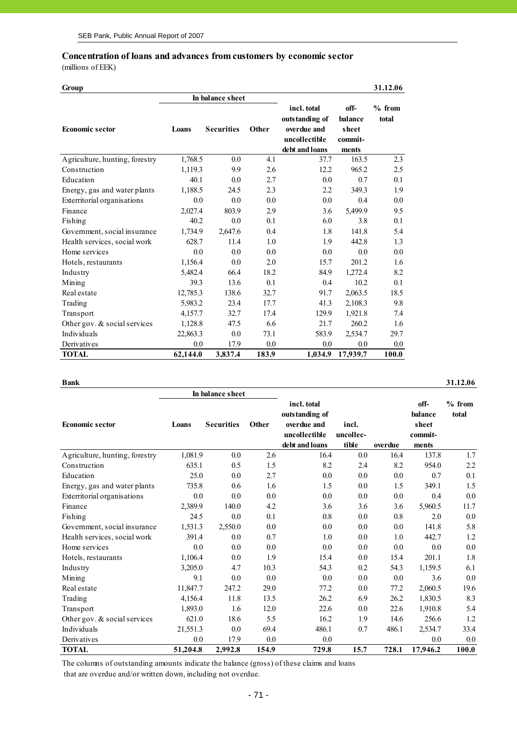## Concentration of loans and advances from customers by economic sector

(millions of EEK)

**Group** 31.12.06

| Economic sector | In balance sheet | | | incl. total outstanding of overdue and uncollectible debt and loans | off-balance sheet commit-ments | % from total |
|---|---|---|---|---|---|---|
| | Loans | Securities | Other | | | |
| Agriculture, hunting, forestry | 1,768.5 | 0.0 | 4.1 | 37.7 | 163.5 | 2.3 |
| Construction | 1,119.3 | 9.9 | 2.6 | 12.2 | 965.2 | 2.5 |
| Education | 40.1 | 0.0 | 2.7 | 0.0 | 0.7 | 0.1 |
| Energy, gas and water plants | 1,188.5 | 24.5 | 2.3 | 2.2 | 349.3 | 1.9 |
| Exterritorial organisations | 0.0 | 0.0 | 0.0 | 0.0 | 0.4 | 0.0 |
| Finance | 2,027.4 | 803.9 | 2.9 | 3.6 | 5,499.9 | 9.5 |
| Fishing | 40.2 | 0.0 | 0.1 | 6.0 | 3.8 | 0.1 |
| Government, social insurance | 1,734.9 | 2,647.6 | 0.4 | 1.8 | 141.8 | 5.4 |
| Health services, social work | 628.7 | 11.4 | 1.0 | 1.9 | 442.8 | 1.3 |
| Home services | 0.0 | 0.0 | 0.0 | 0.0 | 0.0 | 0.0 |
| Hotels, restaurants | 1,156.4 | 0.0 | 2.0 | 15.7 | 201.2 | 1.6 |
| Industry | 5,482.4 | 66.4 | 18.2 | 84.9 | 1,272.4 | 8.2 |
| Mining | 39.3 | 13.6 | 0.1 | 0.4 | 10.2 | 0.1 |
| Real estate | 12,785.3 | 138.6 | 32.7 | 91.7 | 2,063.5 | 18.5 |
| Trading | 5,983.2 | 23.4 | 17.7 | 41.3 | 2,108.3 | 9.8 |
| Transport | 4,157.7 | 32.7 | 17.4 | 129.9 | 1,921.8 | 7.4 |
| Other gov. & social services | 1,128.8 | 47.5 | 6.6 | 21.7 | 260.2 | 1.6 |
| Individuals | 22,863.3 | 0.0 | 73.1 | 583.9 | 2,534.7 | 29.7 |
| Derivatives | 0.0 | 17.9 | 0.0 | 0.0 | 0.0 | 0.0 |
| **TOTAL** | **62,144.0** | **3,837.4** | **183.9** | **1,034.9** | **17,939.7** | **100.0** |

**Bank** 31.12.06

| Economic sector | In balance sheet | | | incl. total outstanding of overdue and uncollectible debt and loans | incl. uncollec-tible | overdue | off-balance sheet commit-ments | % from total |
|---|---|---|---|---|---|---|---|---|
| | Loans | Securities | Other | | | | | |
| Agriculture, hunting, forestry | 1,081.9 | 0.0 | 2.6 | 16.4 | 0.0 | 16.4 | 137.8 | 1.7 |
| Construction | 635.1 | 0.5 | 1.5 | 8.2 | 2.4 | 8.2 | 954.0 | 2.2 |
| Education | 25.0 | 0.0 | 2.7 | 0.0 | 0.0 | 0.0 | 0.7 | 0.1 |
| Energy, gas and water plants | 735.8 | 0.6 | 1.6 | 1.5 | 0.0 | 1.5 | 349.1 | 1.5 |
| Exterritorial organisations | 0.0 | 0.0 | 0.0 | 0.0 | 0.0 | 0.0 | 0.4 | 0.0 |
| Finance | 2,389.9 | 140.0 | 4.2 | 3.6 | 3.6 | 3.6 | 5,960.5 | 11.7 |
| Fishing | 24.5 | 0.0 | 0.1 | 0.8 | 0.0 | 0.8 | 2.0 | 0.0 |
| Government, social insurance | 1,531.3 | 2,550.0 | 0.0 | 0.0 | 0.0 | 0.0 | 141.8 | 5.8 |
| Health services, social work | 391.4 | 0.0 | 0.7 | 1.0 | 0.0 | 1.0 | 442.7 | 1.2 |
| Home services | 0.0 | 0.0 | 0.0 | 0.0 | 0.0 | 0.0 | 0.0 | 0.0 |
| Hotels, restaurants | 1,106.4 | 0.0 | 1.9 | 15.4 | 0.0 | 15.4 | 201.1 | 1.8 |
| Industry | 3,205.0 | 4.7 | 10.3 | 54.3 | 0.2 | 54.3 | 1,159.5 | 6.1 |
| Mining | 9.1 | 0.0 | 0.0 | 0.0 | 0.0 | 0.0 | 3.6 | 0.0 |
| Real estate | 11,847.7 | 247.2 | 29.0 | 77.2 | 0.0 | 77.2 | 2,060.5 | 19.6 |
| Trading | 4,156.4 | 11.8 | 13.5 | 26.2 | 6.9 | 26.2 | 1,830.5 | 8.3 |
| Transport | 1,893.0 | 1.6 | 12.0 | 22.6 | 0.0 | 22.6 | 1,910.8 | 5.4 |
| Other gov. & social services | 621.0 | 18.6 | 5.5 | 16.2 | 1.9 | 14.6 | 256.6 | 1.2 |
| Individuals | 21,551.3 | 0.0 | 69.4 | 486.1 | 0.7 | 486.1 | 2,534.7 | 33.4 |
| Derivatives | 0.0 | 17.9 | 0.0 | 0.0 | | | 0.0 | 0.0 |
| **TOTAL** | **51,204.8** | **2,992.8** | **154.9** | **729.8** | **15.7** | **728.1** | **17,946.2** | **100.0** |

The columns of outstanding amounts indicate the balance (gross) of these claims and loans that are overdue and/or written down, including not overdue.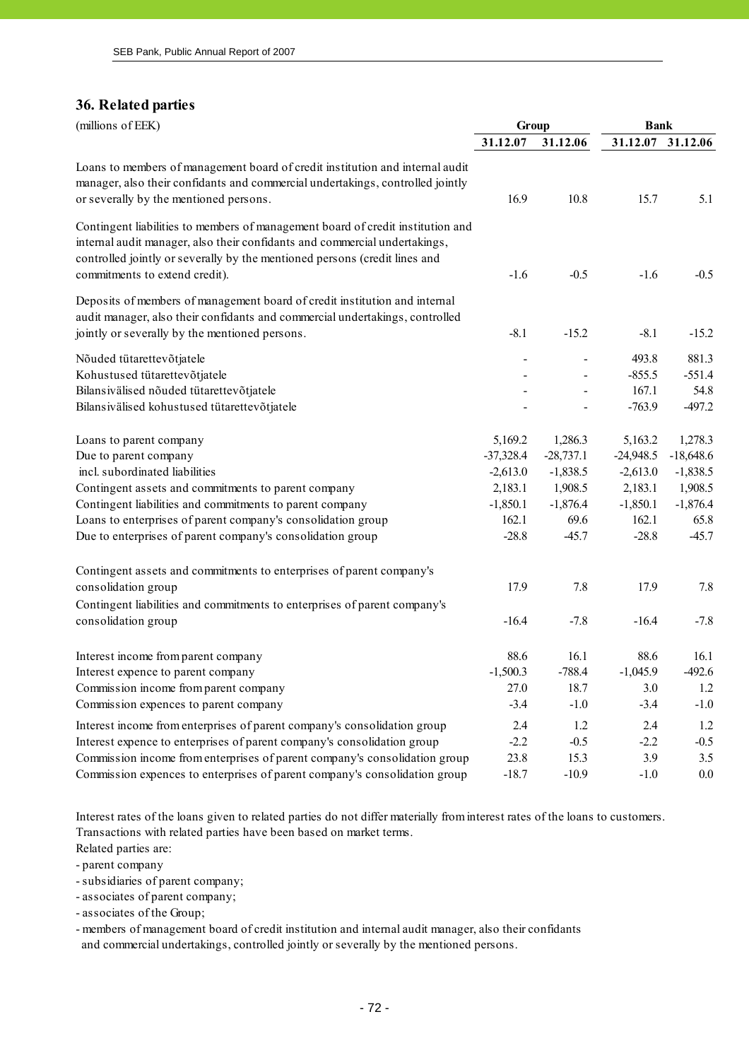## 36. Related parties

| (millions of EEK) | Group | | Bank | |
|---|---|---|---|---|
| | 31.12.07 | 31.12.06 | 31.12.07 | 31.12.06 |
| Loans to members of management board of credit institution and internal audit manager, also their confidants and commercial undertakings, controlled jointly or severally by the mentioned persons. | 16.9 | 10.8 | 15.7 | 5.1 |
| Contingent liabilities to members of management board of credit institution and internal audit manager, also their confidants and commercial undertakings, controlled jointly or severally by the mentioned persons (credit lines and commitments to extend credit). | -1.6 | -0.5 | -1.6 | -0.5 |
| Deposits of members of management board of credit institution and internal audit manager, also their confidants and commercial undertakings, controlled jointly or severally by the mentioned persons. | -8.1 | -15.2 | -8.1 | -15.2 |
| Nõuded tütarettevõtjatele | - | - | 493.8 | 881.3 |
| Kohustused tütarettevõtjatele | - | - | -855.5 | -551.4 |
| Bilansivälised nõuded tütarettevõtjatele | - | - | 167.1 | 54.8 |
| Bilansivälised kohustused tütarettevõtjatele | - | - | -763.9 | -497.2 |
| Loans to parent company | 5,169.2 | 1,286.3 | 5,163.2 | 1,278.3 |
| Due to parent company | -37,328.4 | -28,737.1 | -24,948.5 | -18,648.6 |
| incl. subordinated liabilities | -2,613.0 | -1,838.5 | -2,613.0 | -1,838.5 |
| Contingent assets and commitments to parent company | 2,183.1 | 1,908.5 | 2,183.1 | 1,908.5 |
| Contingent liabilities and commitments to parent company | -1,850.1 | -1,876.4 | -1,850.1 | -1,876.4 |
| Loans to enterprises of parent company's consolidation group | 162.1 | 69.6 | 162.1 | 65.8 |
| Due to enterprises of parent company's consolidation group | -28.8 | -45.7 | -28.8 | -45.7 |
| Contingent assets and commitments to enterprises of parent company's consolidation group | 17.9 | 7.8 | 17.9 | 7.8 |
| Contingent liabilities and commitments to enterprises of parent company's consolidation group | -16.4 | -7.8 | -16.4 | -7.8 |
| Interest income from parent company | 88.6 | 16.1 | 88.6 | 16.1 |
| Interest expence to parent company | -1,500.3 | -788.4 | -1,045.9 | -492.6 |
| Commission income from parent company | 27.0 | 18.7 | 3.0 | 1.2 |
| Commission expences to parent company | -3.4 | -1.0 | -3.4 | -1.0 |
| Interest income from enterprises of parent company's consolidation group | 2.4 | 1.2 | 2.4 | 1.2 |
| Interest expence to enterprises of parent company's consolidation group | -2.2 | -0.5 | -2.2 | -0.5 |
| Commission income from enterprises of parent company's consolidation group | 23.8 | 15.3 | 3.9 | 3.5 |
| Commission expences to enterprises of parent company's consolidation group | -18.7 | -10.9 | -1.0 | 0.0 |

Interest rates of the loans given to related parties do not differ materially from interest rates of the loans to customers. Transactions with related parties have been based on market terms.

Related parties are:

- parent company
- subsidiaries of parent company;
- associates of parent company;
- associates of the Group;
- members of management board of credit institution and internal audit manager, also their confidants and commercial undertakings, controlled jointly or severally by the mentioned persons.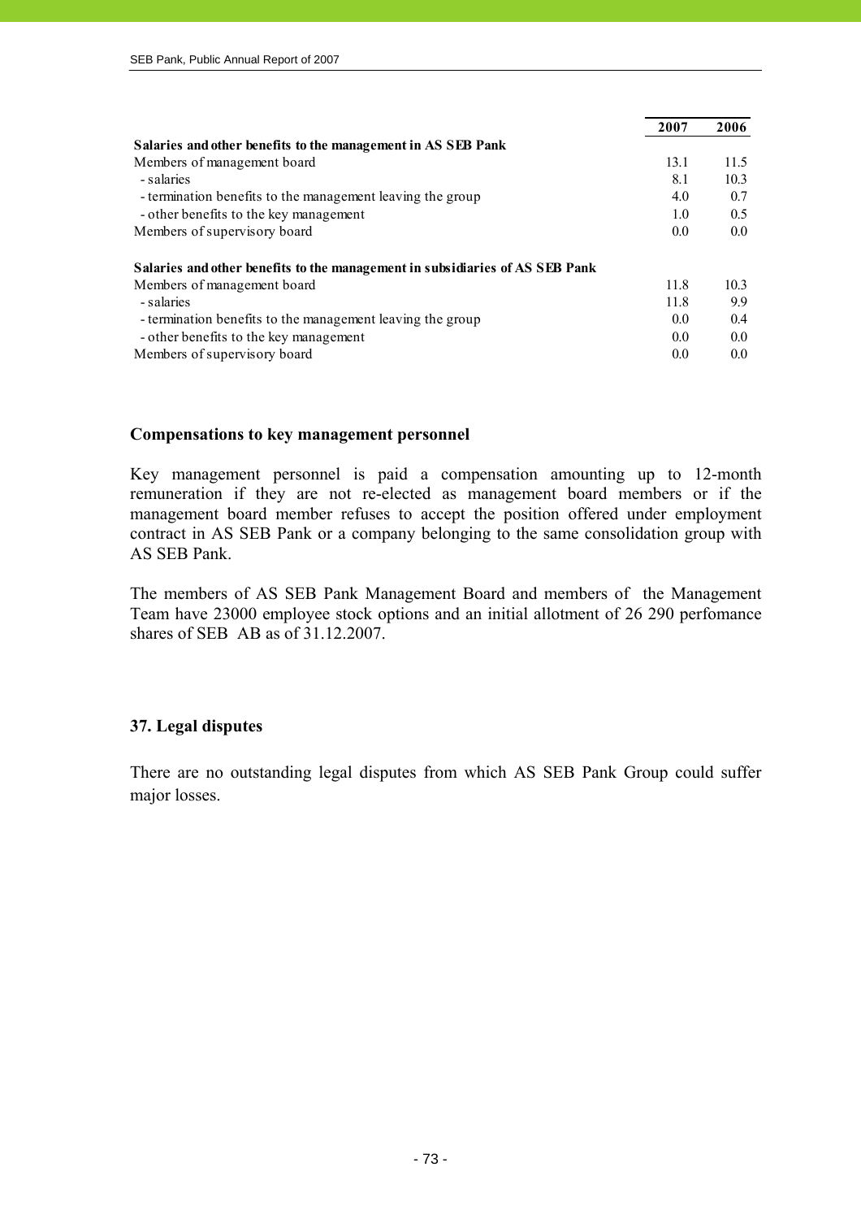| | 2007 | 2006 |
|---|---|---|
| **Salaries and other benefits to the management in AS SEB Pank** | | |
| Members of management board | 13.1 | 11.5 |
| - salaries | 8.1 | 10.3 |
| - termination benefits to the management leaving the group | 4.0 | 0.7 |
| - other benefits to the key management | 1.0 | 0.5 |
| Members of supervisory board | 0.0 | 0.0 |
| | | |
| **Salaries and other benefits to the management in subsidiaries of AS SEB Pank** | | |
| Members of management board | 11.8 | 10.3 |
| - salaries | 11.8 | 9.9 |
| - termination benefits to the management leaving the group | 0.0 | 0.4 |
| - other benefits to the key management | 0.0 | 0.0 |
| Members of supervisory board | 0.0 | 0.0 |

### Compensations to key management personnel

Key management personnel is paid a compensation amounting up to 12-month remuneration if they are not re-elected as management board members or if the management board member refuses to accept the position offered under employment contract in AS SEB Pank or a company belonging to the same consolidation group with AS SEB Pank.

The members of AS SEB Pank Management Board and members of the Management Team have 23000 employee stock options and an initial allotment of 26 290 perfomance shares of SEB AB as of 31.12.2007.

## 37. Legal disputes

There are no outstanding legal disputes from which AS SEB Pank Group could suffer major losses.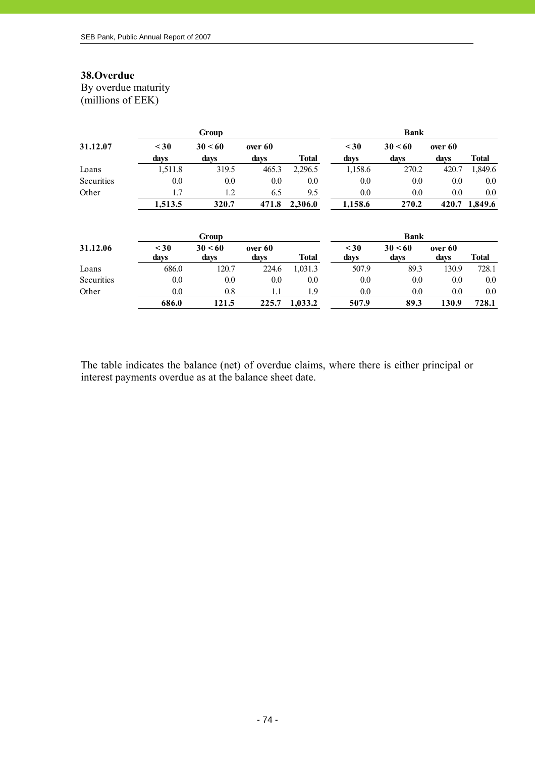## 38.Overdue

By overdue maturity
(millions of EEK)

| 31.12.07 | Group | | | | Bank | | | |
|---|---|---|---|---|---|---|---|---|
| | < 30 days | 30 < 60 days | over 60 days | Total | < 30 days | 30 < 60 days | over 60 days | Total |
| Loans | 1,511.8 | 319.5 | 465.3 | 2,296.5 | 1,158.6 | 270.2 | 420.7 | 1,849.6 |
| Securities | 0.0 | 0.0 | 0.0 | 0.0 | 0.0 | 0.0 | 0.0 | 0.0 |
| Other | 1.7 | 1.2 | 6.5 | 9.5 | 0.0 | 0.0 | 0.0 | 0.0 |
| | **1,513.5** | **320.7** | **471.8** | **2,306.0** | **1,158.6** | **270.2** | **420.7** | **1,849.6** |

| 31.12.06 | Group | | | | Bank | | | |
|---|---|---|---|---|---|---|---|---|
| | < 30 days | 30 < 60 days | over 60 days | Total | < 30 days | 30 < 60 days | over 60 days | Total |
| Loans | 686.0 | 120.7 | 224.6 | 1,031.3 | 507.9 | 89.3 | 130.9 | 728.1 |
| Securities | 0.0 | 0.0 | 0.0 | 0.0 | 0.0 | 0.0 | 0.0 | 0.0 |
| Other | 0.0 | 0.8 | 1.1 | 1.9 | 0.0 | 0.0 | 0.0 | 0.0 |
| | **686.0** | **121.5** | **225.7** | **1,033.2** | **507.9** | **89.3** | **130.9** | **728.1** |

The table indicates the balance (net) of overdue claims, where there is either principal or interest payments overdue as at the balance sheet date.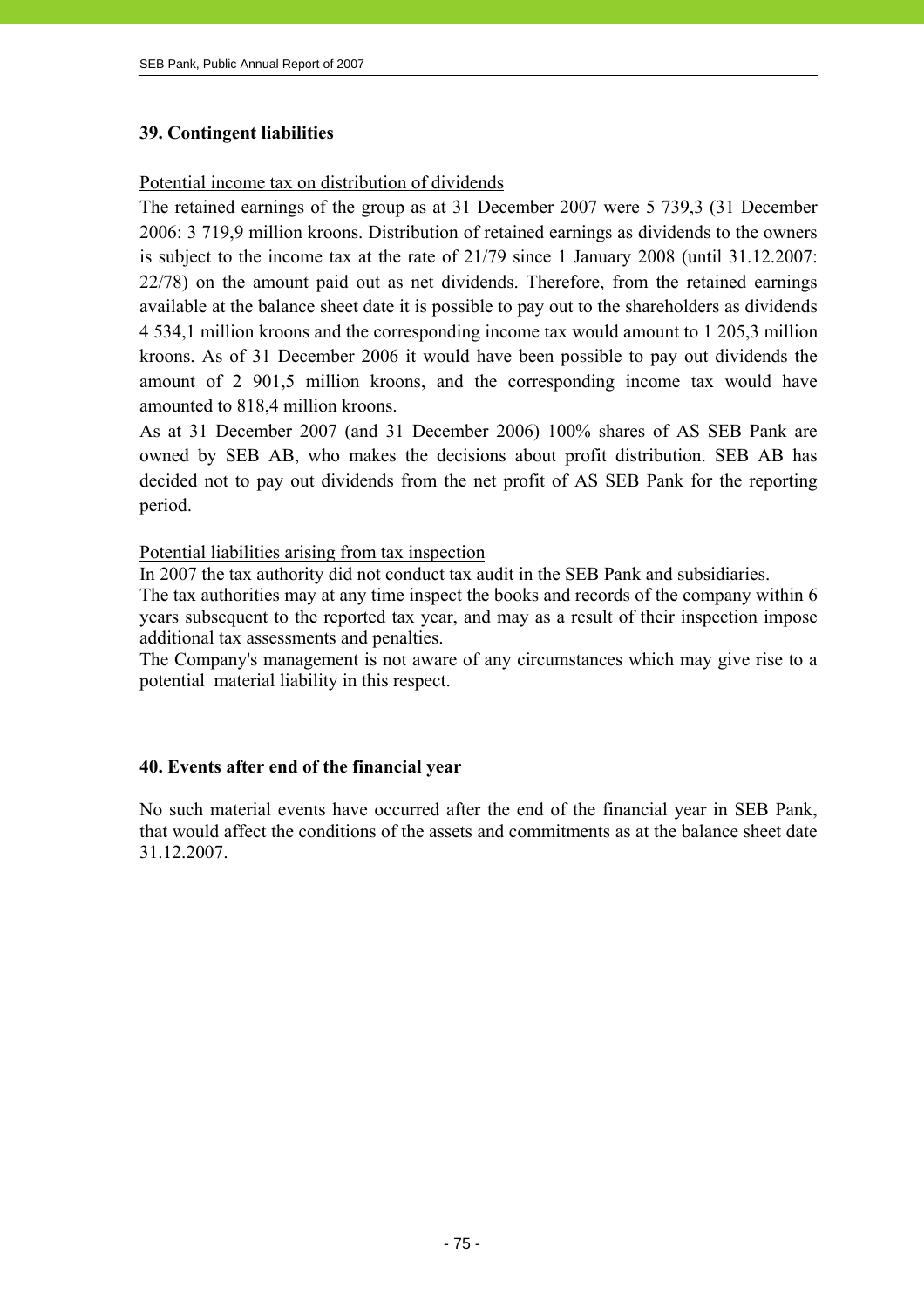### 39. Contingent liabilities

Potential income tax on distribution of dividends

The retained earnings of the group as at 31 December 2007 were 5 739,3 (31 December 2006: 3 719,9 million kroons. Distribution of retained earnings as dividends to the owners is subject to the income tax at the rate of 21/79 since 1 January 2008 (until 31.12.2007: 22/78) on the amount paid out as net dividends. Therefore, from the retained earnings available at the balance sheet date it is possible to pay out to the shareholders as dividends 4 534,1 million kroons and the corresponding income tax would amount to 1 205,3 million kroons. As of 31 December 2006 it would have been possible to pay out dividends the amount of 2 901,5 million kroons, and the corresponding income tax would have amounted to 818,4 million kroons.

As at 31 December 2007 (and 31 December 2006) 100% shares of AS SEB Pank are owned by SEB AB, who makes the decisions about profit distribution. SEB AB has decided not to pay out dividends from the net profit of AS SEB Pank for the reporting period.

Potential liabilities arising from tax inspection

In 2007 the tax authority did not conduct tax audit in the SEB Pank and subsidiaries.

The tax authorities may at any time inspect the books and records of the company within 6 years subsequent to the reported tax year, and may as a result of their inspection impose additional tax assessments and penalties.

The Company's management is not aware of any circumstances which may give rise to a potential material liability in this respect.

### 40. Events after end of the financial year

No such material events have occurred after the end of the financial year in SEB Pank, that would affect the conditions of the assets and commitments as at the balance sheet date 31.12.2007.